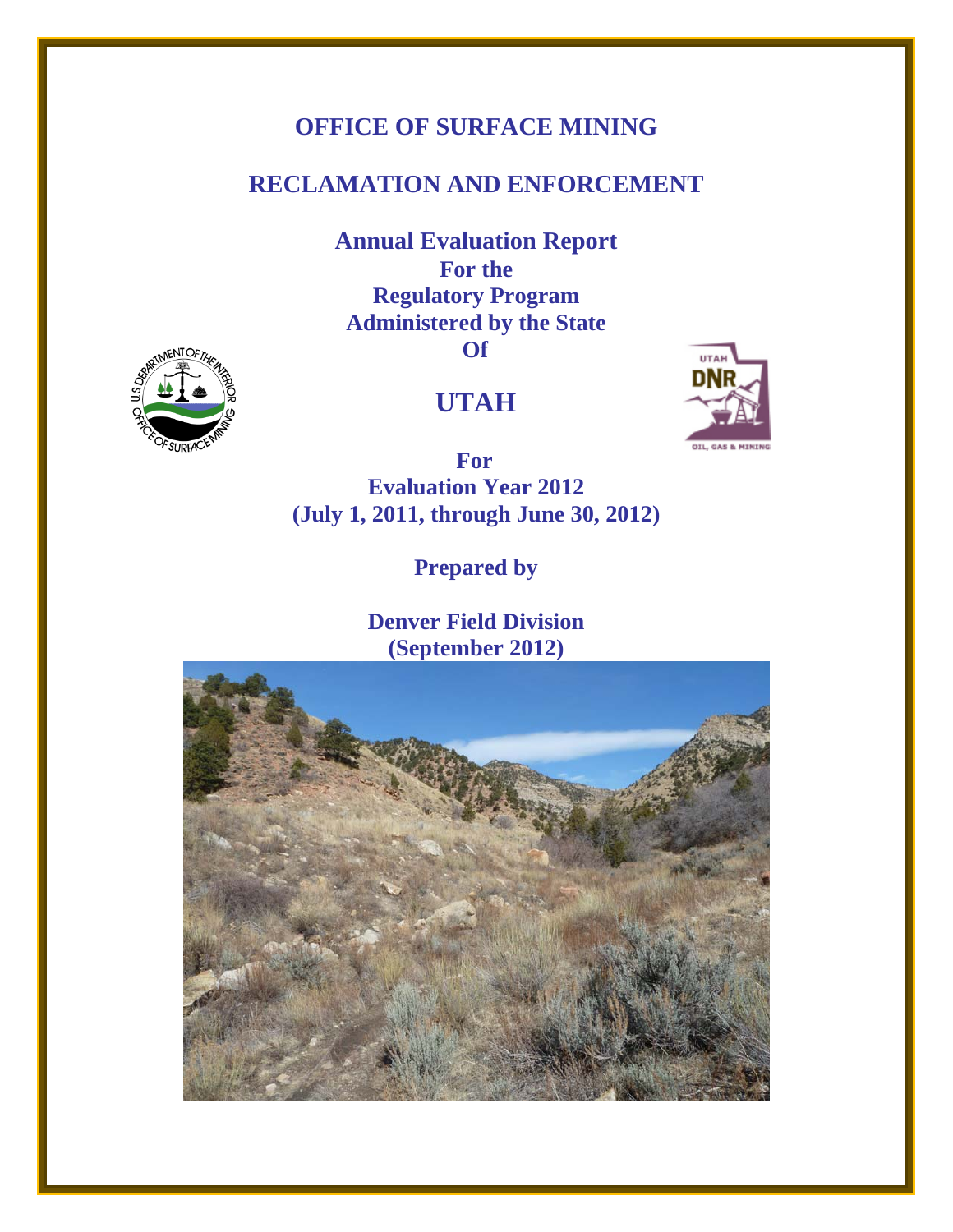# OFFICE OF SURFACE MINING

# RECLAMATION AND ENFORCEMENT

**Annual Evaluation Report**
**For the**
**Regulatory Program**
**Administered by the State**
**Of**

## UTAH

**For**
**Evaluation Year 2012**
**(July 1, 2011, through June 30, 2012)**

**Prepared by**

**Denver Field Division**
**(September 2012)**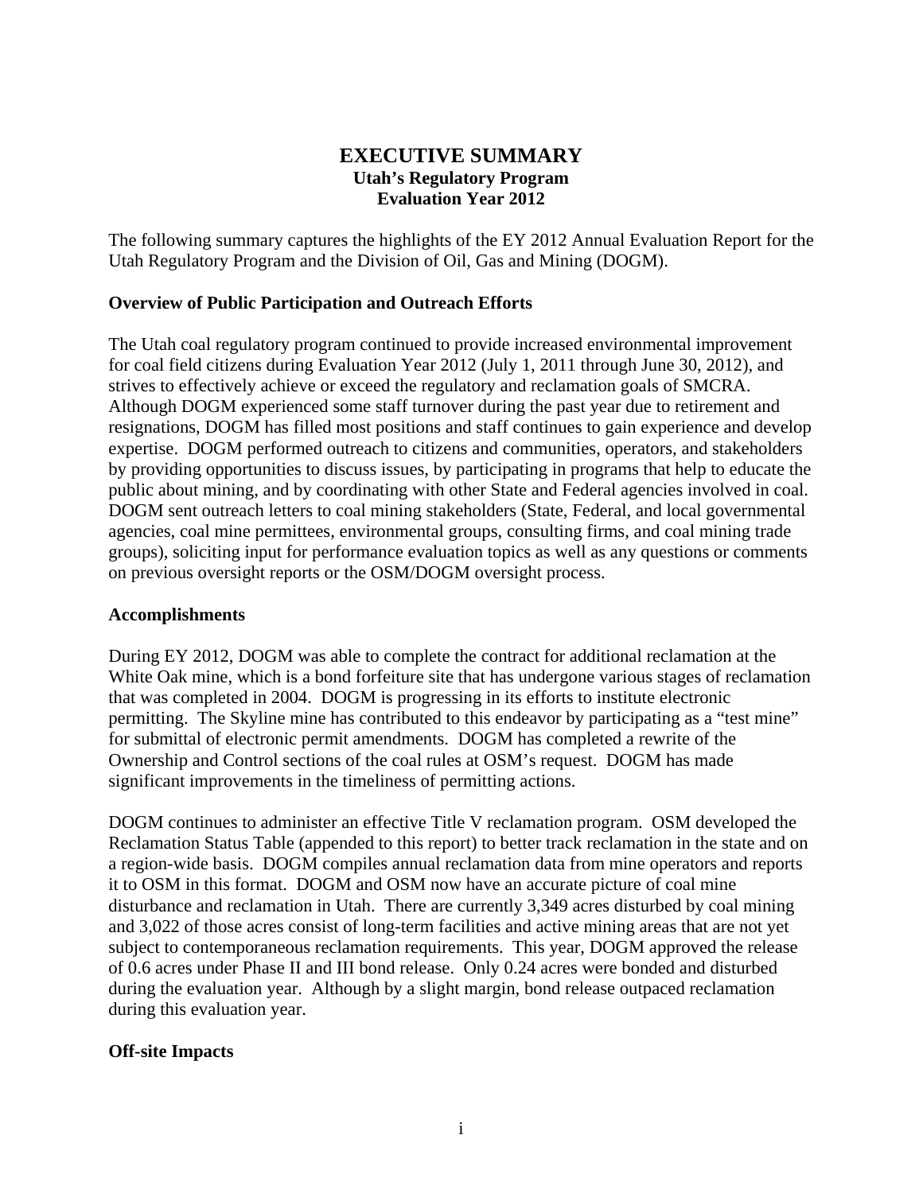# EXECUTIVE SUMMARY

**Utah's Regulatory Program**
**Evaluation Year 2012**

The following summary captures the highlights of the EY 2012 Annual Evaluation Report for the Utah Regulatory Program and the Division of Oil, Gas and Mining (DOGM).

**Overview of Public Participation and Outreach Efforts**

The Utah coal regulatory program continued to provide increased environmental improvement for coal field citizens during Evaluation Year 2012 (July 1, 2011 through June 30, 2012), and strives to effectively achieve or exceed the regulatory and reclamation goals of SMCRA. Although DOGM experienced some staff turnover during the past year due to retirement and resignations, DOGM has filled most positions and staff continues to gain experience and develop expertise. DOGM performed outreach to citizens and communities, operators, and stakeholders by providing opportunities to discuss issues, by participating in programs that help to educate the public about mining, and by coordinating with other State and Federal agencies involved in coal. DOGM sent outreach letters to coal mining stakeholders (State, Federal, and local governmental agencies, coal mine permittees, environmental groups, consulting firms, and coal mining trade groups), soliciting input for performance evaluation topics as well as any questions or comments on previous oversight reports or the OSM/DOGM oversight process.

**Accomplishments**

During EY 2012, DOGM was able to complete the contract for additional reclamation at the White Oak mine, which is a bond forfeiture site that has undergone various stages of reclamation that was completed in 2004. DOGM is progressing in its efforts to institute electronic permitting. The Skyline mine has contributed to this endeavor by participating as a "test mine" for submittal of electronic permit amendments. DOGM has completed a rewrite of the Ownership and Control sections of the coal rules at OSM's request. DOGM has made significant improvements in the timeliness of permitting actions.

DOGM continues to administer an effective Title V reclamation program. OSM developed the Reclamation Status Table (appended to this report) to better track reclamation in the state and on a region-wide basis. DOGM compiles annual reclamation data from mine operators and reports it to OSM in this format. DOGM and OSM now have an accurate picture of coal mine disturbance and reclamation in Utah. There are currently 3,349 acres disturbed by coal mining and 3,022 of those acres consist of long-term facilities and active mining areas that are not yet subject to contemporaneous reclamation requirements. This year, DOGM approved the release of 0.6 acres under Phase II and III bond release. Only 0.24 acres were bonded and disturbed during the evaluation year. Although by a slight margin, bond release outpaced reclamation during this evaluation year.

**Off-site Impacts**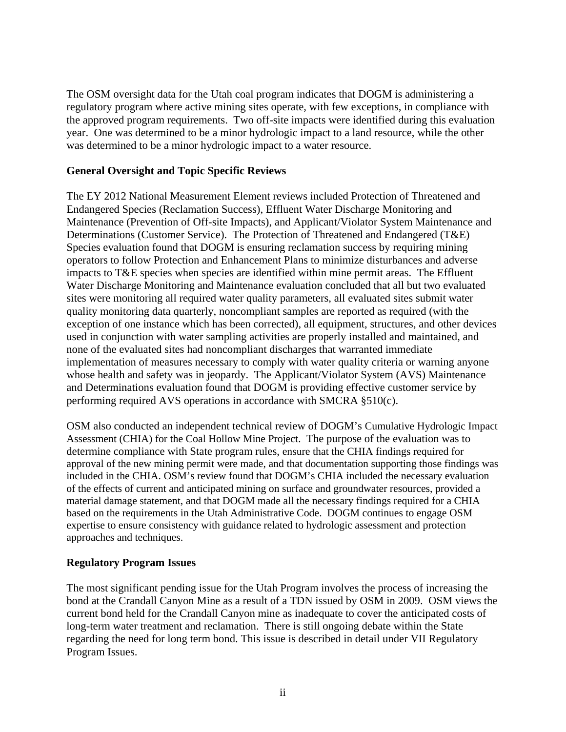The OSM oversight data for the Utah coal program indicates that DOGM is administering a regulatory program where active mining sites operate, with few exceptions, in compliance with the approved program requirements. Two off-site impacts were identified during this evaluation year. One was determined to be a minor hydrologic impact to a land resource, while the other was determined to be a minor hydrologic impact to a water resource.

**General Oversight and Topic Specific Reviews**

The EY 2012 National Measurement Element reviews included Protection of Threatened and Endangered Species (Reclamation Success), Effluent Water Discharge Monitoring and Maintenance (Prevention of Off-site Impacts), and Applicant/Violator System Maintenance and Determinations (Customer Service). The Protection of Threatened and Endangered (T&E) Species evaluation found that DOGM is ensuring reclamation success by requiring mining operators to follow Protection and Enhancement Plans to minimize disturbances and adverse impacts to T&E species when species are identified within mine permit areas. The Effluent Water Discharge Monitoring and Maintenance evaluation concluded that all but two evaluated sites were monitoring all required water quality parameters, all evaluated sites submit water quality monitoring data quarterly, noncompliant samples are reported as required (with the exception of one instance which has been corrected), all equipment, structures, and other devices used in conjunction with water sampling activities are properly installed and maintained, and none of the evaluated sites had noncompliant discharges that warranted immediate implementation of measures necessary to comply with water quality criteria or warning anyone whose health and safety was in jeopardy. The Applicant/Violator System (AVS) Maintenance and Determinations evaluation found that DOGM is providing effective customer service by performing required AVS operations in accordance with SMCRA §510(c).

OSM also conducted an independent technical review of DOGM's Cumulative Hydrologic Impact Assessment (CHIA) for the Coal Hollow Mine Project. The purpose of the evaluation was to determine compliance with State program rules, ensure that the CHIA findings required for approval of the new mining permit were made, and that documentation supporting those findings was included in the CHIA. OSM's review found that DOGM's CHIA included the necessary evaluation of the effects of current and anticipated mining on surface and groundwater resources, provided a material damage statement, and that DOGM made all the necessary findings required for a CHIA based on the requirements in the Utah Administrative Code. DOGM continues to engage OSM expertise to ensure consistency with guidance related to hydrologic assessment and protection approaches and techniques.

**Regulatory Program Issues**

The most significant pending issue for the Utah Program involves the process of increasing the bond at the Crandall Canyon Mine as a result of a TDN issued by OSM in 2009. OSM views the current bond held for the Crandall Canyon mine as inadequate to cover the anticipated costs of long-term water treatment and reclamation. There is still ongoing debate within the State regarding the need for long term bond. This issue is described in detail under VII Regulatory Program Issues.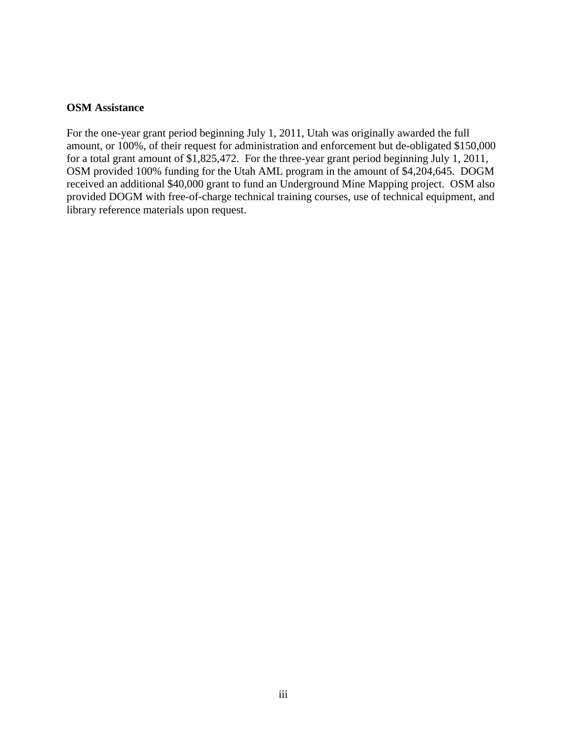**OSM Assistance**

For the one-year grant period beginning July 1, 2011, Utah was originally awarded the full amount, or 100%, of their request for administration and enforcement but de-obligated \$150,000 for a total grant amount of \$1,825,472. For the three-year grant period beginning July 1, 2011, OSM provided 100% funding for the Utah AML program in the amount of \$4,204,645. DOGM received an additional \$40,000 grant to fund an Underground Mine Mapping project. OSM also provided DOGM with free-of-charge technical training courses, use of technical equipment, and library reference materials upon request.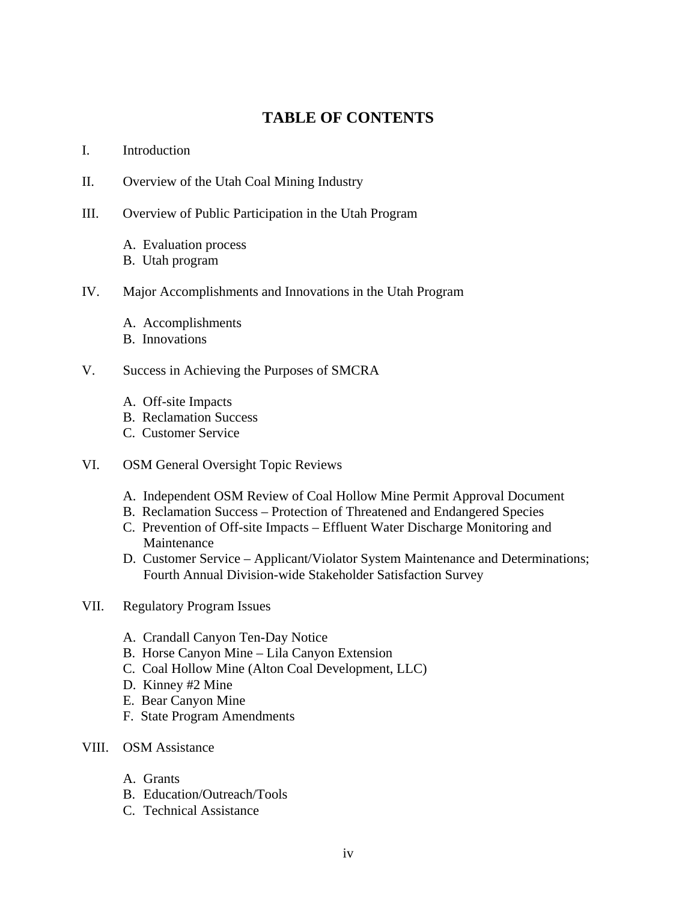# TABLE OF CONTENTS

I. Introduction

II. Overview of the Utah Coal Mining Industry

III. Overview of Public Participation in the Utah Program

- A. Evaluation process
- B. Utah program

IV. Major Accomplishments and Innovations in the Utah Program

- A. Accomplishments
- B. Innovations

V. Success in Achieving the Purposes of SMCRA

- A. Off-site Impacts
- B. Reclamation Success
- C. Customer Service

VI. OSM General Oversight Topic Reviews

- A. Independent OSM Review of Coal Hollow Mine Permit Approval Document
- B. Reclamation Success – Protection of Threatened and Endangered Species
- C. Prevention of Off-site Impacts – Effluent Water Discharge Monitoring and Maintenance
- D. Customer Service – Applicant/Violator System Maintenance and Determinations; Fourth Annual Division-wide Stakeholder Satisfaction Survey

VII. Regulatory Program Issues

- A. Crandall Canyon Ten-Day Notice
- B. Horse Canyon Mine – Lila Canyon Extension
- C. Coal Hollow Mine (Alton Coal Development, LLC)
- D. Kinney #2 Mine
- E. Bear Canyon Mine
- F. State Program Amendments

VIII. OSM Assistance

- A. Grants
- B. Education/Outreach/Tools
- C. Technical Assistance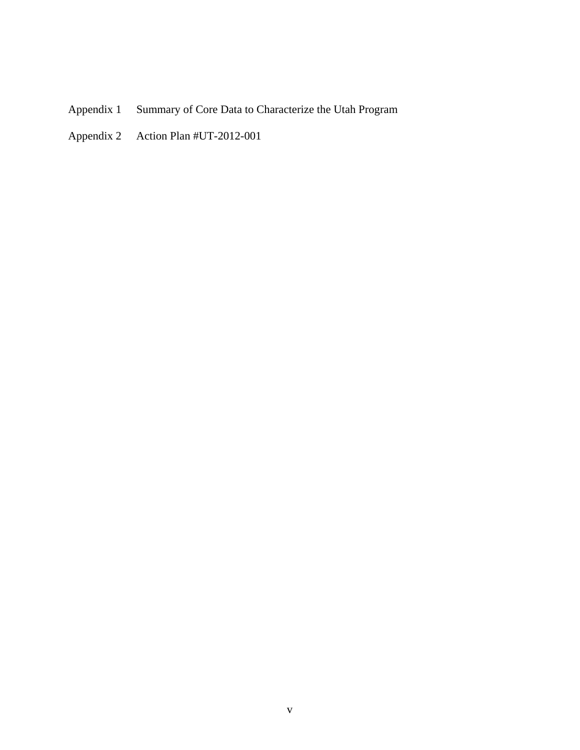Appendix 1  Summary of Core Data to Characterize the Utah Program

Appendix 2  Action Plan #UT-2012-001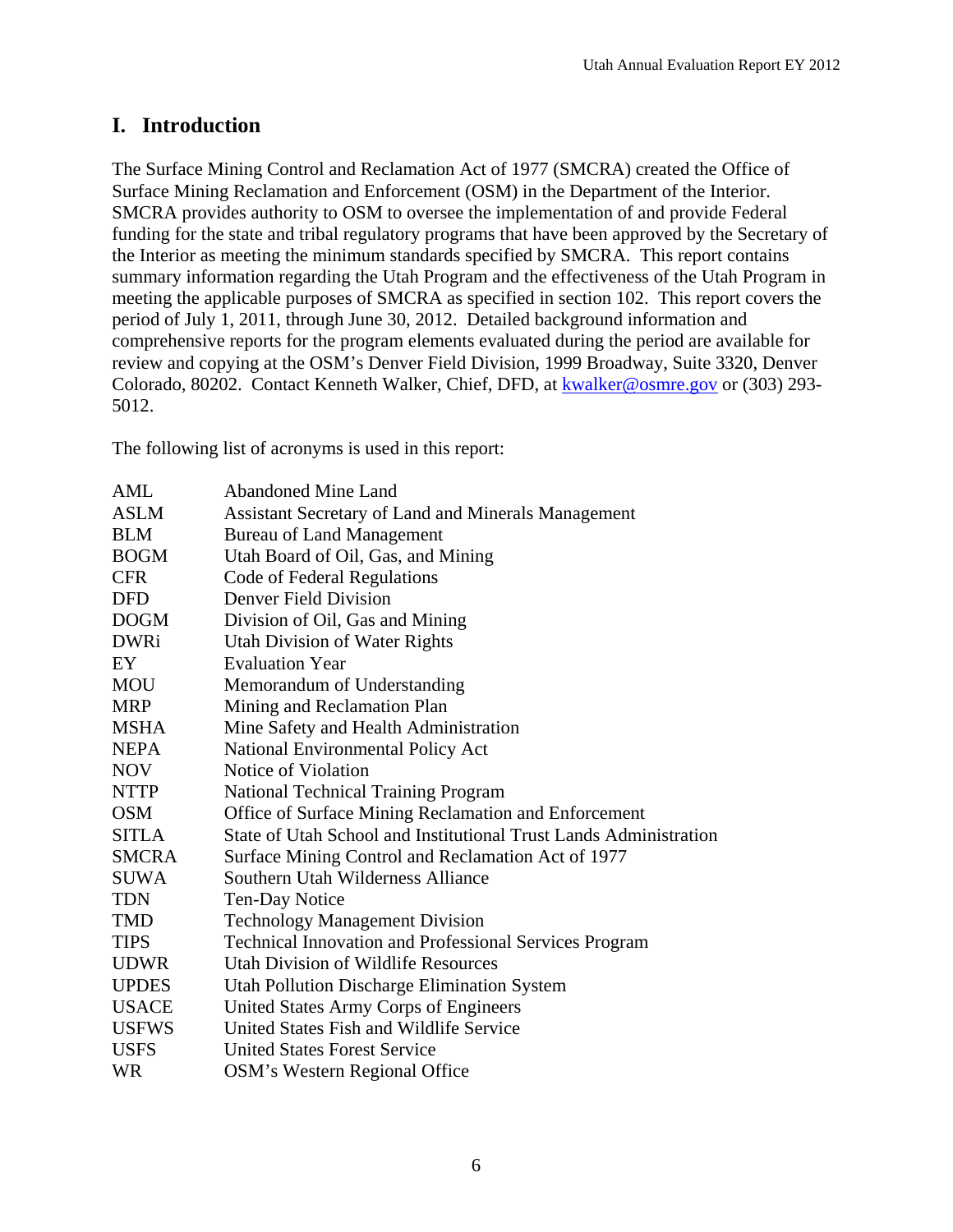# I. Introduction

The Surface Mining Control and Reclamation Act of 1977 (SMCRA) created the Office of Surface Mining Reclamation and Enforcement (OSM) in the Department of the Interior. SMCRA provides authority to OSM to oversee the implementation of and provide Federal funding for the state and tribal regulatory programs that have been approved by the Secretary of the Interior as meeting the minimum standards specified by SMCRA. This report contains summary information regarding the Utah Program and the effectiveness of the Utah Program in meeting the applicable purposes of SMCRA as specified in section 102. This report covers the period of July 1, 2011, through June 30, 2012. Detailed background information and comprehensive reports for the program elements evaluated during the period are available for review and copying at the OSM's Denver Field Division, 1999 Broadway, Suite 3320, Denver Colorado, 80202. Contact Kenneth Walker, Chief, DFD, at kwalker@osmre.gov or (303) 293-5012.

The following list of acronyms is used in this report:

| | |
|---|---|
| AML | Abandoned Mine Land |
| ASLM | Assistant Secretary of Land and Minerals Management |
| BLM | Bureau of Land Management |
| BOGM | Utah Board of Oil, Gas, and Mining |
| CFR | Code of Federal Regulations |
| DFD | Denver Field Division |
| DOGM | Division of Oil, Gas and Mining |
| DWRi | Utah Division of Water Rights |
| EY | Evaluation Year |
| MOU | Memorandum of Understanding |
| MRP | Mining and Reclamation Plan |
| MSHA | Mine Safety and Health Administration |
| NEPA | National Environmental Policy Act |
| NOV | Notice of Violation |
| NTTP | National Technical Training Program |
| OSM | Office of Surface Mining Reclamation and Enforcement |
| SITLA | State of Utah School and Institutional Trust Lands Administration |
| SMCRA | Surface Mining Control and Reclamation Act of 1977 |
| SUWA | Southern Utah Wilderness Alliance |
| TDN | Ten-Day Notice |
| TMD | Technology Management Division |
| TIPS | Technical Innovation and Professional Services Program |
| UDWR | Utah Division of Wildlife Resources |
| UPDES | Utah Pollution Discharge Elimination System |
| USACE | United States Army Corps of Engineers |
| USFWS | United States Fish and Wildlife Service |
| USFS | United States Forest Service |
| WR | OSM's Western Regional Office |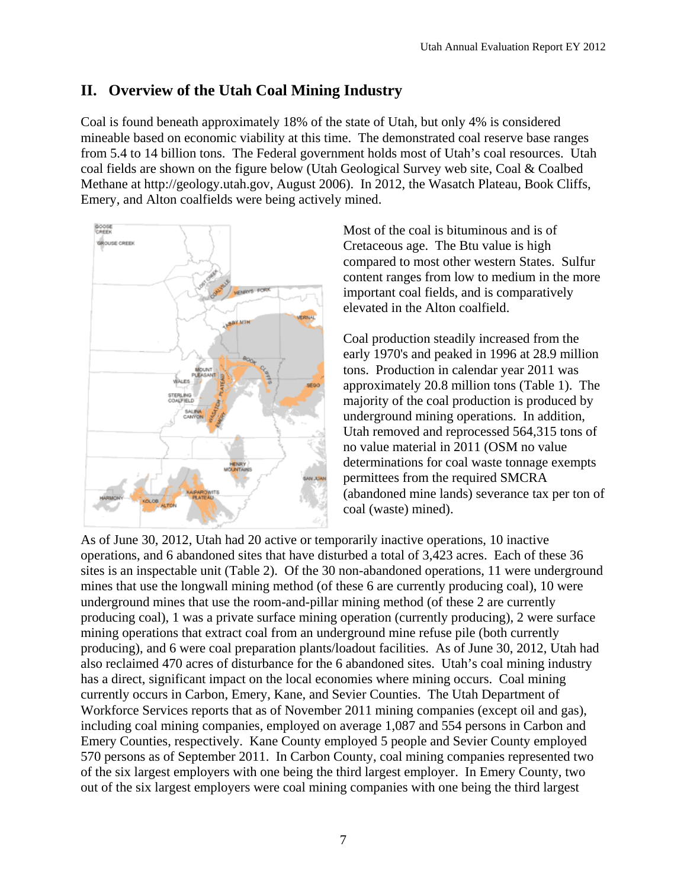## II. Overview of the Utah Coal Mining Industry

Coal is found beneath approximately 18% of the state of Utah, but only 4% is considered mineable based on economic viability at this time. The demonstrated coal reserve base ranges from 5.4 to 14 billion tons. The Federal government holds most of Utah's coal resources. Utah coal fields are shown on the figure below (Utah Geological Survey web site, Coal & Coalbed Methane at http://geology.utah.gov, August 2006). In 2012, the Wasatch Plateau, Book Cliffs, Emery, and Alton coalfields were being actively mined.

Most of the coal is bituminous and is of Cretaceous age. The Btu value is high compared to most other western States. Sulfur content ranges from low to medium in the more important coal fields, and is comparatively elevated in the Alton coalfield.

Coal production steadily increased from the early 1970's and peaked in 1996 at 28.9 million tons. Production in calendar year 2011 was approximately 20.8 million tons (Table 1). The majority of the coal production is produced by underground mining operations. In addition, Utah removed and reprocessed 564,315 tons of no value material in 2011 (OSM no value determinations for coal waste tonnage exempts permittees from the required SMCRA (abandoned mine lands) severance tax per ton of coal (waste) mined).

As of June 30, 2012, Utah had 20 active or temporarily inactive operations, 10 inactive operations, and 6 abandoned sites that have disturbed a total of 3,423 acres. Each of these 36 sites is an inspectable unit (Table 2). Of the 30 non-abandoned operations, 11 were underground mines that use the longwall mining method (of these 6 are currently producing coal), 10 were underground mines that use the room-and-pillar mining method (of these 2 are currently producing coal), 1 was a private surface mining operation (currently producing), 2 were surface mining operations that extract coal from an underground mine refuse pile (both currently producing), and 6 were coal preparation plants/loadout facilities. As of June 30, 2012, Utah had also reclaimed 470 acres of disturbance for the 6 abandoned sites. Utah's coal mining industry has a direct, significant impact on the local economies where mining occurs. Coal mining currently occurs in Carbon, Emery, Kane, and Sevier Counties. The Utah Department of Workforce Services reports that as of November 2011 mining companies (except oil and gas), including coal mining companies, employed on average 1,087 and 554 persons in Carbon and Emery Counties, respectively. Kane County employed 5 people and Sevier County employed 570 persons as of September 2011. In Carbon County, coal mining companies represented two of the six largest employers with one being the third largest employer. In Emery County, two out of the six largest employers were coal mining companies with one being the third largest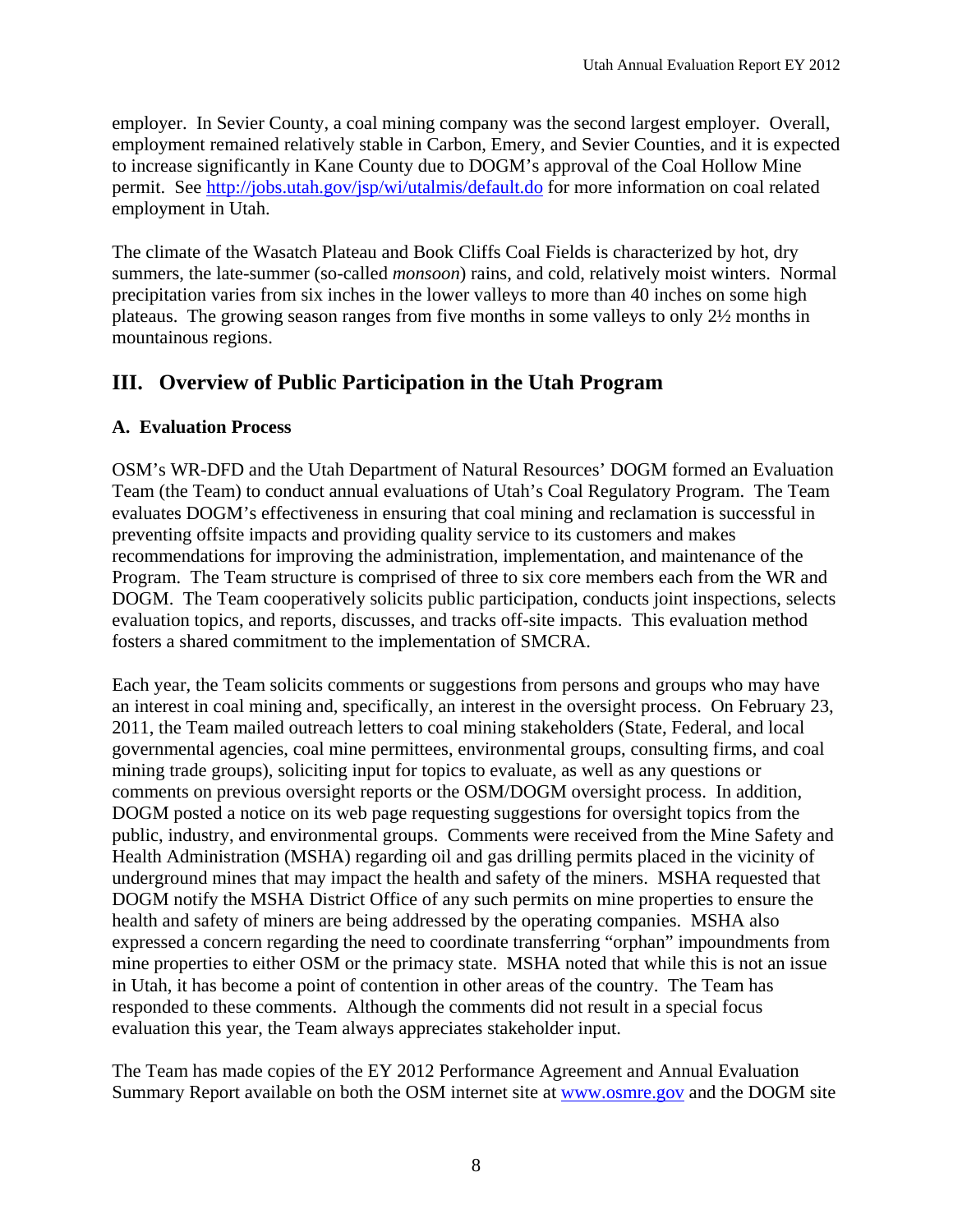employer. In Sevier County, a coal mining company was the second largest employer. Overall, employment remained relatively stable in Carbon, Emery, and Sevier Counties, and it is expected to increase significantly in Kane County due to DOGM's approval of the Coal Hollow Mine permit. See http://jobs.utah.gov/jsp/wi/utalmis/default.do for more information on coal related employment in Utah.

The climate of the Wasatch Plateau and Book Cliffs Coal Fields is characterized by hot, dry summers, the late-summer (so-called *monsoon*) rains, and cold, relatively moist winters. Normal precipitation varies from six inches in the lower valleys to more than 40 inches on some high plateaus. The growing season ranges from five months in some valleys to only 2½ months in mountainous regions.

## III. Overview of Public Participation in the Utah Program

### A. Evaluation Process

OSM's WR-DFD and the Utah Department of Natural Resources' DOGM formed an Evaluation Team (the Team) to conduct annual evaluations of Utah's Coal Regulatory Program. The Team evaluates DOGM's effectiveness in ensuring that coal mining and reclamation is successful in preventing offsite impacts and providing quality service to its customers and makes recommendations for improving the administration, implementation, and maintenance of the Program. The Team structure is comprised of three to six core members each from the WR and DOGM. The Team cooperatively solicits public participation, conducts joint inspections, selects evaluation topics, and reports, discusses, and tracks off-site impacts. This evaluation method fosters a shared commitment to the implementation of SMCRA.

Each year, the Team solicits comments or suggestions from persons and groups who may have an interest in coal mining and, specifically, an interest in the oversight process. On February 23, 2011, the Team mailed outreach letters to coal mining stakeholders (State, Federal, and local governmental agencies, coal mine permittees, environmental groups, consulting firms, and coal mining trade groups), soliciting input for topics to evaluate, as well as any questions or comments on previous oversight reports or the OSM/DOGM oversight process. In addition, DOGM posted a notice on its web page requesting suggestions for oversight topics from the public, industry, and environmental groups. Comments were received from the Mine Safety and Health Administration (MSHA) regarding oil and gas drilling permits placed in the vicinity of underground mines that may impact the health and safety of the miners. MSHA requested that DOGM notify the MSHA District Office of any such permits on mine properties to ensure the health and safety of miners are being addressed by the operating companies. MSHA also expressed a concern regarding the need to coordinate transferring "orphan" impoundments from mine properties to either OSM or the primacy state. MSHA noted that while this is not an issue in Utah, it has become a point of contention in other areas of the country. The Team has responded to these comments. Although the comments did not result in a special focus evaluation this year, the Team always appreciates stakeholder input.

The Team has made copies of the EY 2012 Performance Agreement and Annual Evaluation Summary Report available on both the OSM internet site at www.osmre.gov and the DOGM site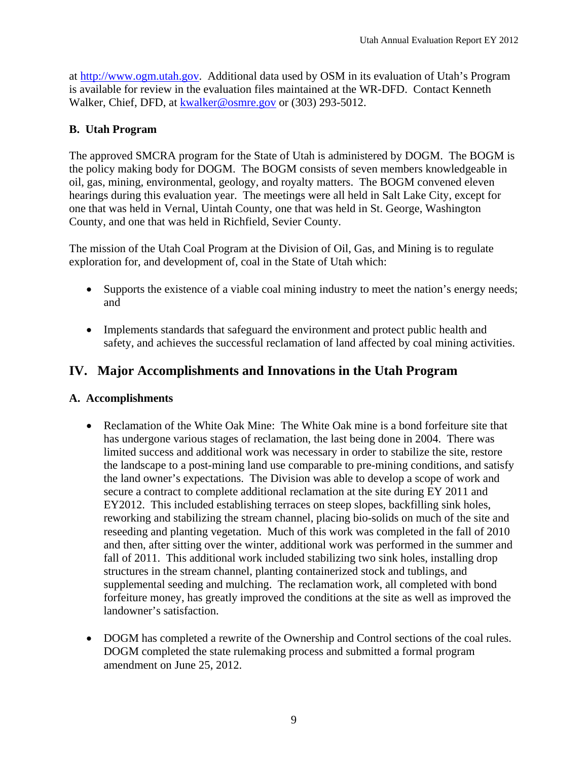at http://www.ogm.utah.gov. Additional data used by OSM in its evaluation of Utah's Program is available for review in the evaluation files maintained at the WR-DFD. Contact Kenneth Walker, Chief, DFD, at kwalker@osmre.gov or (303) 293-5012.

### B. Utah Program

The approved SMCRA program for the State of Utah is administered by DOGM. The BOGM is the policy making body for DOGM. The BOGM consists of seven members knowledgeable in oil, gas, mining, environmental, geology, and royalty matters. The BOGM convened eleven hearings during this evaluation year. The meetings were all held in Salt Lake City, except for one that was held in Vernal, Uintah County, one that was held in St. George, Washington County, and one that was held in Richfield, Sevier County.

The mission of the Utah Coal Program at the Division of Oil, Gas, and Mining is to regulate exploration for, and development of, coal in the State of Utah which:

- Supports the existence of a viable coal mining industry to meet the nation's energy needs; and
- Implements standards that safeguard the environment and protect public health and safety, and achieves the successful reclamation of land affected by coal mining activities.

## IV. Major Accomplishments and Innovations in the Utah Program

### A. Accomplishments

- Reclamation of the White Oak Mine: The White Oak mine is a bond forfeiture site that has undergone various stages of reclamation, the last being done in 2004. There was limited success and additional work was necessary in order to stabilize the site, restore the landscape to a post-mining land use comparable to pre-mining conditions, and satisfy the land owner's expectations. The Division was able to develop a scope of work and secure a contract to complete additional reclamation at the site during EY 2011 and EY2012. This included establishing terraces on steep slopes, backfilling sink holes, reworking and stabilizing the stream channel, placing bio-solids on much of the site and reseeding and planting vegetation. Much of this work was completed in the fall of 2010 and then, after sitting over the winter, additional work was performed in the summer and fall of 2011. This additional work included stabilizing two sink holes, installing drop structures in the stream channel, planting containerized stock and tublings, and supplemental seeding and mulching. The reclamation work, all completed with bond forfeiture money, has greatly improved the conditions at the site as well as improved the landowner's satisfaction.

- DOGM has completed a rewrite of the Ownership and Control sections of the coal rules. DOGM completed the state rulemaking process and submitted a formal program amendment on June 25, 2012.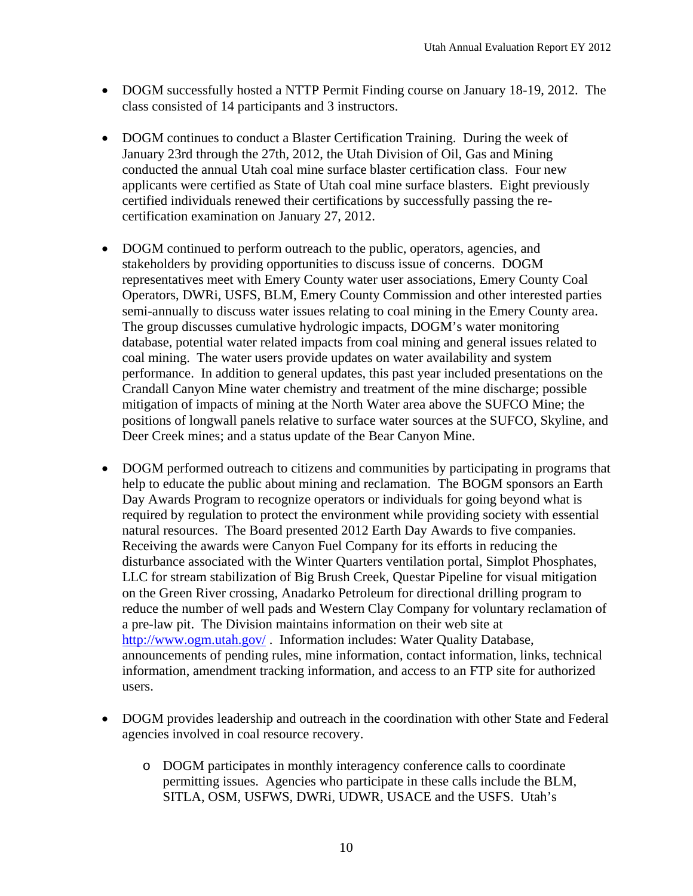- DOGM successfully hosted a NTTP Permit Finding course on January 18-19, 2012. The class consisted of 14 participants and 3 instructors.

- DOGM continues to conduct a Blaster Certification Training. During the week of January 23rd through the 27th, 2012, the Utah Division of Oil, Gas and Mining conducted the annual Utah coal mine surface blaster certification class. Four new applicants were certified as State of Utah coal mine surface blasters. Eight previously certified individuals renewed their certifications by successfully passing the re-certification examination on January 27, 2012.

- DOGM continued to perform outreach to the public, operators, agencies, and stakeholders by providing opportunities to discuss issue of concerns. DOGM representatives meet with Emery County water user associations, Emery County Coal Operators, DWRi, USFS, BLM, Emery County Commission and other interested parties semi-annually to discuss water issues relating to coal mining in the Emery County area. The group discusses cumulative hydrologic impacts, DOGM's water monitoring database, potential water related impacts from coal mining and general issues related to coal mining. The water users provide updates on water availability and system performance. In addition to general updates, this past year included presentations on the Crandall Canyon Mine water chemistry and treatment of the mine discharge; possible mitigation of impacts of mining at the North Water area above the SUFCO Mine; the positions of longwall panels relative to surface water sources at the SUFCO, Skyline, and Deer Creek mines; and a status update of the Bear Canyon Mine.

- DOGM performed outreach to citizens and communities by participating in programs that help to educate the public about mining and reclamation. The BOGM sponsors an Earth Day Awards Program to recognize operators or individuals for going beyond what is required by regulation to protect the environment while providing society with essential natural resources. The Board presented 2012 Earth Day Awards to five companies. Receiving the awards were Canyon Fuel Company for its efforts in reducing the disturbance associated with the Winter Quarters ventilation portal, Simplot Phosphates, LLC for stream stabilization of Big Brush Creek, Questar Pipeline for visual mitigation on the Green River crossing, Anadarko Petroleum for directional drilling program to reduce the number of well pads and Western Clay Company for voluntary reclamation of a pre-law pit. The Division maintains information on their web site at [http://www.ogm.utah.gov/](http://www.ogm.utah.gov/) . Information includes: Water Quality Database, announcements of pending rules, mine information, contact information, links, technical information, amendment tracking information, and access to an FTP site for authorized users.

- DOGM provides leadership and outreach in the coordination with other State and Federal agencies involved in coal resource recovery.
  - DOGM participates in monthly interagency conference calls to coordinate permitting issues. Agencies who participate in these calls include the BLM, SITLA, OSM, USFWS, DWRi, UDWR, USACE and the USFS. Utah's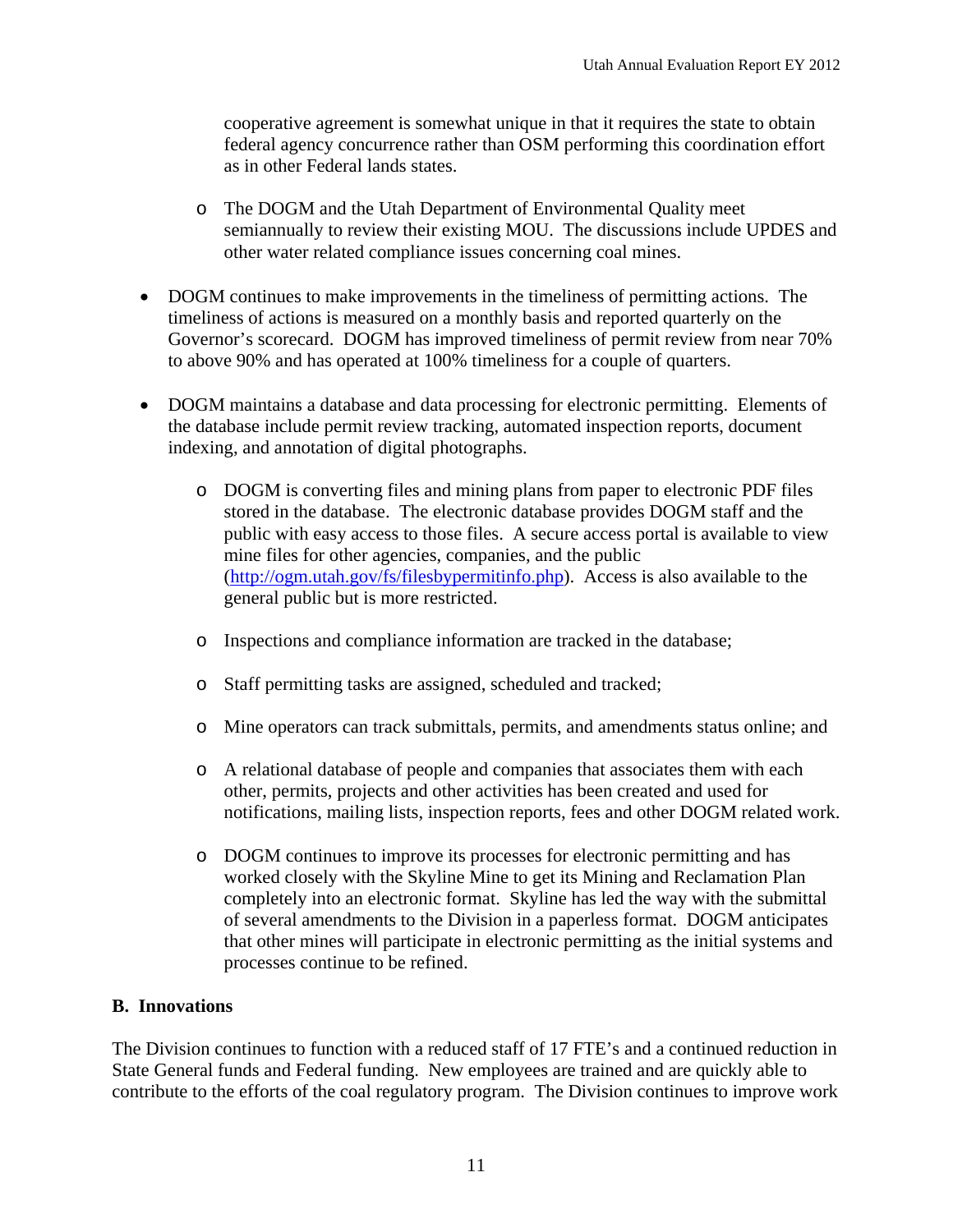cooperative agreement is somewhat unique in that it requires the state to obtain federal agency concurrence rather than OSM performing this coordination effort as in other Federal lands states.

    - The DOGM and the Utah Department of Environmental Quality meet semiannually to review their existing MOU. The discussions include UPDES and other water related compliance issues concerning coal mines.

- DOGM continues to make improvements in the timeliness of permitting actions. The timeliness of actions is measured on a monthly basis and reported quarterly on the Governor's scorecard. DOGM has improved timeliness of permit review from near 70% to above 90% and has operated at 100% timeliness for a couple of quarters.

- DOGM maintains a database and data processing for electronic permitting. Elements of the database include permit review tracking, automated inspection reports, document indexing, and annotation of digital photographs.

    - DOGM is converting files and mining plans from paper to electronic PDF files stored in the database. The electronic database provides DOGM staff and the public with easy access to those files. A secure access portal is available to view mine files for other agencies, companies, and the public (http://ogm.utah.gov/fs/filesbypermitinfo.php). Access is also available to the general public but is more restricted.

    - Inspections and compliance information are tracked in the database;

    - Staff permitting tasks are assigned, scheduled and tracked;

    - Mine operators can track submittals, permits, and amendments status online; and

    - A relational database of people and companies that associates them with each other, permits, projects and other activities has been created and used for notifications, mailing lists, inspection reports, fees and other DOGM related work.

    - DOGM continues to improve its processes for electronic permitting and has worked closely with the Skyline Mine to get its Mining and Reclamation Plan completely into an electronic format. Skyline has led the way with the submittal of several amendments to the Division in a paperless format. DOGM anticipates that other mines will participate in electronic permitting as the initial systems and processes continue to be refined.

**B. Innovations**

The Division continues to function with a reduced staff of 17 FTE's and a continued reduction in State General funds and Federal funding. New employees are trained and are quickly able to contribute to the efforts of the coal regulatory program. The Division continues to improve work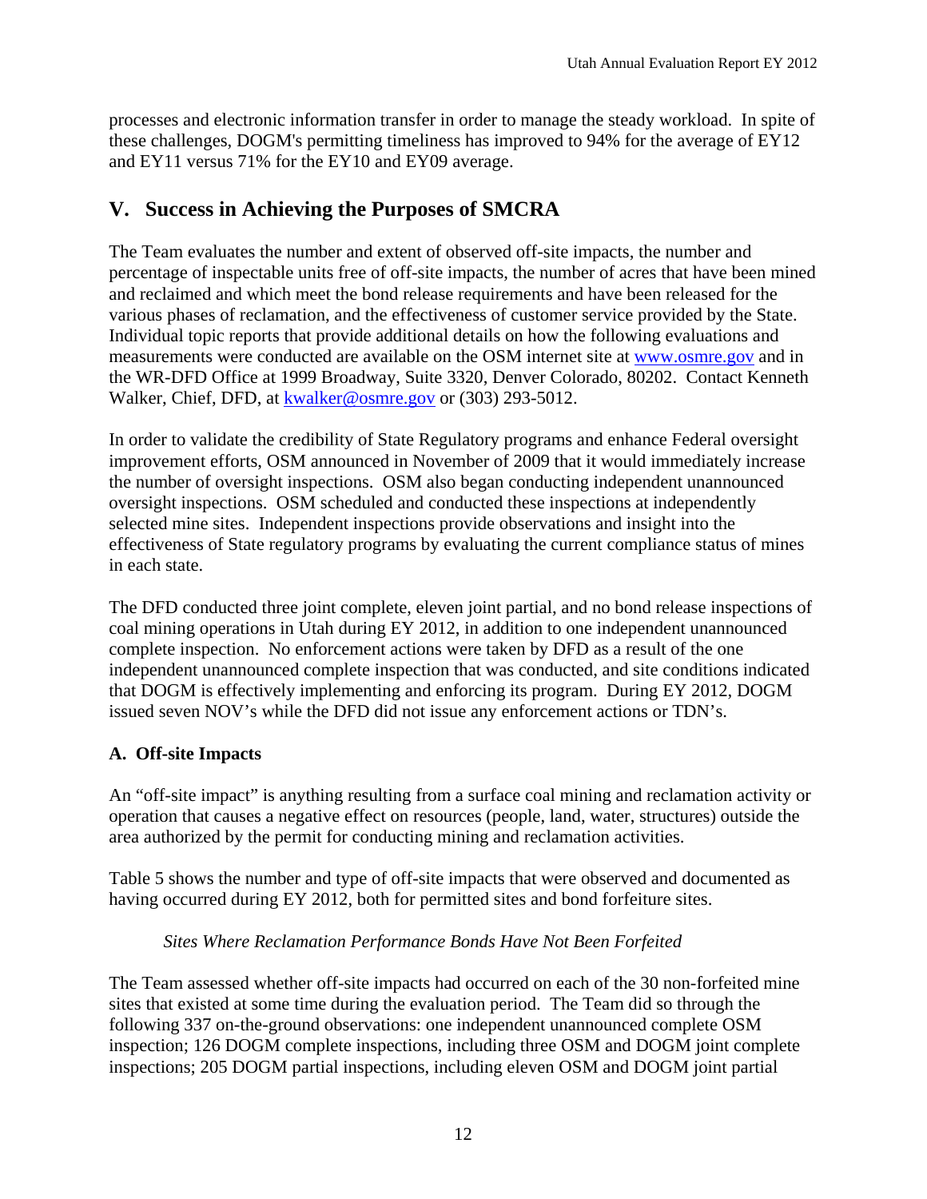processes and electronic information transfer in order to manage the steady workload. In spite of these challenges, DOGM's permitting timeliness has improved to 94% for the average of EY12 and EY11 versus 71% for the EY10 and EY09 average.

## V. Success in Achieving the Purposes of SMCRA

The Team evaluates the number and extent of observed off-site impacts, the number and percentage of inspectable units free of off-site impacts, the number of acres that have been mined and reclaimed and which meet the bond release requirements and have been released for the various phases of reclamation, and the effectiveness of customer service provided by the State. Individual topic reports that provide additional details on how the following evaluations and measurements were conducted are available on the OSM internet site at [www.osmre.gov](http://www.osmre.gov) and in the WR-DFD Office at 1999 Broadway, Suite 3320, Denver Colorado, 80202. Contact Kenneth Walker, Chief, DFD, at [kwalker@osmre.gov](mailto:kwalker@osmre.gov) or (303) 293-5012.

In order to validate the credibility of State Regulatory programs and enhance Federal oversight improvement efforts, OSM announced in November of 2009 that it would immediately increase the number of oversight inspections. OSM also began conducting independent unannounced oversight inspections. OSM scheduled and conducted these inspections at independently selected mine sites. Independent inspections provide observations and insight into the effectiveness of State regulatory programs by evaluating the current compliance status of mines in each state.

The DFD conducted three joint complete, eleven joint partial, and no bond release inspections of coal mining operations in Utah during EY 2012, in addition to one independent unannounced complete inspection. No enforcement actions were taken by DFD as a result of the one independent unannounced complete inspection that was conducted, and site conditions indicated that DOGM is effectively implementing and enforcing its program. During EY 2012, DOGM issued seven NOV's while the DFD did not issue any enforcement actions or TDN's.

### A. Off-site Impacts

An "off-site impact" is anything resulting from a surface coal mining and reclamation activity or operation that causes a negative effect on resources (people, land, water, structures) outside the area authorized by the permit for conducting mining and reclamation activities.

Table 5 shows the number and type of off-site impacts that were observed and documented as having occurred during EY 2012, both for permitted sites and bond forfeiture sites.

*Sites Where Reclamation Performance Bonds Have Not Been Forfeited*

The Team assessed whether off-site impacts had occurred on each of the 30 non-forfeited mine sites that existed at some time during the evaluation period. The Team did so through the following 337 on-the-ground observations: one independent unannounced complete OSM inspection; 126 DOGM complete inspections, including three OSM and DOGM joint complete inspections; 205 DOGM partial inspections, including eleven OSM and DOGM joint partial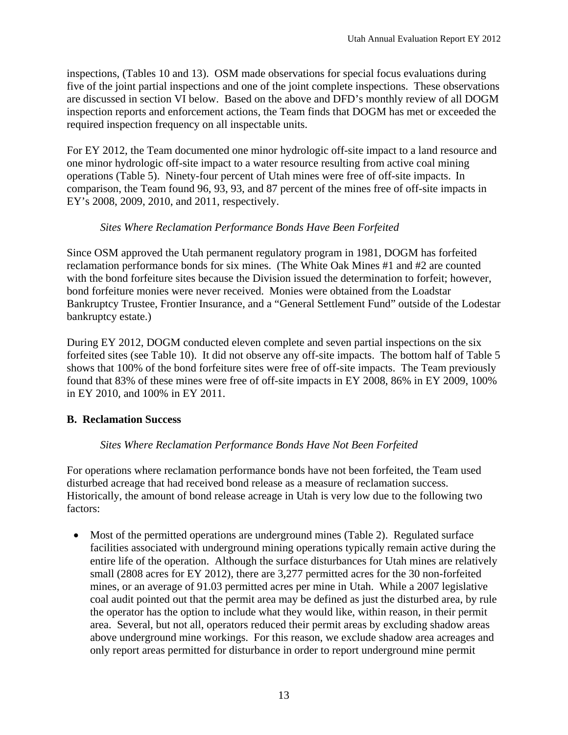inspections, (Tables 10 and 13). OSM made observations for special focus evaluations during five of the joint partial inspections and one of the joint complete inspections. These observations are discussed in section VI below. Based on the above and DFD's monthly review of all DOGM inspection reports and enforcement actions, the Team finds that DOGM has met or exceeded the required inspection frequency on all inspectable units.

For EY 2012, the Team documented one minor hydrologic off-site impact to a land resource and one minor hydrologic off-site impact to a water resource resulting from active coal mining operations (Table 5). Ninety-four percent of Utah mines were free of off-site impacts. In comparison, the Team found 96, 93, 93, and 87 percent of the mines free of off-site impacts in EY's 2008, 2009, 2010, and 2011, respectively.

*Sites Where Reclamation Performance Bonds Have Been Forfeited*

Since OSM approved the Utah permanent regulatory program in 1981, DOGM has forfeited reclamation performance bonds for six mines. (The White Oak Mines #1 and #2 are counted with the bond forfeiture sites because the Division issued the determination to forfeit; however, bond forfeiture monies were never received. Monies were obtained from the Loadstar Bankruptcy Trustee, Frontier Insurance, and a "General Settlement Fund" outside of the Lodestar bankruptcy estate.)

During EY 2012, DOGM conducted eleven complete and seven partial inspections on the six forfeited sites (see Table 10). It did not observe any off-site impacts. The bottom half of Table 5 shows that 100% of the bond forfeiture sites were free of off-site impacts. The Team previously found that 83% of these mines were free of off-site impacts in EY 2008, 86% in EY 2009, 100% in EY 2010, and 100% in EY 2011.

## B. Reclamation Success

*Sites Where Reclamation Performance Bonds Have Not Been Forfeited*

For operations where reclamation performance bonds have not been forfeited, the Team used disturbed acreage that had received bond release as a measure of reclamation success. Historically, the amount of bond release acreage in Utah is very low due to the following two factors:

- Most of the permitted operations are underground mines (Table 2). Regulated surface facilities associated with underground mining operations typically remain active during the entire life of the operation. Although the surface disturbances for Utah mines are relatively small (2808 acres for EY 2012), there are 3,277 permitted acres for the 30 non-forfeited mines, or an average of 91.03 permitted acres per mine in Utah. While a 2007 legislative coal audit pointed out that the permit area may be defined as just the disturbed area, by rule the operator has the option to include what they would like, within reason, in their permit area. Several, but not all, operators reduced their permit areas by excluding shadow areas above underground mine workings. For this reason, we exclude shadow area acreages and only report areas permitted for disturbance in order to report underground mine permit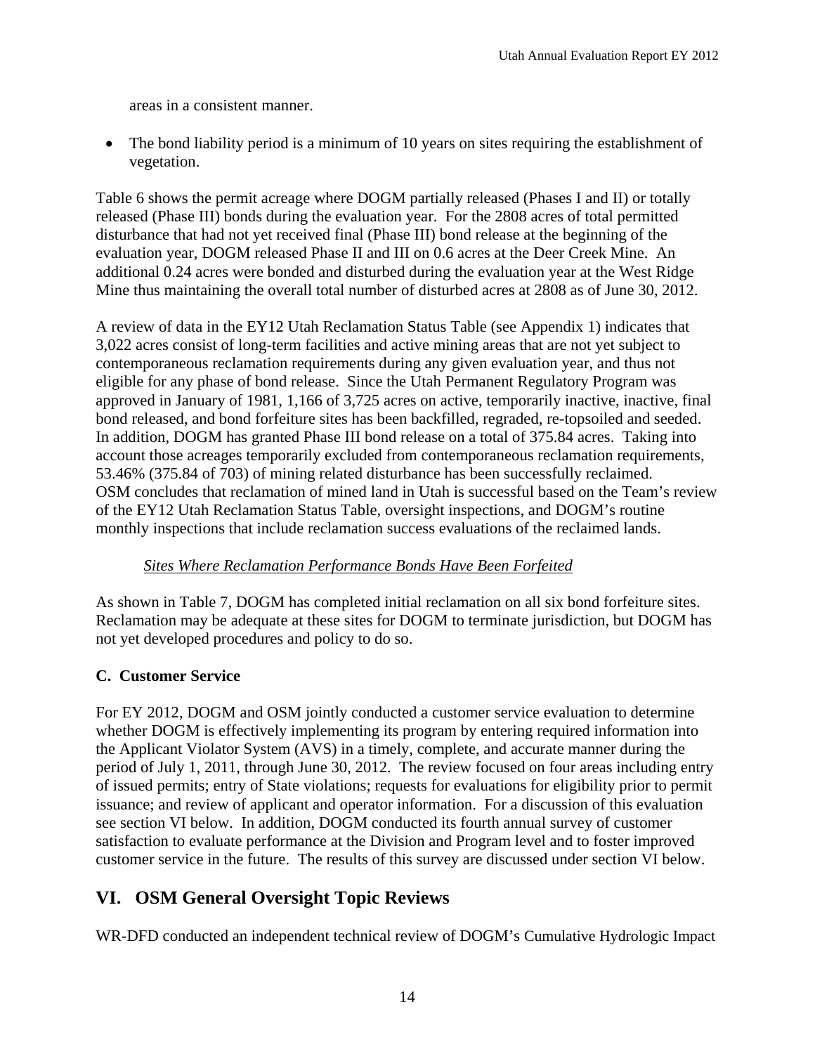areas in a consistent manner.

- The bond liability period is a minimum of 10 years on sites requiring the establishment of vegetation.

Table 6 shows the permit acreage where DOGM partially released (Phases I and II) or totally released (Phase III) bonds during the evaluation year. For the 2808 acres of total permitted disturbance that had not yet received final (Phase III) bond release at the beginning of the evaluation year, DOGM released Phase II and III on 0.6 acres at the Deer Creek Mine. An additional 0.24 acres were bonded and disturbed during the evaluation year at the West Ridge Mine thus maintaining the overall total number of disturbed acres at 2808 as of June 30, 2012.

A review of data in the EY12 Utah Reclamation Status Table (see Appendix 1) indicates that 3,022 acres consist of long-term facilities and active mining areas that are not yet subject to contemporaneous reclamation requirements during any given evaluation year, and thus not eligible for any phase of bond release. Since the Utah Permanent Regulatory Program was approved in January of 1981, 1,166 of 3,725 acres on active, temporarily inactive, inactive, final bond released, and bond forfeiture sites has been backfilled, regraded, re-topsoiled and seeded. In addition, DOGM has granted Phase III bond release on a total of 375.84 acres. Taking into account those acreages temporarily excluded from contemporaneous reclamation requirements, 53.46% (375.84 of 703) of mining related disturbance has been successfully reclaimed. OSM concludes that reclamation of mined land in Utah is successful based on the Team's review of the EY12 Utah Reclamation Status Table, oversight inspections, and DOGM's routine monthly inspections that include reclamation success evaluations of the reclaimed lands.

*Sites Where Reclamation Performance Bonds Have Been Forfeited*

As shown in Table 7, DOGM has completed initial reclamation on all six bond forfeiture sites. Reclamation may be adequate at these sites for DOGM to terminate jurisdiction, but DOGM has not yet developed procedures and policy to do so.

### C. Customer Service

For EY 2012, DOGM and OSM jointly conducted a customer service evaluation to determine whether DOGM is effectively implementing its program by entering required information into the Applicant Violator System (AVS) in a timely, complete, and accurate manner during the period of July 1, 2011, through June 30, 2012. The review focused on four areas including entry of issued permits; entry of State violations; requests for evaluations for eligibility prior to permit issuance; and review of applicant and operator information. For a discussion of this evaluation see section VI below. In addition, DOGM conducted its fourth annual survey of customer satisfaction to evaluate performance at the Division and Program level and to foster improved customer service in the future. The results of this survey are discussed under section VI below.

## VI. OSM General Oversight Topic Reviews

WR-DFD conducted an independent technical review of DOGM's Cumulative Hydrologic Impact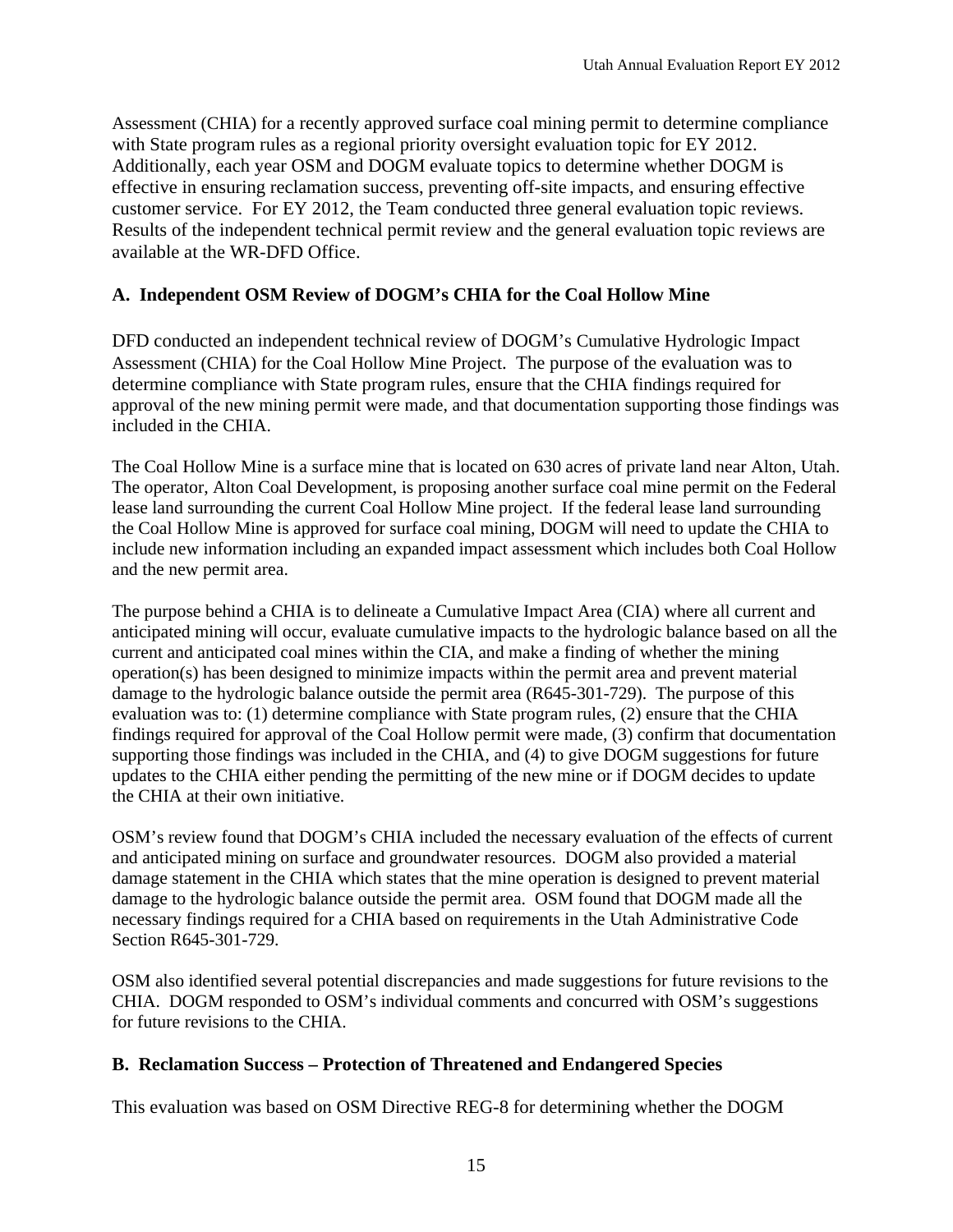Assessment (CHIA) for a recently approved surface coal mining permit to determine compliance with State program rules as a regional priority oversight evaluation topic for EY 2012. Additionally, each year OSM and DOGM evaluate topics to determine whether DOGM is effective in ensuring reclamation success, preventing off-site impacts, and ensuring effective customer service. For EY 2012, the Team conducted three general evaluation topic reviews. Results of the independent technical permit review and the general evaluation topic reviews are available at the WR-DFD Office.

## A. Independent OSM Review of DOGM's CHIA for the Coal Hollow Mine

DFD conducted an independent technical review of DOGM's Cumulative Hydrologic Impact Assessment (CHIA) for the Coal Hollow Mine Project. The purpose of the evaluation was to determine compliance with State program rules, ensure that the CHIA findings required for approval of the new mining permit were made, and that documentation supporting those findings was included in the CHIA.

The Coal Hollow Mine is a surface mine that is located on 630 acres of private land near Alton, Utah. The operator, Alton Coal Development, is proposing another surface coal mine permit on the Federal lease land surrounding the current Coal Hollow Mine project. If the federal lease land surrounding the Coal Hollow Mine is approved for surface coal mining, DOGM will need to update the CHIA to include new information including an expanded impact assessment which includes both Coal Hollow and the new permit area.

The purpose behind a CHIA is to delineate a Cumulative Impact Area (CIA) where all current and anticipated mining will occur, evaluate cumulative impacts to the hydrologic balance based on all the current and anticipated coal mines within the CIA, and make a finding of whether the mining operation(s) has been designed to minimize impacts within the permit area and prevent material damage to the hydrologic balance outside the permit area (R645-301-729). The purpose of this evaluation was to: (1) determine compliance with State program rules, (2) ensure that the CHIA findings required for approval of the Coal Hollow permit were made, (3) confirm that documentation supporting those findings was included in the CHIA, and (4) to give DOGM suggestions for future updates to the CHIA either pending the permitting of the new mine or if DOGM decides to update the CHIA at their own initiative.

OSM's review found that DOGM's CHIA included the necessary evaluation of the effects of current and anticipated mining on surface and groundwater resources. DOGM also provided a material damage statement in the CHIA which states that the mine operation is designed to prevent material damage to the hydrologic balance outside the permit area. OSM found that DOGM made all the necessary findings required for a CHIA based on requirements in the Utah Administrative Code Section R645-301-729.

OSM also identified several potential discrepancies and made suggestions for future revisions to the CHIA. DOGM responded to OSM's individual comments and concurred with OSM's suggestions for future revisions to the CHIA.

## B. Reclamation Success – Protection of Threatened and Endangered Species

This evaluation was based on OSM Directive REG-8 for determining whether the DOGM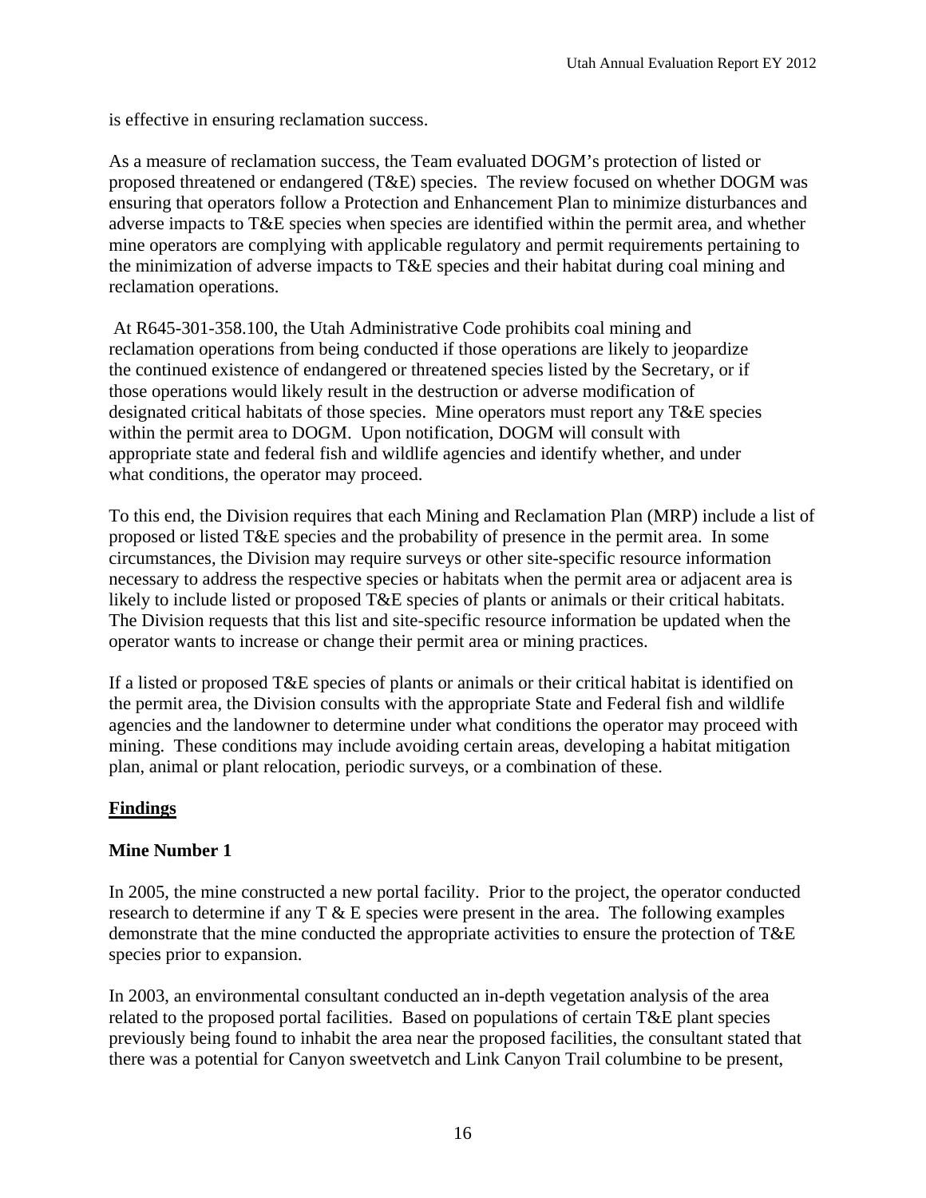is effective in ensuring reclamation success.

As a measure of reclamation success, the Team evaluated DOGM's protection of listed or proposed threatened or endangered (T&E) species. The review focused on whether DOGM was ensuring that operators follow a Protection and Enhancement Plan to minimize disturbances and adverse impacts to T&E species when species are identified within the permit area, and whether mine operators are complying with applicable regulatory and permit requirements pertaining to the minimization of adverse impacts to T&E species and their habitat during coal mining and reclamation operations.

At R645-301-358.100, the Utah Administrative Code prohibits coal mining and reclamation operations from being conducted if those operations are likely to jeopardize the continued existence of endangered or threatened species listed by the Secretary, or if those operations would likely result in the destruction or adverse modification of designated critical habitats of those species. Mine operators must report any T&E species within the permit area to DOGM. Upon notification, DOGM will consult with appropriate state and federal fish and wildlife agencies and identify whether, and under what conditions, the operator may proceed.

To this end, the Division requires that each Mining and Reclamation Plan (MRP) include a list of proposed or listed T&E species and the probability of presence in the permit area. In some circumstances, the Division may require surveys or other site-specific resource information necessary to address the respective species or habitats when the permit area or adjacent area is likely to include listed or proposed T&E species of plants or animals or their critical habitats. The Division requests that this list and site-specific resource information be updated when the operator wants to increase or change their permit area or mining practices.

If a listed or proposed T&E species of plants or animals or their critical habitat is identified on the permit area, the Division consults with the appropriate State and Federal fish and wildlife agencies and the landowner to determine under what conditions the operator may proceed with mining. These conditions may include avoiding certain areas, developing a habitat mitigation plan, animal or plant relocation, periodic surveys, or a combination of these.

**Findings**

**Mine Number 1**

In 2005, the mine constructed a new portal facility. Prior to the project, the operator conducted research to determine if any T & E species were present in the area. The following examples demonstrate that the mine conducted the appropriate activities to ensure the protection of T&E species prior to expansion.

In 2003, an environmental consultant conducted an in-depth vegetation analysis of the area related to the proposed portal facilities. Based on populations of certain T&E plant species previously being found to inhabit the area near the proposed facilities, the consultant stated that there was a potential for Canyon sweetvetch and Link Canyon Trail columbine to be present,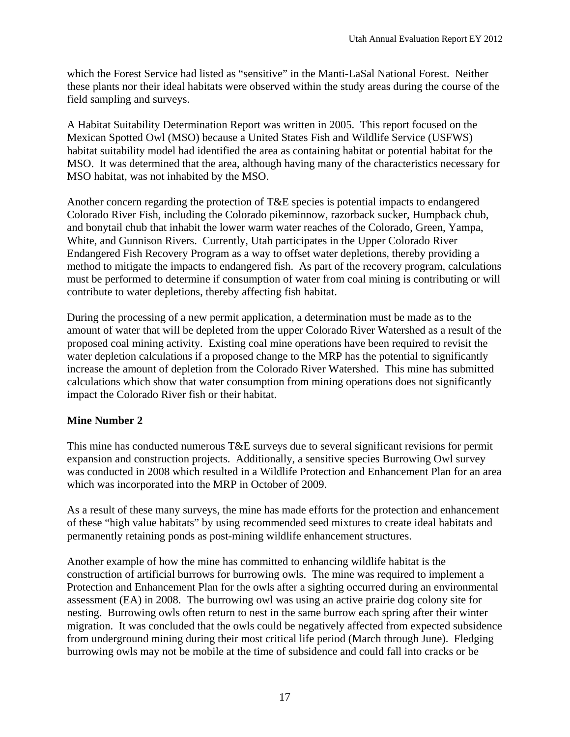which the Forest Service had listed as "sensitive" in the Manti-LaSal National Forest. Neither these plants nor their ideal habitats were observed within the study areas during the course of the field sampling and surveys.

A Habitat Suitability Determination Report was written in 2005. This report focused on the Mexican Spotted Owl (MSO) because a United States Fish and Wildlife Service (USFWS) habitat suitability model had identified the area as containing habitat or potential habitat for the MSO. It was determined that the area, although having many of the characteristics necessary for MSO habitat, was not inhabited by the MSO.

Another concern regarding the protection of T&E species is potential impacts to endangered Colorado River Fish, including the Colorado pikeminnow, razorback sucker, Humpback chub, and bonytail chub that inhabit the lower warm water reaches of the Colorado, Green, Yampa, White, and Gunnison Rivers. Currently, Utah participates in the Upper Colorado River Endangered Fish Recovery Program as a way to offset water depletions, thereby providing a method to mitigate the impacts to endangered fish. As part of the recovery program, calculations must be performed to determine if consumption of water from coal mining is contributing or will contribute to water depletions, thereby affecting fish habitat.

During the processing of a new permit application, a determination must be made as to the amount of water that will be depleted from the upper Colorado River Watershed as a result of the proposed coal mining activity. Existing coal mine operations have been required to revisit the water depletion calculations if a proposed change to the MRP has the potential to significantly increase the amount of depletion from the Colorado River Watershed. This mine has submitted calculations which show that water consumption from mining operations does not significantly impact the Colorado River fish or their habitat.

**Mine Number 2**

This mine has conducted numerous T&E surveys due to several significant revisions for permit expansion and construction projects. Additionally, a sensitive species Burrowing Owl survey was conducted in 2008 which resulted in a Wildlife Protection and Enhancement Plan for an area which was incorporated into the MRP in October of 2009.

As a result of these many surveys, the mine has made efforts for the protection and enhancement of these "high value habitats" by using recommended seed mixtures to create ideal habitats and permanently retaining ponds as post-mining wildlife enhancement structures.

Another example of how the mine has committed to enhancing wildlife habitat is the construction of artificial burrows for burrowing owls. The mine was required to implement a Protection and Enhancement Plan for the owls after a sighting occurred during an environmental assessment (EA) in 2008. The burrowing owl was using an active prairie dog colony site for nesting. Burrowing owls often return to nest in the same burrow each spring after their winter migration. It was concluded that the owls could be negatively affected from expected subsidence from underground mining during their most critical life period (March through June). Fledging burrowing owls may not be mobile at the time of subsidence and could fall into cracks or be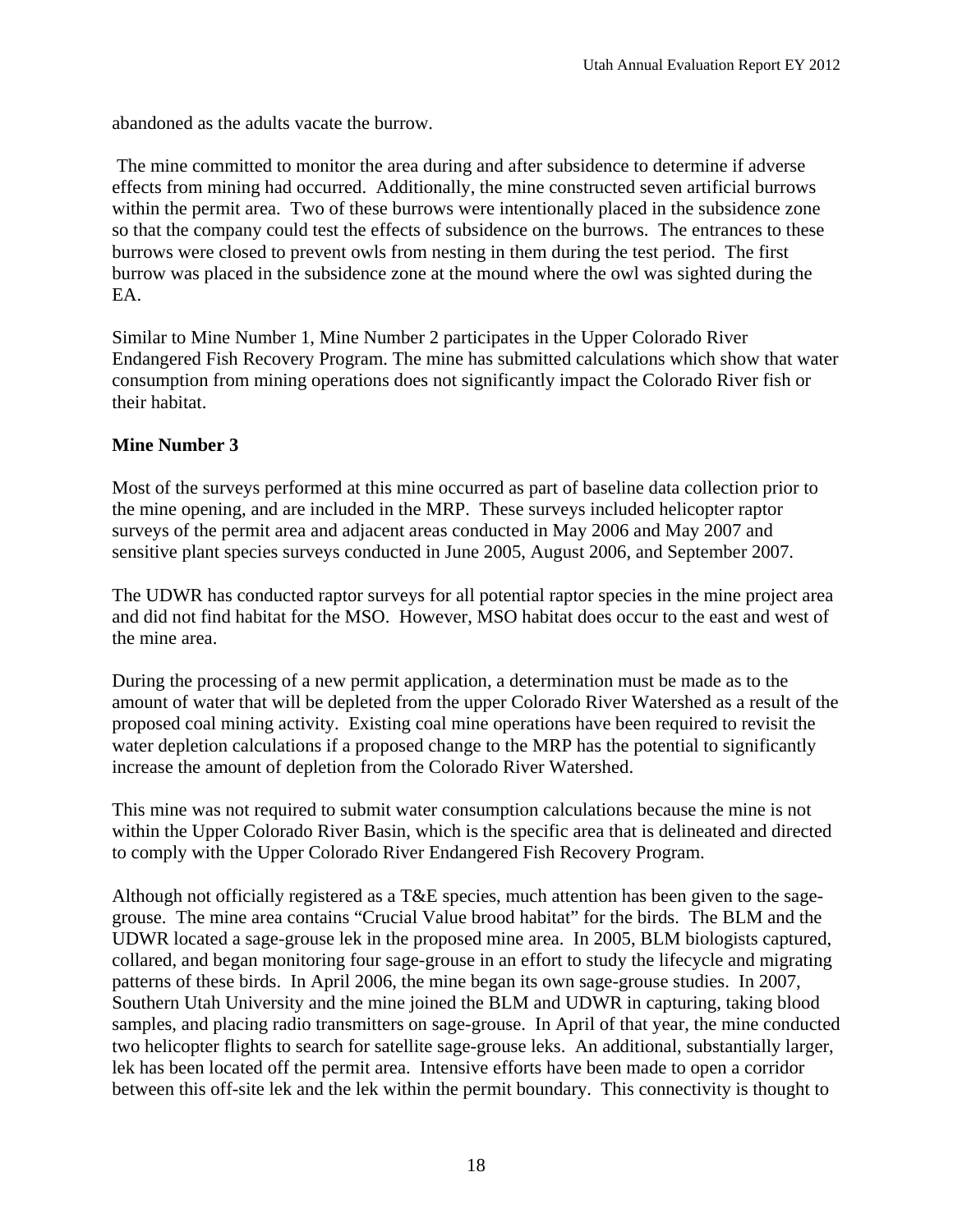abandoned as the adults vacate the burrow.

The mine committed to monitor the area during and after subsidence to determine if adverse effects from mining had occurred. Additionally, the mine constructed seven artificial burrows within the permit area. Two of these burrows were intentionally placed in the subsidence zone so that the company could test the effects of subsidence on the burrows. The entrances to these burrows were closed to prevent owls from nesting in them during the test period. The first burrow was placed in the subsidence zone at the mound where the owl was sighted during the EA.

Similar to Mine Number 1, Mine Number 2 participates in the Upper Colorado River Endangered Fish Recovery Program. The mine has submitted calculations which show that water consumption from mining operations does not significantly impact the Colorado River fish or their habitat.

**Mine Number 3**

Most of the surveys performed at this mine occurred as part of baseline data collection prior to the mine opening, and are included in the MRP. These surveys included helicopter raptor surveys of the permit area and adjacent areas conducted in May 2006 and May 2007 and sensitive plant species surveys conducted in June 2005, August 2006, and September 2007.

The UDWR has conducted raptor surveys for all potential raptor species in the mine project area and did not find habitat for the MSO. However, MSO habitat does occur to the east and west of the mine area.

During the processing of a new permit application, a determination must be made as to the amount of water that will be depleted from the upper Colorado River Watershed as a result of the proposed coal mining activity. Existing coal mine operations have been required to revisit the water depletion calculations if a proposed change to the MRP has the potential to significantly increase the amount of depletion from the Colorado River Watershed.

This mine was not required to submit water consumption calculations because the mine is not within the Upper Colorado River Basin, which is the specific area that is delineated and directed to comply with the Upper Colorado River Endangered Fish Recovery Program.

Although not officially registered as a T&E species, much attention has been given to the sage-grouse. The mine area contains "Crucial Value brood habitat" for the birds. The BLM and the UDWR located a sage-grouse lek in the proposed mine area. In 2005, BLM biologists captured, collared, and began monitoring four sage-grouse in an effort to study the lifecycle and migrating patterns of these birds. In April 2006, the mine began its own sage-grouse studies. In 2007, Southern Utah University and the mine joined the BLM and UDWR in capturing, taking blood samples, and placing radio transmitters on sage-grouse. In April of that year, the mine conducted two helicopter flights to search for satellite sage-grouse leks. An additional, substantially larger, lek has been located off the permit area. Intensive efforts have been made to open a corridor between this off-site lek and the lek within the permit boundary. This connectivity is thought to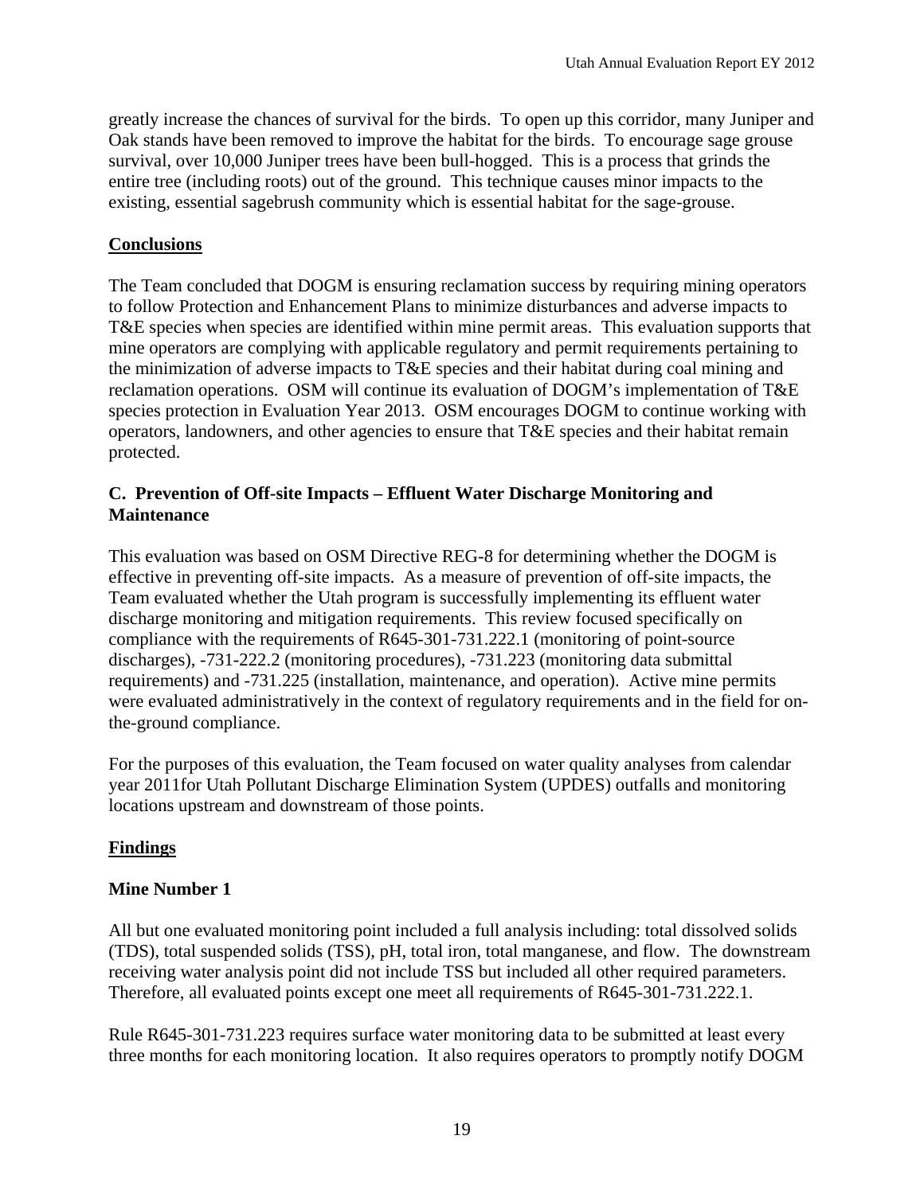greatly increase the chances of survival for the birds. To open up this corridor, many Juniper and Oak stands have been removed to improve the habitat for the birds. To encourage sage grouse survival, over 10,000 Juniper trees have been bull-hogged. This is a process that grinds the entire tree (including roots) out of the ground. This technique causes minor impacts to the existing, essential sagebrush community which is essential habitat for the sage-grouse.

**Conclusions**

The Team concluded that DOGM is ensuring reclamation success by requiring mining operators to follow Protection and Enhancement Plans to minimize disturbances and adverse impacts to T&E species when species are identified within mine permit areas. This evaluation supports that mine operators are complying with applicable regulatory and permit requirements pertaining to the minimization of adverse impacts to T&E species and their habitat during coal mining and reclamation operations. OSM will continue its evaluation of DOGM's implementation of T&E species protection in Evaluation Year 2013. OSM encourages DOGM to continue working with operators, landowners, and other agencies to ensure that T&E species and their habitat remain protected.

### C. Prevention of Off-site Impacts – Effluent Water Discharge Monitoring and Maintenance

This evaluation was based on OSM Directive REG-8 for determining whether the DOGM is effective in preventing off-site impacts. As a measure of prevention of off-site impacts, the Team evaluated whether the Utah program is successfully implementing its effluent water discharge monitoring and mitigation requirements. This review focused specifically on compliance with the requirements of R645-301-731.222.1 (monitoring of point-source discharges), -731-222.2 (monitoring procedures), -731.223 (monitoring data submittal requirements) and -731.225 (installation, maintenance, and operation). Active mine permits were evaluated administratively in the context of regulatory requirements and in the field for on-the-ground compliance.

For the purposes of this evaluation, the Team focused on water quality analyses from calendar year 2011for Utah Pollutant Discharge Elimination System (UPDES) outfalls and monitoring locations upstream and downstream of those points.

**Findings**

**Mine Number 1**

All but one evaluated monitoring point included a full analysis including: total dissolved solids (TDS), total suspended solids (TSS), pH, total iron, total manganese, and flow. The downstream receiving water analysis point did not include TSS but included all other required parameters. Therefore, all evaluated points except one meet all requirements of R645-301-731.222.1.

Rule R645-301-731.223 requires surface water monitoring data to be submitted at least every three months for each monitoring location. It also requires operators to promptly notify DOGM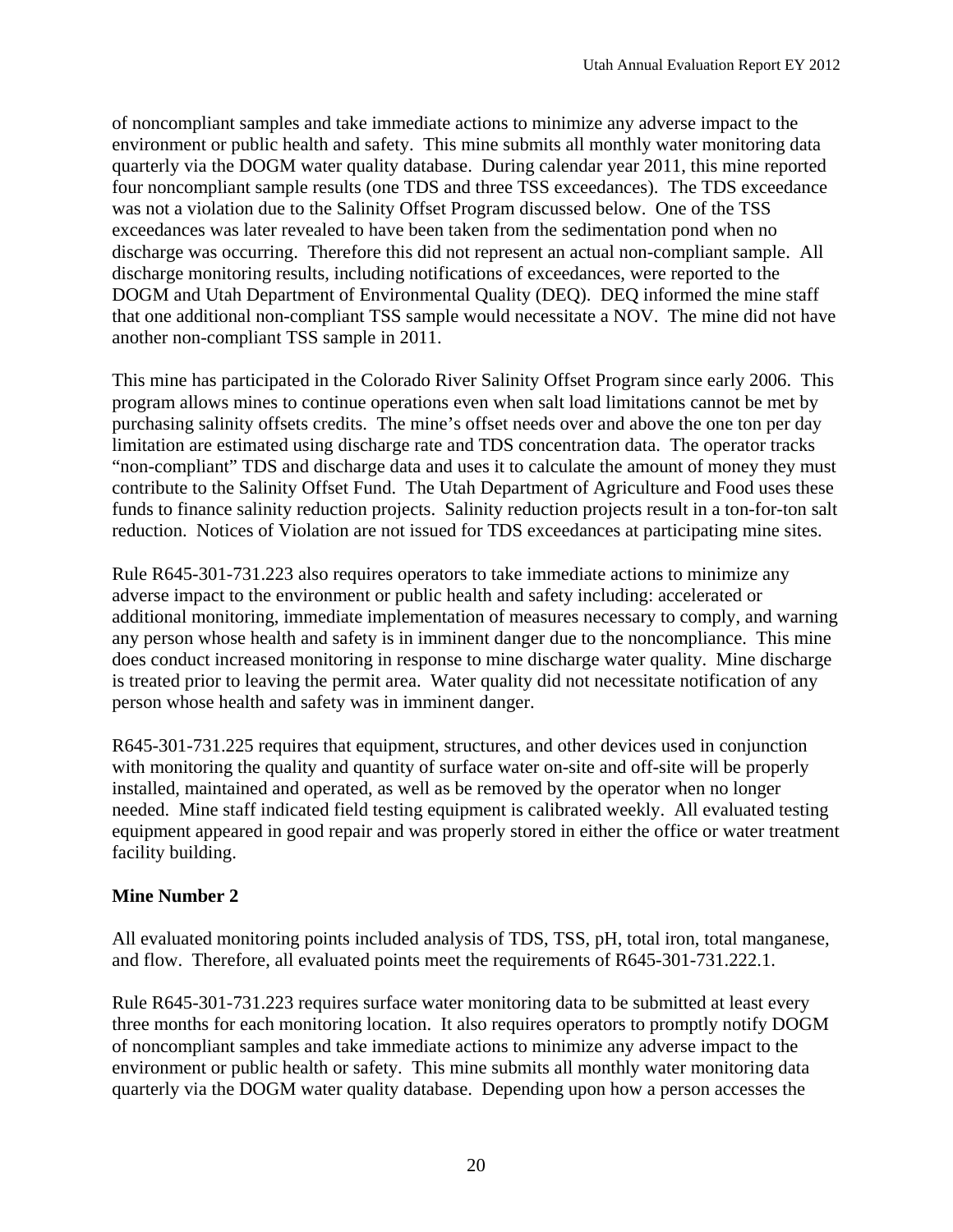of noncompliant samples and take immediate actions to minimize any adverse impact to the environment or public health and safety. This mine submits all monthly water monitoring data quarterly via the DOGM water quality database. During calendar year 2011, this mine reported four noncompliant sample results (one TDS and three TSS exceedances). The TDS exceedance was not a violation due to the Salinity Offset Program discussed below. One of the TSS exceedances was later revealed to have been taken from the sedimentation pond when no discharge was occurring. Therefore this did not represent an actual non-compliant sample. All discharge monitoring results, including notifications of exceedances, were reported to the DOGM and Utah Department of Environmental Quality (DEQ). DEQ informed the mine staff that one additional non-compliant TSS sample would necessitate a NOV. The mine did not have another non-compliant TSS sample in 2011.

This mine has participated in the Colorado River Salinity Offset Program since early 2006. This program allows mines to continue operations even when salt load limitations cannot be met by purchasing salinity offsets credits. The mine's offset needs over and above the one ton per day limitation are estimated using discharge rate and TDS concentration data. The operator tracks "non-compliant" TDS and discharge data and uses it to calculate the amount of money they must contribute to the Salinity Offset Fund. The Utah Department of Agriculture and Food uses these funds to finance salinity reduction projects. Salinity reduction projects result in a ton-for-ton salt reduction. Notices of Violation are not issued for TDS exceedances at participating mine sites.

Rule R645-301-731.223 also requires operators to take immediate actions to minimize any adverse impact to the environment or public health and safety including: accelerated or additional monitoring, immediate implementation of measures necessary to comply, and warning any person whose health and safety is in imminent danger due to the noncompliance. This mine does conduct increased monitoring in response to mine discharge water quality. Mine discharge is treated prior to leaving the permit area. Water quality did not necessitate notification of any person whose health and safety was in imminent danger.

R645-301-731.225 requires that equipment, structures, and other devices used in conjunction with monitoring the quality and quantity of surface water on-site and off-site will be properly installed, maintained and operated, as well as be removed by the operator when no longer needed. Mine staff indicated field testing equipment is calibrated weekly. All evaluated testing equipment appeared in good repair and was properly stored in either the office or water treatment facility building.

**Mine Number 2**

All evaluated monitoring points included analysis of TDS, TSS, pH, total iron, total manganese, and flow. Therefore, all evaluated points meet the requirements of R645-301-731.222.1.

Rule R645-301-731.223 requires surface water monitoring data to be submitted at least every three months for each monitoring location. It also requires operators to promptly notify DOGM of noncompliant samples and take immediate actions to minimize any adverse impact to the environment or public health or safety. This mine submits all monthly water monitoring data quarterly via the DOGM water quality database. Depending upon how a person accesses the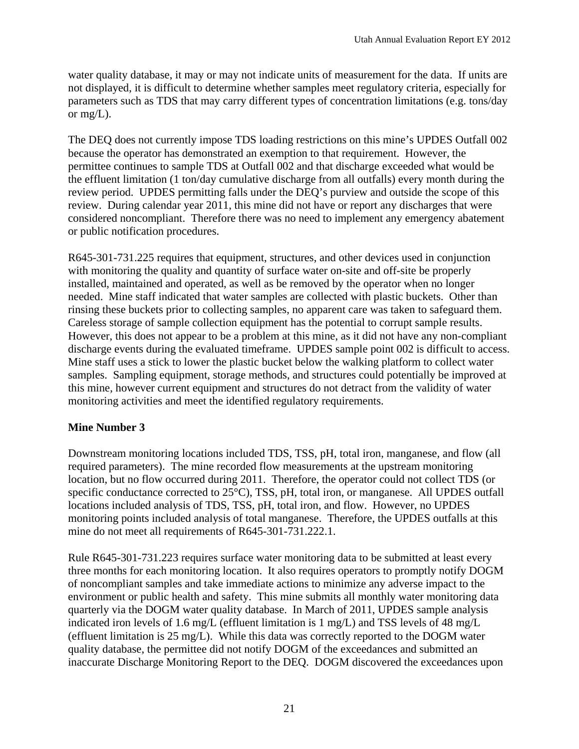water quality database, it may or may not indicate units of measurement for the data. If units are not displayed, it is difficult to determine whether samples meet regulatory criteria, especially for parameters such as TDS that may carry different types of concentration limitations (e.g. tons/day or mg/L).

The DEQ does not currently impose TDS loading restrictions on this mine's UPDES Outfall 002 because the operator has demonstrated an exemption to that requirement. However, the permittee continues to sample TDS at Outfall 002 and that discharge exceeded what would be the effluent limitation (1 ton/day cumulative discharge from all outfalls) every month during the review period. UPDES permitting falls under the DEQ's purview and outside the scope of this review. During calendar year 2011, this mine did not have or report any discharges that were considered noncompliant. Therefore there was no need to implement any emergency abatement or public notification procedures.

R645-301-731.225 requires that equipment, structures, and other devices used in conjunction with monitoring the quality and quantity of surface water on-site and off-site be properly installed, maintained and operated, as well as be removed by the operator when no longer needed. Mine staff indicated that water samples are collected with plastic buckets. Other than rinsing these buckets prior to collecting samples, no apparent care was taken to safeguard them. Careless storage of sample collection equipment has the potential to corrupt sample results. However, this does not appear to be a problem at this mine, as it did not have any non-compliant discharge events during the evaluated timeframe. UPDES sample point 002 is difficult to access. Mine staff uses a stick to lower the plastic bucket below the walking platform to collect water samples. Sampling equipment, storage methods, and structures could potentially be improved at this mine, however current equipment and structures do not detract from the validity of water monitoring activities and meet the identified regulatory requirements.

**Mine Number 3**

Downstream monitoring locations included TDS, TSS, pH, total iron, manganese, and flow (all required parameters). The mine recorded flow measurements at the upstream monitoring location, but no flow occurred during 2011. Therefore, the operator could not collect TDS (or specific conductance corrected to 25°C), TSS, pH, total iron, or manganese. All UPDES outfall locations included analysis of TDS, TSS, pH, total iron, and flow. However, no UPDES monitoring points included analysis of total manganese. Therefore, the UPDES outfalls at this mine do not meet all requirements of R645-301-731.222.1.

Rule R645-301-731.223 requires surface water monitoring data to be submitted at least every three months for each monitoring location. It also requires operators to promptly notify DOGM of noncompliant samples and take immediate actions to minimize any adverse impact to the environment or public health and safety. This mine submits all monthly water monitoring data quarterly via the DOGM water quality database. In March of 2011, UPDES sample analysis indicated iron levels of 1.6 mg/L (effluent limitation is 1 mg/L) and TSS levels of 48 mg/L (effluent limitation is 25 mg/L). While this data was correctly reported to the DOGM water quality database, the permittee did not notify DOGM of the exceedances and submitted an inaccurate Discharge Monitoring Report to the DEQ. DOGM discovered the exceedances upon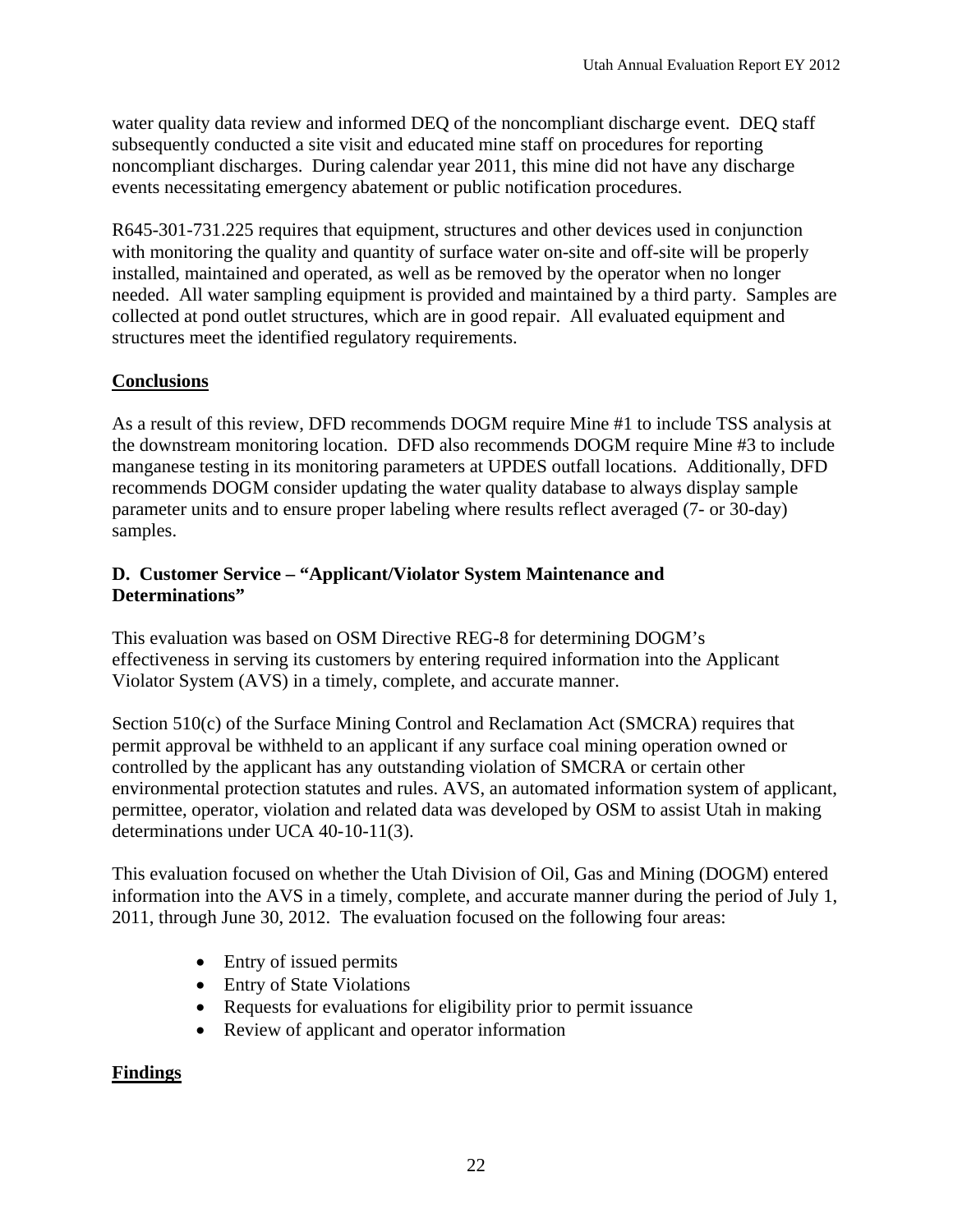water quality data review and informed DEQ of the noncompliant discharge event. DEQ staff subsequently conducted a site visit and educated mine staff on procedures for reporting noncompliant discharges. During calendar year 2011, this mine did not have any discharge events necessitating emergency abatement or public notification procedures.

R645-301-731.225 requires that equipment, structures and other devices used in conjunction with monitoring the quality and quantity of surface water on-site and off-site will be properly installed, maintained and operated, as well as be removed by the operator when no longer needed. All water sampling equipment is provided and maintained by a third party. Samples are collected at pond outlet structures, which are in good repair. All evaluated equipment and structures meet the identified regulatory requirements.

**Conclusions**

As a result of this review, DFD recommends DOGM require Mine #1 to include TSS analysis at the downstream monitoring location. DFD also recommends DOGM require Mine #3 to include manganese testing in its monitoring parameters at UPDES outfall locations. Additionally, DFD recommends DOGM consider updating the water quality database to always display sample parameter units and to ensure proper labeling where results reflect averaged (7- or 30-day) samples.

**D. Customer Service – "Applicant/Violator System Maintenance and Determinations"**

This evaluation was based on OSM Directive REG-8 for determining DOGM's effectiveness in serving its customers by entering required information into the Applicant Violator System (AVS) in a timely, complete, and accurate manner.

Section 510(c) of the Surface Mining Control and Reclamation Act (SMCRA) requires that permit approval be withheld to an applicant if any surface coal mining operation owned or controlled by the applicant has any outstanding violation of SMCRA or certain other environmental protection statutes and rules. AVS, an automated information system of applicant, permittee, operator, violation and related data was developed by OSM to assist Utah in making determinations under UCA 40-10-11(3).

This evaluation focused on whether the Utah Division of Oil, Gas and Mining (DOGM) entered information into the AVS in a timely, complete, and accurate manner during the period of July 1, 2011, through June 30, 2012. The evaluation focused on the following four areas:

- Entry of issued permits
- Entry of State Violations
- Requests for evaluations for eligibility prior to permit issuance
- Review of applicant and operator information

**Findings**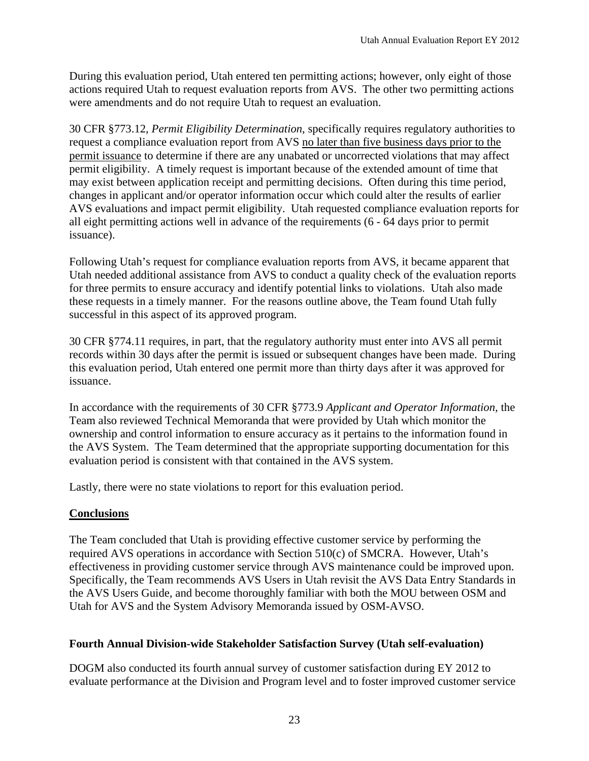During this evaluation period, Utah entered ten permitting actions; however, only eight of those actions required Utah to request evaluation reports from AVS. The other two permitting actions were amendments and do not require Utah to request an evaluation.

30 CFR §773.12, *Permit Eligibility Determination*, specifically requires regulatory authorities to request a compliance evaluation report from AVS <u>no later than five business days prior to the permit issuance</u> to determine if there are any unabated or uncorrected violations that may affect permit eligibility. A timely request is important because of the extended amount of time that may exist between application receipt and permitting decisions. Often during this time period, changes in applicant and/or operator information occur which could alter the results of earlier AVS evaluations and impact permit eligibility. Utah requested compliance evaluation reports for all eight permitting actions well in advance of the requirements (6 - 64 days prior to permit issuance).

Following Utah's request for compliance evaluation reports from AVS, it became apparent that Utah needed additional assistance from AVS to conduct a quality check of the evaluation reports for three permits to ensure accuracy and identify potential links to violations. Utah also made these requests in a timely manner. For the reasons outline above, the Team found Utah fully successful in this aspect of its approved program.

30 CFR §774.11 requires, in part, that the regulatory authority must enter into AVS all permit records within 30 days after the permit is issued or subsequent changes have been made. During this evaluation period, Utah entered one permit more than thirty days after it was approved for issuance.

In accordance with the requirements of 30 CFR §773.9 *Applicant and Operator Information*, the Team also reviewed Technical Memoranda that were provided by Utah which monitor the ownership and control information to ensure accuracy as it pertains to the information found in the AVS System. The Team determined that the appropriate supporting documentation for this evaluation period is consistent with that contained in the AVS system.

Lastly, there were no state violations to report for this evaluation period.

**<u>Conclusions</u>**

The Team concluded that Utah is providing effective customer service by performing the required AVS operations in accordance with Section 510(c) of SMCRA. However, Utah's effectiveness in providing customer service through AVS maintenance could be improved upon. Specifically, the Team recommends AVS Users in Utah revisit the AVS Data Entry Standards in the AVS Users Guide, and become thoroughly familiar with both the MOU between OSM and Utah for AVS and the System Advisory Memoranda issued by OSM-AVSO.

**Fourth Annual Division-wide Stakeholder Satisfaction Survey (Utah self-evaluation)**

DOGM also conducted its fourth annual survey of customer satisfaction during EY 2012 to evaluate performance at the Division and Program level and to foster improved customer service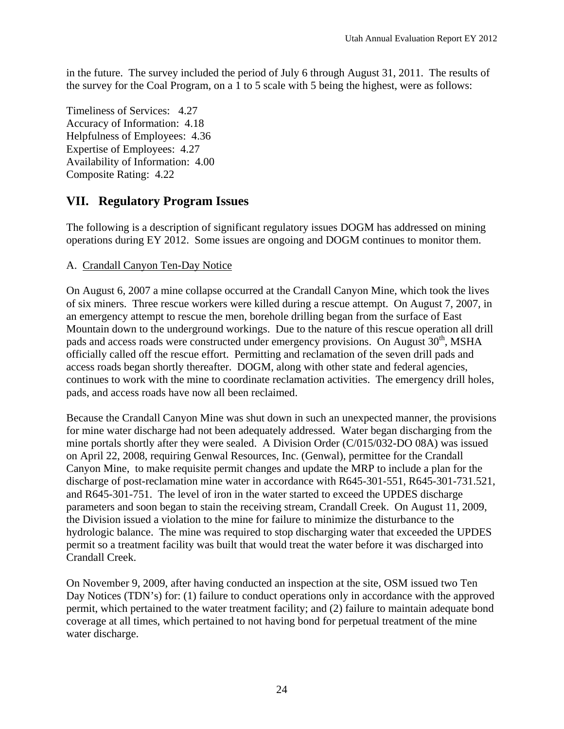in the future. The survey included the period of July 6 through August 31, 2011. The results of the survey for the Coal Program, on a 1 to 5 scale with 5 being the highest, were as follows:

Timeliness of Services: 4.27
Accuracy of Information: 4.18
Helpfulness of Employees: 4.36
Expertise of Employees: 4.27
Availability of Information: 4.00
Composite Rating: 4.22

## VII. Regulatory Program Issues

The following is a description of significant regulatory issues DOGM has addressed on mining operations during EY 2012. Some issues are ongoing and DOGM continues to monitor them.

A. Crandall Canyon Ten-Day Notice

On August 6, 2007 a mine collapse occurred at the Crandall Canyon Mine, which took the lives of six miners. Three rescue workers were killed during a rescue attempt. On August 7, 2007, in an emergency attempt to rescue the men, borehole drilling began from the surface of East Mountain down to the underground workings. Due to the nature of this rescue operation all drill pads and access roads were constructed under emergency provisions. On August 30th, MSHA officially called off the rescue effort. Permitting and reclamation of the seven drill pads and access roads began shortly thereafter. DOGM, along with other state and federal agencies, continues to work with the mine to coordinate reclamation activities. The emergency drill holes, pads, and access roads have now all been reclaimed.

Because the Crandall Canyon Mine was shut down in such an unexpected manner, the provisions for mine water discharge had not been adequately addressed. Water began discharging from the mine portals shortly after they were sealed. A Division Order (C/015/032-DO 08A) was issued on April 22, 2008, requiring Genwal Resources, Inc. (Genwal), permittee for the Crandall Canyon Mine, to make requisite permit changes and update the MRP to include a plan for the discharge of post-reclamation mine water in accordance with R645-301-551, R645-301-731.521, and R645-301-751. The level of iron in the water started to exceed the UPDES discharge parameters and soon began to stain the receiving stream, Crandall Creek. On August 11, 2009, the Division issued a violation to the mine for failure to minimize the disturbance to the hydrologic balance. The mine was required to stop discharging water that exceeded the UPDES permit so a treatment facility was built that would treat the water before it was discharged into Crandall Creek.

On November 9, 2009, after having conducted an inspection at the site, OSM issued two Ten Day Notices (TDN's) for: (1) failure to conduct operations only in accordance with the approved permit, which pertained to the water treatment facility; and (2) failure to maintain adequate bond coverage at all times, which pertained to not having bond for perpetual treatment of the mine water discharge.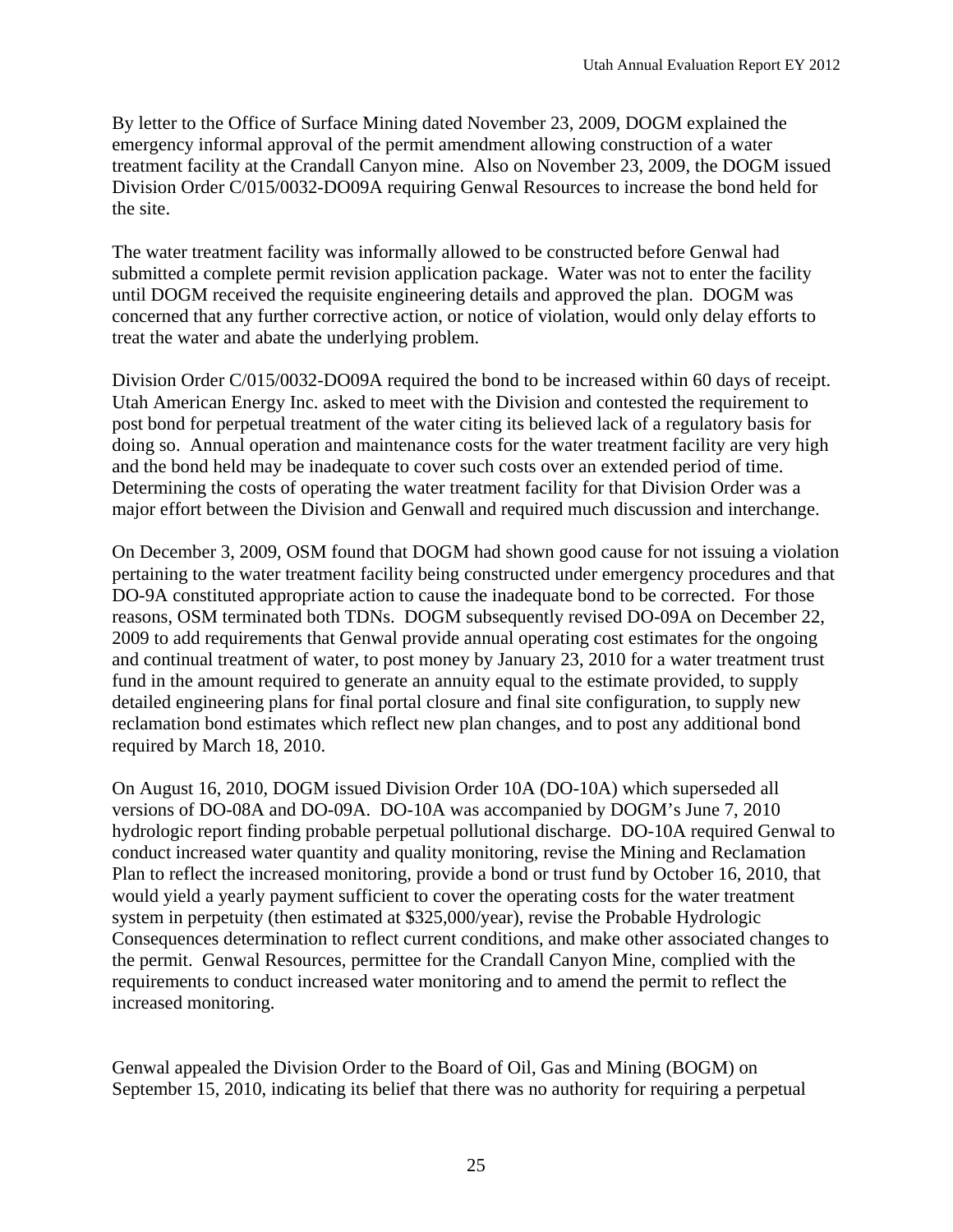By letter to the Office of Surface Mining dated November 23, 2009, DOGM explained the emergency informal approval of the permit amendment allowing construction of a water treatment facility at the Crandall Canyon mine. Also on November 23, 2009, the DOGM issued Division Order C/015/0032-DO09A requiring Genwal Resources to increase the bond held for the site.

The water treatment facility was informally allowed to be constructed before Genwal had submitted a complete permit revision application package. Water was not to enter the facility until DOGM received the requisite engineering details and approved the plan. DOGM was concerned that any further corrective action, or notice of violation, would only delay efforts to treat the water and abate the underlying problem.

Division Order C/015/0032-DO09A required the bond to be increased within 60 days of receipt. Utah American Energy Inc. asked to meet with the Division and contested the requirement to post bond for perpetual treatment of the water citing its believed lack of a regulatory basis for doing so. Annual operation and maintenance costs for the water treatment facility are very high and the bond held may be inadequate to cover such costs over an extended period of time. Determining the costs of operating the water treatment facility for that Division Order was a major effort between the Division and Genwall and required much discussion and interchange.

On December 3, 2009, OSM found that DOGM had shown good cause for not issuing a violation pertaining to the water treatment facility being constructed under emergency procedures and that DO-9A constituted appropriate action to cause the inadequate bond to be corrected. For those reasons, OSM terminated both TDNs. DOGM subsequently revised DO-09A on December 22, 2009 to add requirements that Genwal provide annual operating cost estimates for the ongoing and continual treatment of water, to post money by January 23, 2010 for a water treatment trust fund in the amount required to generate an annuity equal to the estimate provided, to supply detailed engineering plans for final portal closure and final site configuration, to supply new reclamation bond estimates which reflect new plan changes, and to post any additional bond required by March 18, 2010.

On August 16, 2010, DOGM issued Division Order 10A (DO-10A) which superseded all versions of DO-08A and DO-09A. DO-10A was accompanied by DOGM's June 7, 2010 hydrologic report finding probable perpetual pollutional discharge. DO-10A required Genwal to conduct increased water quantity and quality monitoring, revise the Mining and Reclamation Plan to reflect the increased monitoring, provide a bond or trust fund by October 16, 2010, that would yield a yearly payment sufficient to cover the operating costs for the water treatment system in perpetuity (then estimated at $325,000/year), revise the Probable Hydrologic Consequences determination to reflect current conditions, and make other associated changes to the permit. Genwal Resources, permittee for the Crandall Canyon Mine, complied with the requirements to conduct increased water monitoring and to amend the permit to reflect the increased monitoring.

Genwal appealed the Division Order to the Board of Oil, Gas and Mining (BOGM) on September 15, 2010, indicating its belief that there was no authority for requiring a perpetual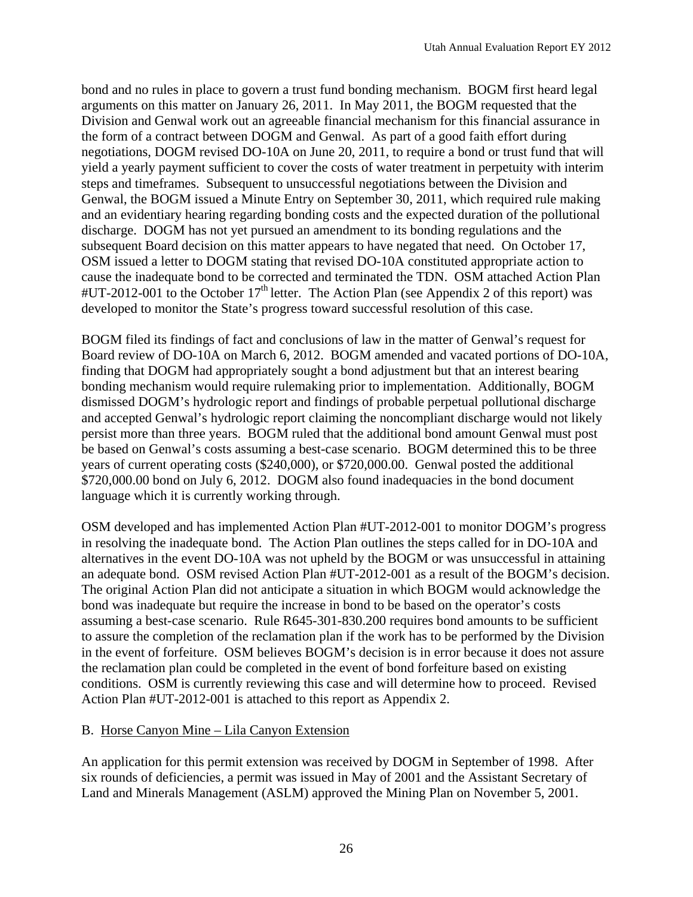bond and no rules in place to govern a trust fund bonding mechanism. BOGM first heard legal arguments on this matter on January 26, 2011. In May 2011, the BOGM requested that the Division and Genwal work out an agreeable financial mechanism for this financial assurance in the form of a contract between DOGM and Genwal. As part of a good faith effort during negotiations, DOGM revised DO-10A on June 20, 2011, to require a bond or trust fund that will yield a yearly payment sufficient to cover the costs of water treatment in perpetuity with interim steps and timeframes. Subsequent to unsuccessful negotiations between the Division and Genwal, the BOGM issued a Minute Entry on September 30, 2011, which required rule making and an evidentiary hearing regarding bonding costs and the expected duration of the pollutional discharge. DOGM has not yet pursued an amendment to its bonding regulations and the subsequent Board decision on this matter appears to have negated that need. On October 17, OSM issued a letter to DOGM stating that revised DO-10A constituted appropriate action to cause the inadequate bond to be corrected and terminated the TDN. OSM attached Action Plan #UT-2012-001 to the October 17th letter. The Action Plan (see Appendix 2 of this report) was developed to monitor the State's progress toward successful resolution of this case.

BOGM filed its findings of fact and conclusions of law in the matter of Genwal's request for Board review of DO-10A on March 6, 2012. BOGM amended and vacated portions of DO-10A, finding that DOGM had appropriately sought a bond adjustment but that an interest bearing bonding mechanism would require rulemaking prior to implementation. Additionally, BOGM dismissed DOGM's hydrologic report and findings of probable perpetual pollutional discharge and accepted Genwal's hydrologic report claiming the noncompliant discharge would not likely persist more than three years. BOGM ruled that the additional bond amount Genwal must post be based on Genwal's costs assuming a best-case scenario. BOGM determined this to be three years of current operating costs ($240,000), or $720,000.00. Genwal posted the additional $720,000.00 bond on July 6, 2012. DOGM also found inadequacies in the bond document language which it is currently working through.

OSM developed and has implemented Action Plan #UT-2012-001 to monitor DOGM's progress in resolving the inadequate bond. The Action Plan outlines the steps called for in DO-10A and alternatives in the event DO-10A was not upheld by the BOGM or was unsuccessful in attaining an adequate bond. OSM revised Action Plan #UT-2012-001 as a result of the BOGM's decision. The original Action Plan did not anticipate a situation in which BOGM would acknowledge the bond was inadequate but require the increase in bond to be based on the operator's costs assuming a best-case scenario. Rule R645-301-830.200 requires bond amounts to be sufficient to assure the completion of the reclamation plan if the work has to be performed by the Division in the event of forfeiture. OSM believes BOGM's decision is in error because it does not assure the reclamation plan could be completed in the event of bond forfeiture based on existing conditions. OSM is currently reviewing this case and will determine how to proceed. Revised Action Plan #UT-2012-001 is attached to this report as Appendix 2.

B. Horse Canyon Mine – Lila Canyon Extension

An application for this permit extension was received by DOGM in September of 1998. After six rounds of deficiencies, a permit was issued in May of 2001 and the Assistant Secretary of Land and Minerals Management (ASLM) approved the Mining Plan on November 5, 2001.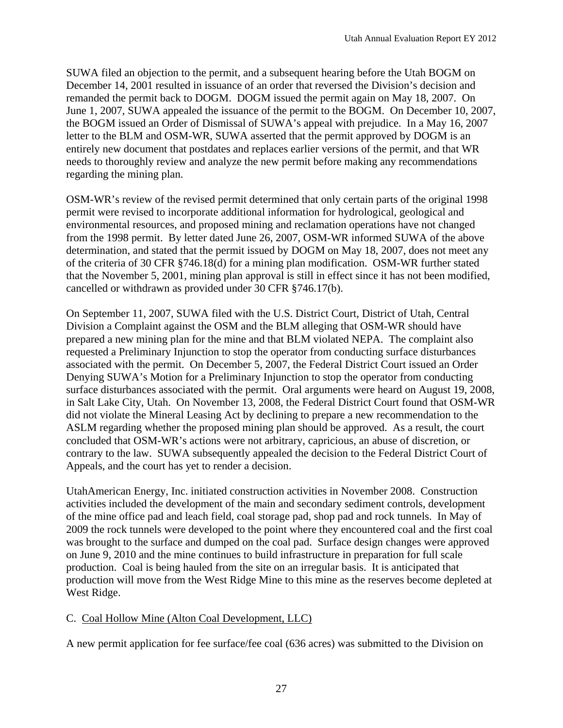SUWA filed an objection to the permit, and a subsequent hearing before the Utah BOGM on December 14, 2001 resulted in issuance of an order that reversed the Division's decision and remanded the permit back to DOGM. DOGM issued the permit again on May 18, 2007. On June 1, 2007, SUWA appealed the issuance of the permit to the BOGM. On December 10, 2007, the BOGM issued an Order of Dismissal of SUWA's appeal with prejudice. In a May 16, 2007 letter to the BLM and OSM-WR, SUWA asserted that the permit approved by DOGM is an entirely new document that postdates and replaces earlier versions of the permit, and that WR needs to thoroughly review and analyze the new permit before making any recommendations regarding the mining plan.

OSM-WR's review of the revised permit determined that only certain parts of the original 1998 permit were revised to incorporate additional information for hydrological, geological and environmental resources, and proposed mining and reclamation operations have not changed from the 1998 permit. By letter dated June 26, 2007, OSM-WR informed SUWA of the above determination, and stated that the permit issued by DOGM on May 18, 2007, does not meet any of the criteria of 30 CFR §746.18(d) for a mining plan modification. OSM-WR further stated that the November 5, 2001, mining plan approval is still in effect since it has not been modified, cancelled or withdrawn as provided under 30 CFR §746.17(b).

On September 11, 2007, SUWA filed with the U.S. District Court, District of Utah, Central Division a Complaint against the OSM and the BLM alleging that OSM-WR should have prepared a new mining plan for the mine and that BLM violated NEPA. The complaint also requested a Preliminary Injunction to stop the operator from conducting surface disturbances associated with the permit. On December 5, 2007, the Federal District Court issued an Order Denying SUWA's Motion for a Preliminary Injunction to stop the operator from conducting surface disturbances associated with the permit. Oral arguments were heard on August 19, 2008, in Salt Lake City, Utah. On November 13, 2008, the Federal District Court found that OSM-WR did not violate the Mineral Leasing Act by declining to prepare a new recommendation to the ASLM regarding whether the proposed mining plan should be approved. As a result, the court concluded that OSM-WR's actions were not arbitrary, capricious, an abuse of discretion, or contrary to the law. SUWA subsequently appealed the decision to the Federal District Court of Appeals, and the court has yet to render a decision.

UtahAmerican Energy, Inc. initiated construction activities in November 2008. Construction activities included the development of the main and secondary sediment controls, development of the mine office pad and leach field, coal storage pad, shop pad and rock tunnels. In May of 2009 the rock tunnels were developed to the point where they encountered coal and the first coal was brought to the surface and dumped on the coal pad. Surface design changes were approved on June 9, 2010 and the mine continues to build infrastructure in preparation for full scale production. Coal is being hauled from the site on an irregular basis. It is anticipated that production will move from the West Ridge Mine to this mine as the reserves become depleted at West Ridge.

### C. Coal Hollow Mine (Alton Coal Development, LLC)

A new permit application for fee surface/fee coal (636 acres) was submitted to the Division on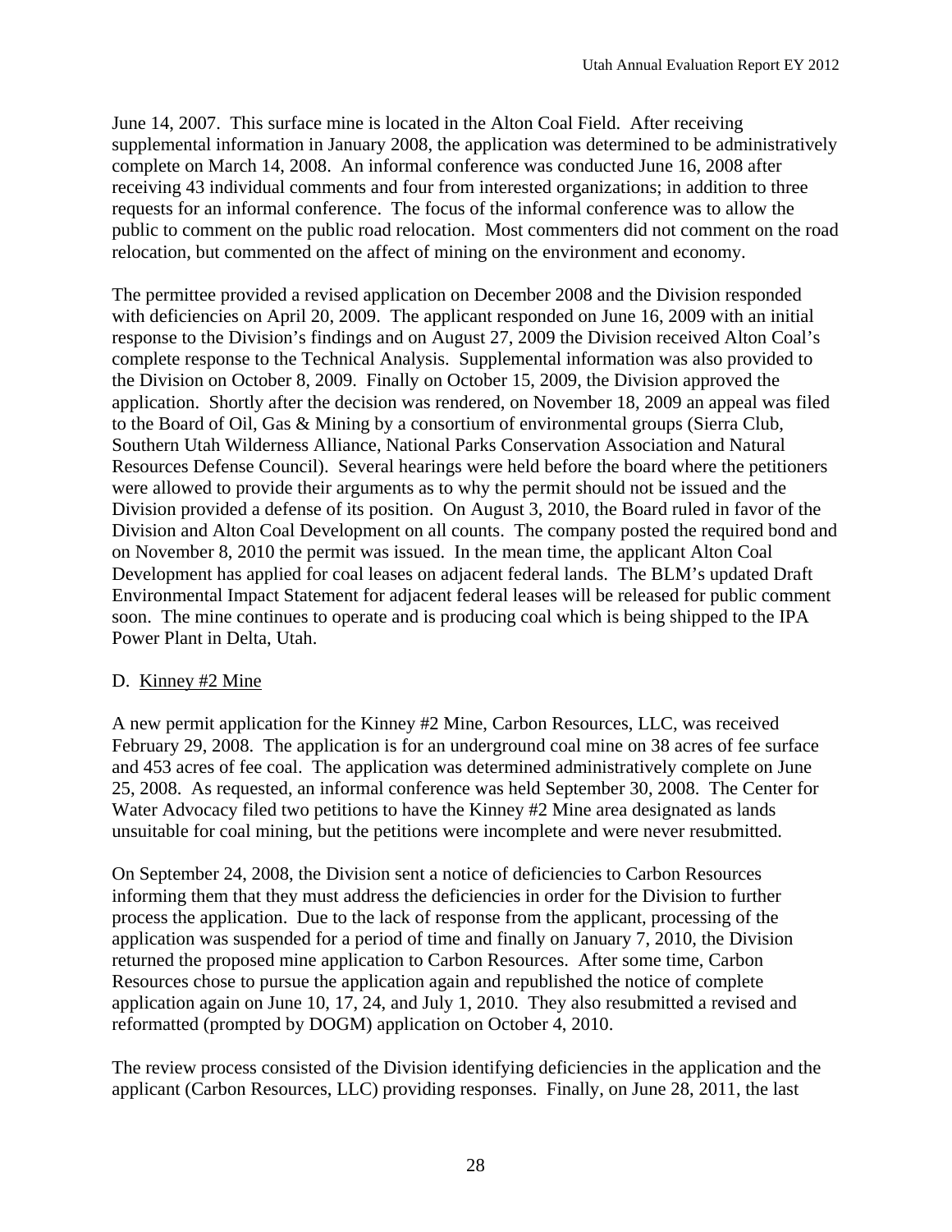June 14, 2007. This surface mine is located in the Alton Coal Field. After receiving supplemental information in January 2008, the application was determined to be administratively complete on March 14, 2008. An informal conference was conducted June 16, 2008 after receiving 43 individual comments and four from interested organizations; in addition to three requests for an informal conference. The focus of the informal conference was to allow the public to comment on the public road relocation. Most commenters did not comment on the road relocation, but commented on the affect of mining on the environment and economy.

The permittee provided a revised application on December 2008 and the Division responded with deficiencies on April 20, 2009. The applicant responded on June 16, 2009 with an initial response to the Division's findings and on August 27, 2009 the Division received Alton Coal's complete response to the Technical Analysis. Supplemental information was also provided to the Division on October 8, 2009. Finally on October 15, 2009, the Division approved the application. Shortly after the decision was rendered, on November 18, 2009 an appeal was filed to the Board of Oil, Gas & Mining by a consortium of environmental groups (Sierra Club, Southern Utah Wilderness Alliance, National Parks Conservation Association and Natural Resources Defense Council). Several hearings were held before the board where the petitioners were allowed to provide their arguments as to why the permit should not be issued and the Division provided a defense of its position. On August 3, 2010, the Board ruled in favor of the Division and Alton Coal Development on all counts. The company posted the required bond and on November 8, 2010 the permit was issued. In the mean time, the applicant Alton Coal Development has applied for coal leases on adjacent federal lands. The BLM's updated Draft Environmental Impact Statement for adjacent federal leases will be released for public comment soon. The mine continues to operate and is producing coal which is being shipped to the IPA Power Plant in Delta, Utah.

D. Kinney #2 Mine

A new permit application for the Kinney #2 Mine, Carbon Resources, LLC, was received February 29, 2008. The application is for an underground coal mine on 38 acres of fee surface and 453 acres of fee coal. The application was determined administratively complete on June 25, 2008. As requested, an informal conference was held September 30, 2008. The Center for Water Advocacy filed two petitions to have the Kinney #2 Mine area designated as lands unsuitable for coal mining, but the petitions were incomplete and were never resubmitted.

On September 24, 2008, the Division sent a notice of deficiencies to Carbon Resources informing them that they must address the deficiencies in order for the Division to further process the application. Due to the lack of response from the applicant, processing of the application was suspended for a period of time and finally on January 7, 2010, the Division returned the proposed mine application to Carbon Resources. After some time, Carbon Resources chose to pursue the application again and republished the notice of complete application again on June 10, 17, 24, and July 1, 2010. They also resubmitted a revised and reformatted (prompted by DOGM) application on October 4, 2010.

The review process consisted of the Division identifying deficiencies in the application and the applicant (Carbon Resources, LLC) providing responses. Finally, on June 28, 2011, the last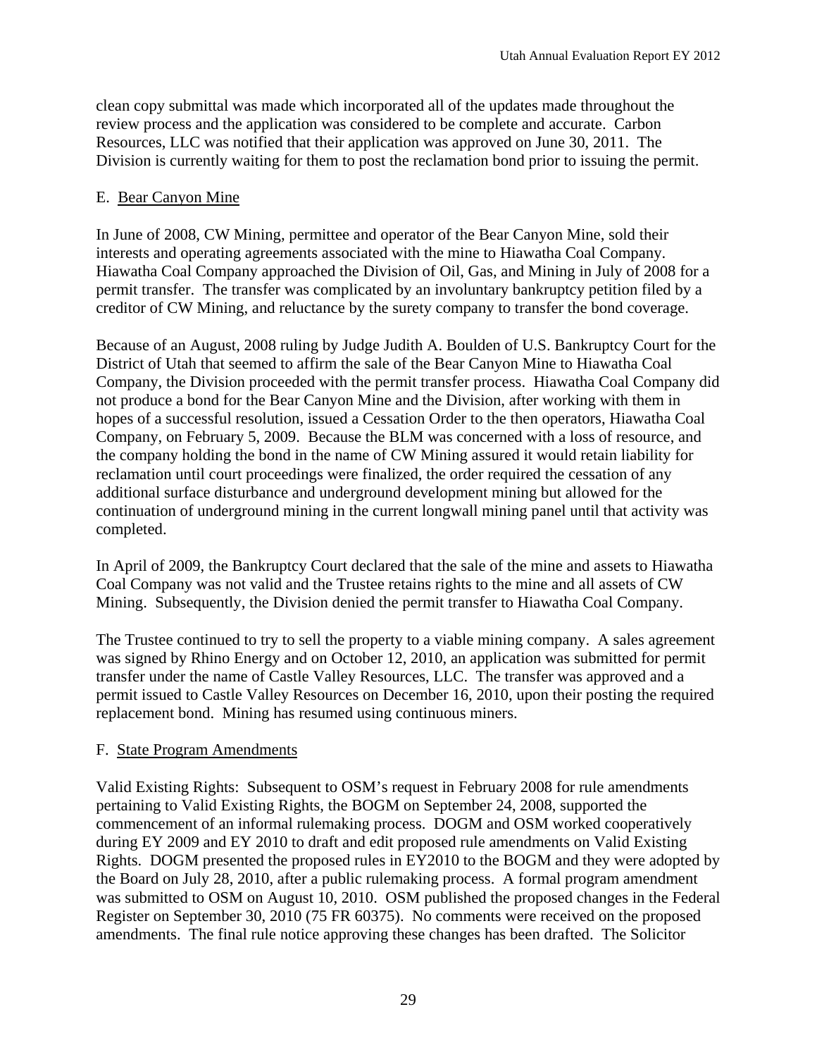clean copy submittal was made which incorporated all of the updates made throughout the review process and the application was considered to be complete and accurate. Carbon Resources, LLC was notified that their application was approved on June 30, 2011. The Division is currently waiting for them to post the reclamation bond prior to issuing the permit.

E. Bear Canyon Mine

In June of 2008, CW Mining, permittee and operator of the Bear Canyon Mine, sold their interests and operating agreements associated with the mine to Hiawatha Coal Company. Hiawatha Coal Company approached the Division of Oil, Gas, and Mining in July of 2008 for a permit transfer. The transfer was complicated by an involuntary bankruptcy petition filed by a creditor of CW Mining, and reluctance by the surety company to transfer the bond coverage.

Because of an August, 2008 ruling by Judge Judith A. Boulden of U.S. Bankruptcy Court for the District of Utah that seemed to affirm the sale of the Bear Canyon Mine to Hiawatha Coal Company, the Division proceeded with the permit transfer process. Hiawatha Coal Company did not produce a bond for the Bear Canyon Mine and the Division, after working with them in hopes of a successful resolution, issued a Cessation Order to the then operators, Hiawatha Coal Company, on February 5, 2009. Because the BLM was concerned with a loss of resource, and the company holding the bond in the name of CW Mining assured it would retain liability for reclamation until court proceedings were finalized, the order required the cessation of any additional surface disturbance and underground development mining but allowed for the continuation of underground mining in the current longwall mining panel until that activity was completed.

In April of 2009, the Bankruptcy Court declared that the sale of the mine and assets to Hiawatha Coal Company was not valid and the Trustee retains rights to the mine and all assets of CW Mining. Subsequently, the Division denied the permit transfer to Hiawatha Coal Company.

The Trustee continued to try to sell the property to a viable mining company. A sales agreement was signed by Rhino Energy and on October 12, 2010, an application was submitted for permit transfer under the name of Castle Valley Resources, LLC. The transfer was approved and a permit issued to Castle Valley Resources on December 16, 2010, upon their posting the required replacement bond. Mining has resumed using continuous miners.

F. State Program Amendments

Valid Existing Rights: Subsequent to OSM's request in February 2008 for rule amendments pertaining to Valid Existing Rights, the BOGM on September 24, 2008, supported the commencement of an informal rulemaking process. DOGM and OSM worked cooperatively during EY 2009 and EY 2010 to draft and edit proposed rule amendments on Valid Existing Rights. DOGM presented the proposed rules in EY2010 to the BOGM and they were adopted by the Board on July 28, 2010, after a public rulemaking process. A formal program amendment was submitted to OSM on August 10, 2010. OSM published the proposed changes in the Federal Register on September 30, 2010 (75 FR 60375). No comments were received on the proposed amendments. The final rule notice approving these changes has been drafted. The Solicitor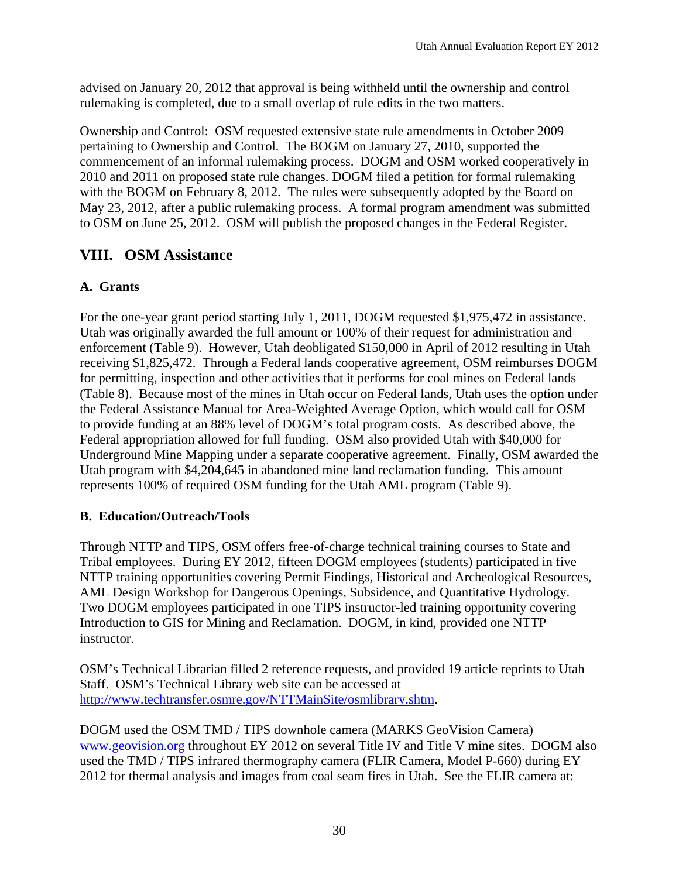advised on January 20, 2012 that approval is being withheld until the ownership and control rulemaking is completed, due to a small overlap of rule edits in the two matters.

Ownership and Control: OSM requested extensive state rule amendments in October 2009 pertaining to Ownership and Control. The BOGM on January 27, 2010, supported the commencement of an informal rulemaking process. DOGM and OSM worked cooperatively in 2010 and 2011 on proposed state rule changes. DOGM filed a petition for formal rulemaking with the BOGM on February 8, 2012. The rules were subsequently adopted by the Board on May 23, 2012, after a public rulemaking process. A formal program amendment was submitted to OSM on June 25, 2012. OSM will publish the proposed changes in the Federal Register.

## VIII. OSM Assistance

### A. Grants

For the one-year grant period starting July 1, 2011, DOGM requested $1,975,472 in assistance. Utah was originally awarded the full amount or 100% of their request for administration and enforcement (Table 9). However, Utah deobligated $150,000 in April of 2012 resulting in Utah receiving $1,825,472. Through a Federal lands cooperative agreement, OSM reimburses DOGM for permitting, inspection and other activities that it performs for coal mines on Federal lands (Table 8). Because most of the mines in Utah occur on Federal lands, Utah uses the option under the Federal Assistance Manual for Area-Weighted Average Option, which would call for OSM to provide funding at an 88% level of DOGM's total program costs. As described above, the Federal appropriation allowed for full funding. OSM also provided Utah with $40,000 for Underground Mine Mapping under a separate cooperative agreement. Finally, OSM awarded the Utah program with $4,204,645 in abandoned mine land reclamation funding. This amount represents 100% of required OSM funding for the Utah AML program (Table 9).

### B. Education/Outreach/Tools

Through NTTP and TIPS, OSM offers free-of-charge technical training courses to State and Tribal employees. During EY 2012, fifteen DOGM employees (students) participated in five NTTP training opportunities covering Permit Findings, Historical and Archeological Resources, AML Design Workshop for Dangerous Openings, Subsidence, and Quantitative Hydrology. Two DOGM employees participated in one TIPS instructor-led training opportunity covering Introduction to GIS for Mining and Reclamation. DOGM, in kind, provided one NTTP instructor.

OSM's Technical Librarian filled 2 reference requests, and provided 19 article reprints to Utah Staff. OSM's Technical Library web site can be accessed at [http://www.techtransfer.osmre.gov/NTTMainSite/osmlibrary.shtm](http://www.techtransfer.osmre.gov/NTTMainSite/osmlibrary.shtm).

DOGM used the OSM TMD / TIPS downhole camera (MARKS GeoVision Camera) [www.geovision.org](http://www.geovision.org) throughout EY 2012 on several Title IV and Title V mine sites. DOGM also used the TMD / TIPS infrared thermography camera (FLIR Camera, Model P-660) during EY 2012 for thermal analysis and images from coal seam fires in Utah. See the FLIR camera at: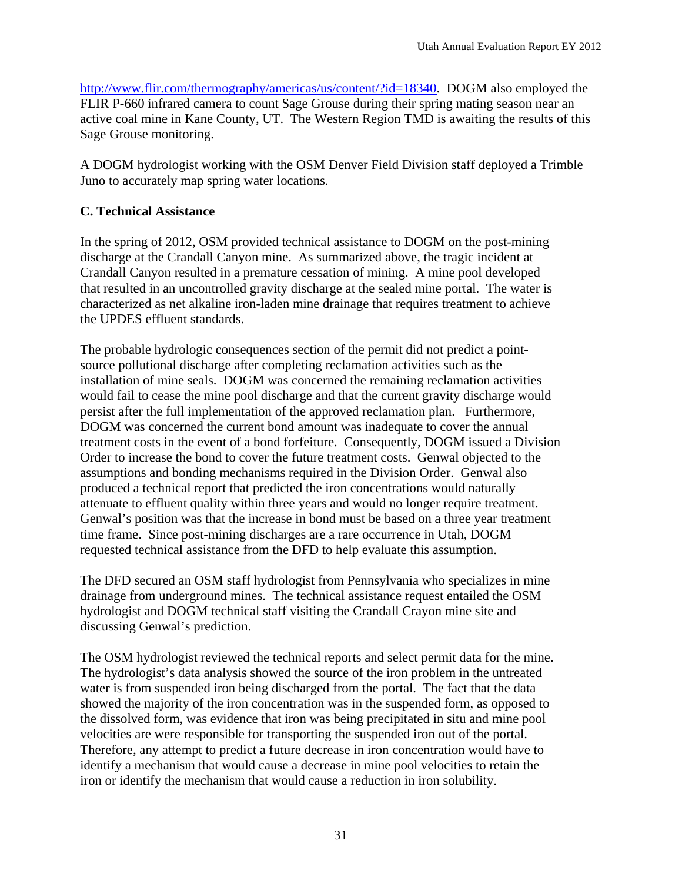http://www.flir.com/thermography/americas/us/content/?id=18340. DOGM also employed the FLIR P-660 infrared camera to count Sage Grouse during their spring mating season near an active coal mine in Kane County, UT. The Western Region TMD is awaiting the results of this Sage Grouse monitoring.

A DOGM hydrologist working with the OSM Denver Field Division staff deployed a Trimble Juno to accurately map spring water locations.

**C. Technical Assistance**

In the spring of 2012, OSM provided technical assistance to DOGM on the post-mining discharge at the Crandall Canyon mine. As summarized above, the tragic incident at Crandall Canyon resulted in a premature cessation of mining. A mine pool developed that resulted in an uncontrolled gravity discharge at the sealed mine portal. The water is characterized as net alkaline iron-laden mine drainage that requires treatment to achieve the UPDES effluent standards.

The probable hydrologic consequences section of the permit did not predict a point-source pollutional discharge after completing reclamation activities such as the installation of mine seals. DOGM was concerned the remaining reclamation activities would fail to cease the mine pool discharge and that the current gravity discharge would persist after the full implementation of the approved reclamation plan. Furthermore, DOGM was concerned the current bond amount was inadequate to cover the annual treatment costs in the event of a bond forfeiture. Consequently, DOGM issued a Division Order to increase the bond to cover the future treatment costs. Genwal objected to the assumptions and bonding mechanisms required in the Division Order. Genwal also produced a technical report that predicted the iron concentrations would naturally attenuate to effluent quality within three years and would no longer require treatment. Genwal's position was that the increase in bond must be based on a three year treatment time frame. Since post-mining discharges are a rare occurrence in Utah, DOGM requested technical assistance from the DFD to help evaluate this assumption.

The DFD secured an OSM staff hydrologist from Pennsylvania who specializes in mine drainage from underground mines. The technical assistance request entailed the OSM hydrologist and DOGM technical staff visiting the Crandall Crayon mine site and discussing Genwal's prediction.

The OSM hydrologist reviewed the technical reports and select permit data for the mine. The hydrologist's data analysis showed the source of the iron problem in the untreated water is from suspended iron being discharged from the portal. The fact that the data showed the majority of the iron concentration was in the suspended form, as opposed to the dissolved form, was evidence that iron was being precipitated in situ and mine pool velocities are were responsible for transporting the suspended iron out of the portal. Therefore, any attempt to predict a future decrease in iron concentration would have to identify a mechanism that would cause a decrease in mine pool velocities to retain the iron or identify the mechanism that would cause a reduction in iron solubility.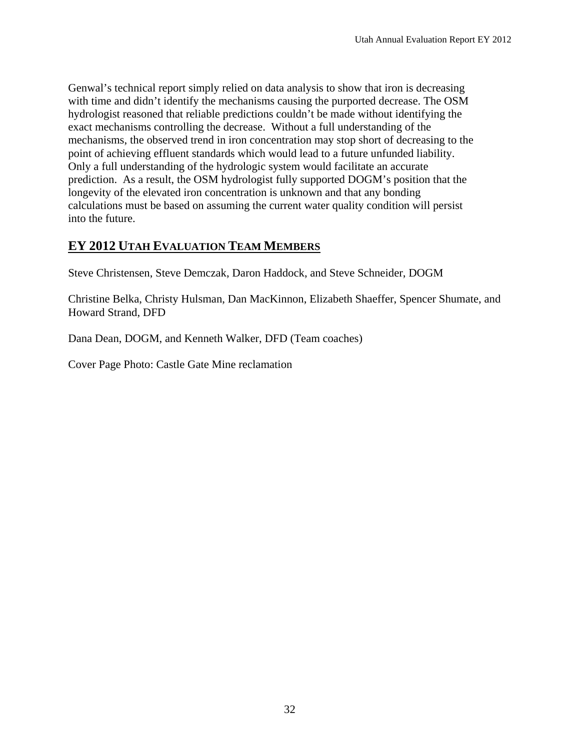Genwal's technical report simply relied on data analysis to show that iron is decreasing with time and didn't identify the mechanisms causing the purported decrease. The OSM hydrologist reasoned that reliable predictions couldn't be made without identifying the exact mechanisms controlling the decrease. Without a full understanding of the mechanisms, the observed trend in iron concentration may stop short of decreasing to the point of achieving effluent standards which would lead to a future unfunded liability. Only a full understanding of the hydrologic system would facilitate an accurate prediction. As a result, the OSM hydrologist fully supported DOGM's position that the longevity of the elevated iron concentration is unknown and that any bonding calculations must be based on assuming the current water quality condition will persist into the future.

## EY 2012 UTAH EVALUATION TEAM MEMBERS

Steve Christensen, Steve Demczak, Daron Haddock, and Steve Schneider, DOGM

Christine Belka, Christy Hulsman, Dan MacKinnon, Elizabeth Shaeffer, Spencer Shumate, and Howard Strand, DFD

Dana Dean, DOGM, and Kenneth Walker, DFD (Team coaches)

Cover Page Photo: Castle Gate Mine reclamation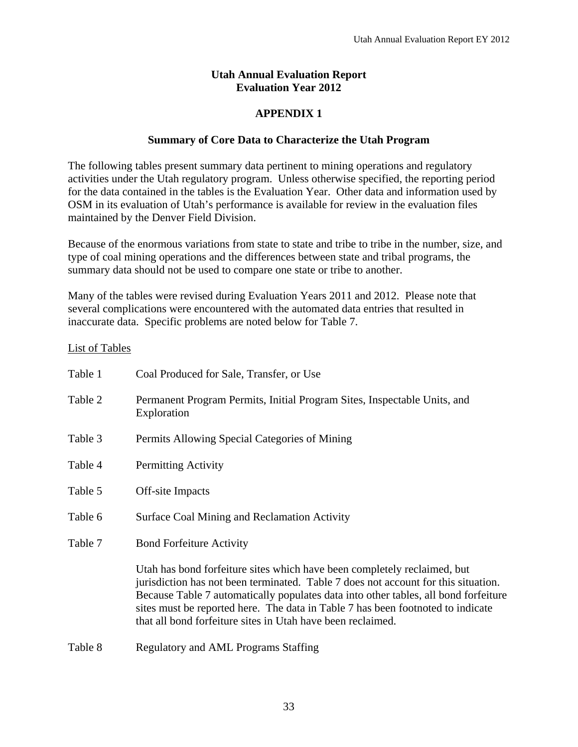# Utah Annual Evaluation Report
# Evaluation Year 2012

## APPENDIX 1

### Summary of Core Data to Characterize the Utah Program

The following tables present summary data pertinent to mining operations and regulatory activities under the Utah regulatory program. Unless otherwise specified, the reporting period for the data contained in the tables is the Evaluation Year. Other data and information used by OSM in its evaluation of Utah's performance is available for review in the evaluation files maintained by the Denver Field Division.

Because of the enormous variations from state to state and tribe to tribe in the number, size, and type of coal mining operations and the differences between state and tribal programs, the summary data should not be used to compare one state or tribe to another.

Many of the tables were revised during Evaluation Years 2011 and 2012. Please note that several complications were encountered with the automated data entries that resulted in inaccurate data. Specific problems are noted below for Table 7.

<u>List of Tables</u>

Table 1 Coal Produced for Sale, Transfer, or Use

Table 2 Permanent Program Permits, Initial Program Sites, Inspectable Units, and Exploration

Table 3 Permits Allowing Special Categories of Mining

Table 4 Permitting Activity

Table 5 Off-site Impacts

Table 6 Surface Coal Mining and Reclamation Activity

Table 7 Bond Forfeiture Activity

Utah has bond forfeiture sites which have been completely reclaimed, but jurisdiction has not been terminated. Table 7 does not account for this situation. Because Table 7 automatically populates data into other tables, all bond forfeiture sites must be reported here. The data in Table 7 has been footnoted to indicate that all bond forfeiture sites in Utah have been reclaimed.

Table 8 Regulatory and AML Programs Staffing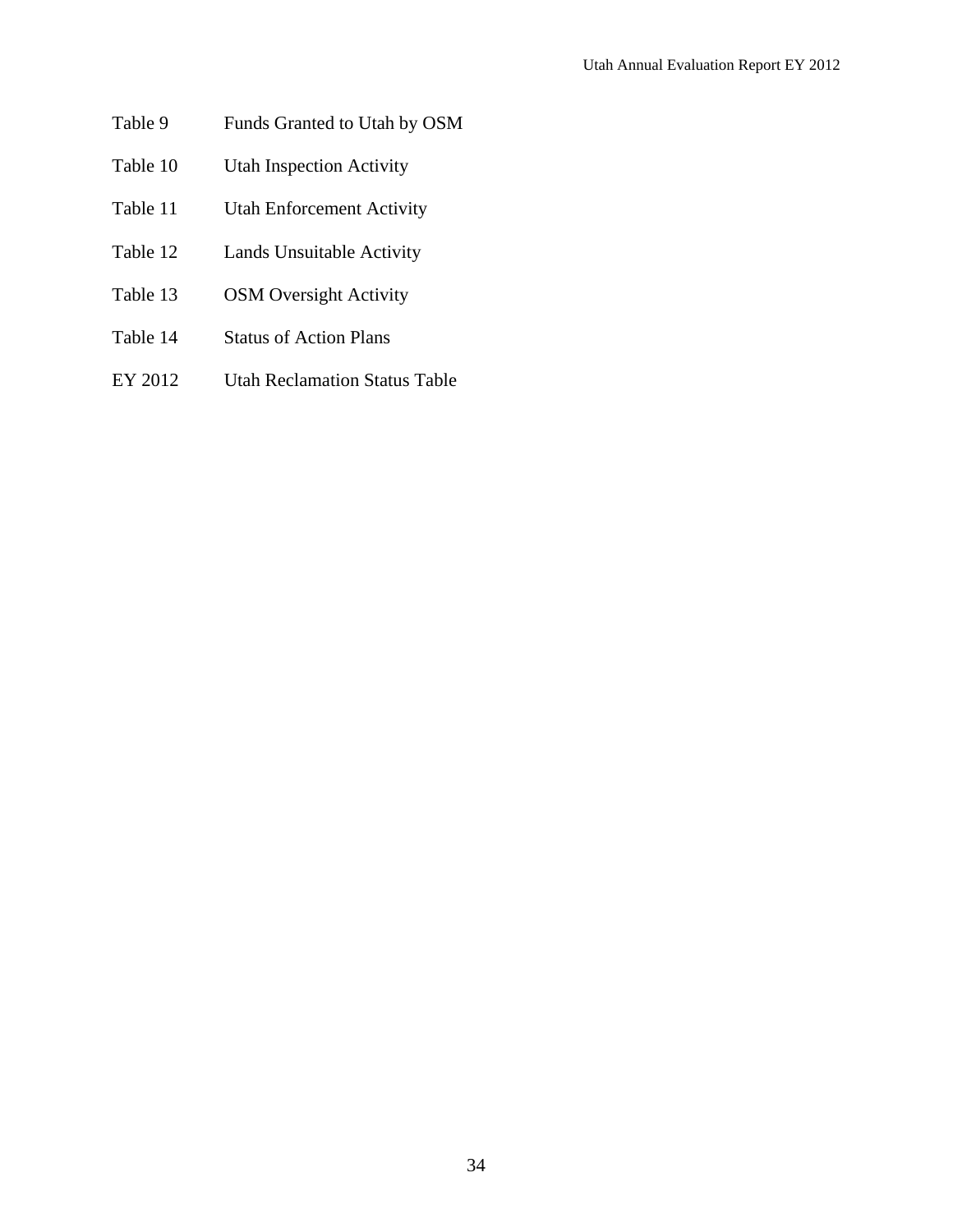Table 9 Funds Granted to Utah by OSM

Table 10 Utah Inspection Activity

Table 11 Utah Enforcement Activity

Table 12 Lands Unsuitable Activity

Table 13 OSM Oversight Activity

Table 14 Status of Action Plans

EY 2012 Utah Reclamation Status Table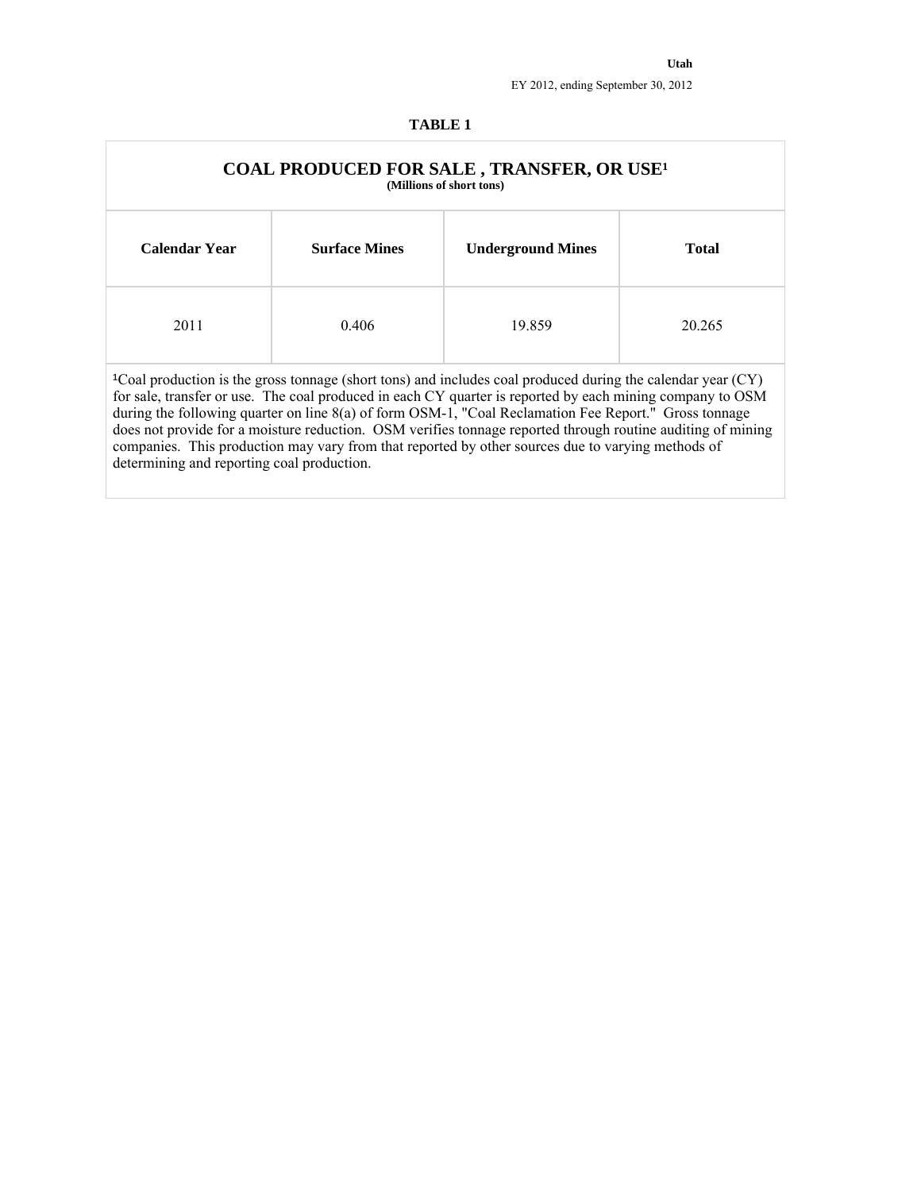**Utah**

EY 2012, ending September 30, 2012

**TABLE 1**

## COAL PRODUCED FOR SALE , TRANSFER, OR USE[1]

**(Millions of short tons)**

| Calendar Year | Surface Mines | Underground Mines | Total |
|---|---|---|---|
| 2011 | 0.406 | 19.859 | 20.265 |

[1]Coal production is the gross tonnage (short tons) and includes coal produced during the calendar year (CY) for sale, transfer or use. The coal produced in each CY quarter is reported by each mining company to OSM during the following quarter on line 8(a) of form OSM-1, "Coal Reclamation Fee Report." Gross tonnage does not provide for a moisture reduction. OSM verifies tonnage reported through routine auditing of mining companies. This production may vary from that reported by other sources due to varying methods of determining and reporting coal production.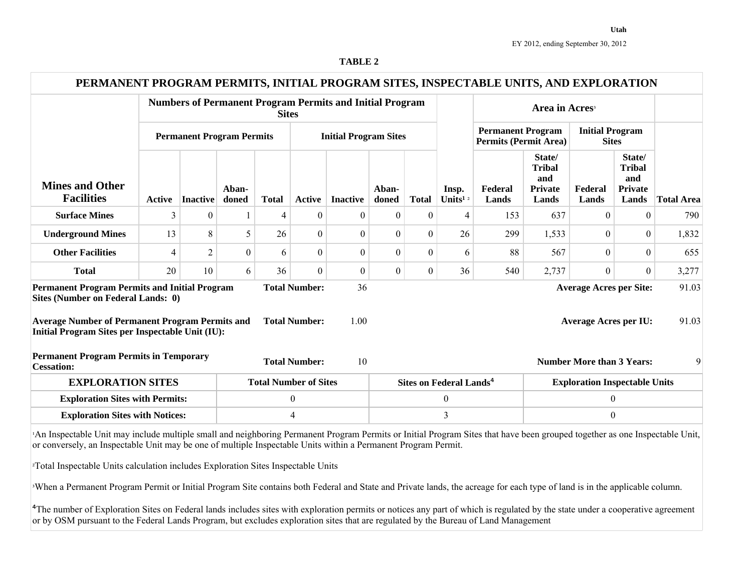Utah

EY 2012, ending September 30, 2012

**TABLE 2**

## PERMANENT PROGRAM PERMITS, INITIAL PROGRAM SITES, INSPECTABLE UNITS, AND EXPLORATION

| Mines and Other Facilities | Numbers of Permanent Program Permits and Initial Program Sites | | | | | | | | | Area in Acres[3] | | | | |
|---|---|---|---|---|---|---|---|---|---|---|---|---|---|---|
| | Permanent Program Permits | | | | Initial Program Sites | | | | | Permanent Program Permits (Permit Area) | | Initial Program Sites | | |
| | Active | Inactive | Aban-doned | Total | Active | Inactive | Aban-doned | Total | Insp. Units[1 2] | Federal Lands | State/ Tribal and Private Lands | Federal Lands | State/ Tribal and Private Lands | Total Area |
| **Surface Mines** | 3 | 0 | 1 | 4 | 0 | 0 | 0 | 0 | 4 | 153 | 637 | 0 | 0 | 790 |
| **Underground Mines** | 13 | 8 | 5 | 26 | 0 | 0 | 0 | 0 | 26 | 299 | 1,533 | 0 | 0 | 1,832 |
| **Other Facilities** | 4 | 2 | 0 | 6 | 0 | 0 | 0 | 0 | 6 | 88 | 567 | 0 | 0 | 655 |
| **Total** | 20 | 10 | 6 | 36 | 0 | 0 | 0 | 0 | 36 | 540 | 2,737 | 0 | 0 | 3,277 |

**Permanent Program Permits and Initial Program Sites (Number on Federal Lands: 0)** — **Total Number:** 36 — **Average Acres per Site:** 91.03

**Average Number of Permanent Program Permits and Initial Program Sites per Inspectable Unit (IU):** — **Total Number:** 1.00 — **Average Acres per IU:** 91.03

**Permanent Program Permits in Temporary Cessation:** — **Total Number:** 10 — **Number More than 3 Years:** 9

| EXPLORATION SITES | Total Number of Sites | Sites on Federal Lands[4] | Exploration Inspectable Units |
|---|---|---|---|
| **Exploration Sites with Permits:** | 0 | 0 | 0 |
| **Exploration Sites with Notices:** | 4 | 3 | 0 |

[1]An Inspectable Unit may include multiple small and neighboring Permanent Program Permits or Initial Program Sites that have been grouped together as one Inspectable Unit, or conversely, an Inspectable Unit may be one of multiple Inspectable Units within a Permanent Program Permit.

[2]Total Inspectable Units calculation includes Exploration Sites Inspectable Units

[3]When a Permanent Program Permit or Initial Program Site contains both Federal and State and Private lands, the acreage for each type of land is in the applicable column.

[4]The number of Exploration Sites on Federal lands includes sites with exploration permits or notices any part of which is regulated by the state under a cooperative agreement or by OSM pursuant to the Federal Lands Program, but excludes exploration sites that are regulated by the Bureau of Land Management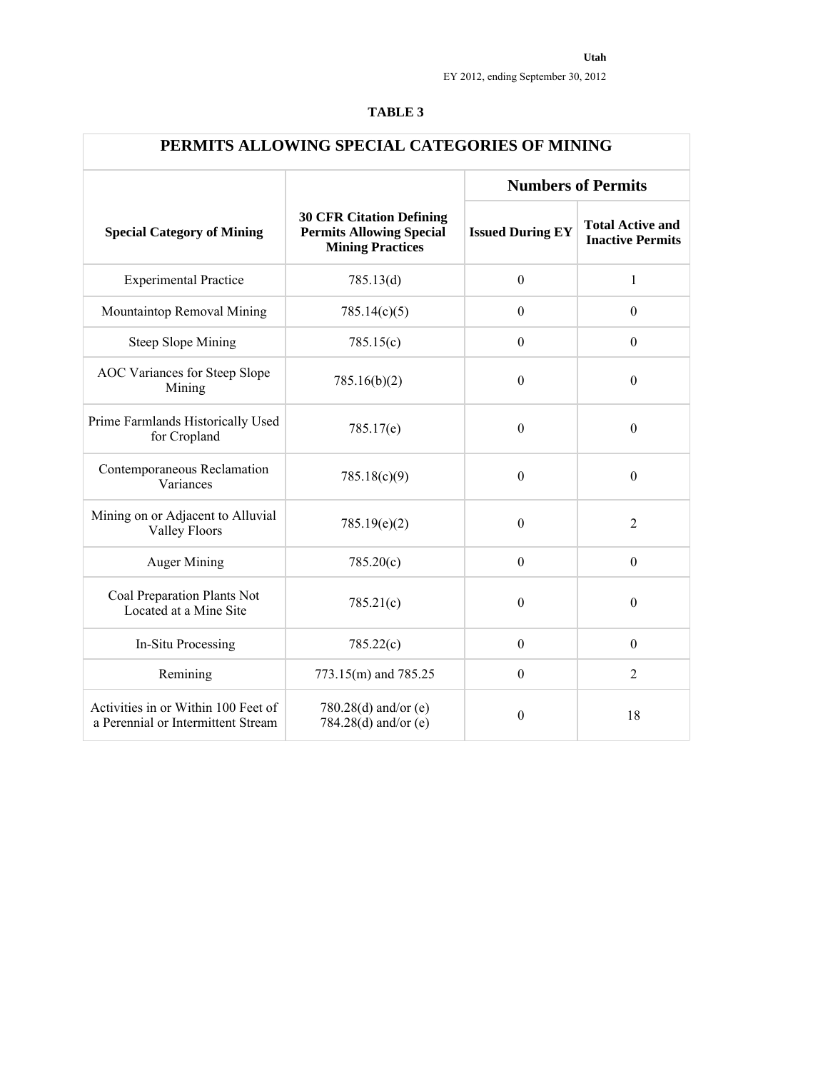Utah

EY 2012, ending September 30, 2012

**TABLE 3**

| PERMITS ALLOWING SPECIAL CATEGORIES OF MINING | | | |
|---|---|---|---|
| | | **Numbers of Permits** | |
| **Special Category of Mining** | **30 CFR Citation Defining Permits Allowing Special Mining Practices** | **Issued During EY** | **Total Active and Inactive Permits** |
| Experimental Practice | 785.13(d) | 0 | 1 |
| Mountaintop Removal Mining | 785.14(c)(5) | 0 | 0 |
| Steep Slope Mining | 785.15(c) | 0 | 0 |
| AOC Variances for Steep Slope Mining | 785.16(b)(2) | 0 | 0 |
| Prime Farmlands Historically Used for Cropland | 785.17(e) | 0 | 0 |
| Contemporaneous Reclamation Variances | 785.18(c)(9) | 0 | 0 |
| Mining on or Adjacent to Alluvial Valley Floors | 785.19(e)(2) | 0 | 2 |
| Auger Mining | 785.20(c) | 0 | 0 |
| Coal Preparation Plants Not Located at a Mine Site | 785.21(c) | 0 | 0 |
| In-Situ Processing | 785.22(c) | 0 | 0 |
| Remining | 773.15(m) and 785.25 | 0 | 2 |
| Activities in or Within 100 Feet of a Perennial or Intermittent Stream | 780.28(d) and/or (e) 784.28(d) and/or (e) | 0 | 18 |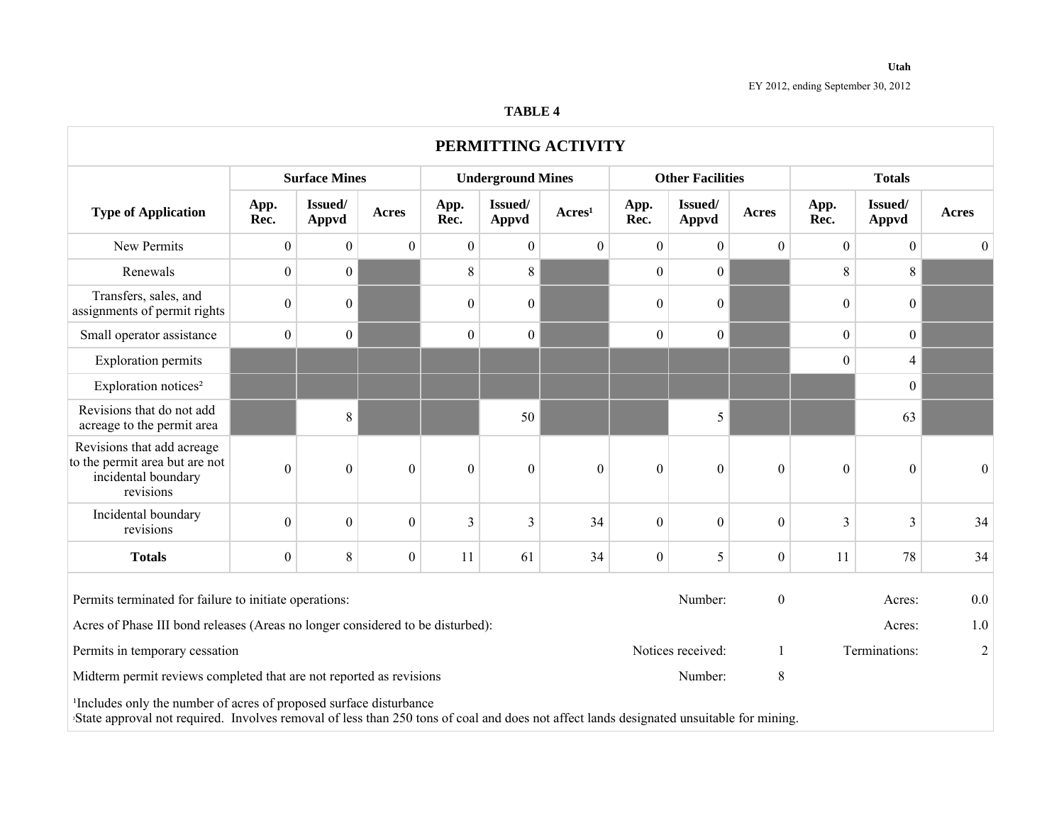Utah

EY 2012, ending September 30, 2012

**TABLE 4**

## PERMITTING ACTIVITY

| Type of Application | Surface Mines | | | Underground Mines | | | Other Facilities | | | Totals | | |
|---|---|---|---|---|---|---|---|---|---|---|---|---|
| | App. Rec. | Issued/ Appvd | Acres | App. Rec. | Issued/ Appvd | Acres[1] | App. Rec. | Issued/ Appvd | Acres | App. Rec. | Issued/ Appvd | Acres |
| New Permits | 0 | 0 | 0 | 0 | 0 | 0 | 0 | 0 | 0 | 0 | 0 | 0 |
| Renewals | 0 | 0 | | 8 | 8 | | 0 | 0 | | 8 | 8 | |
| Transfers, sales, and assignments of permit rights | 0 | 0 | | 0 | 0 | | 0 | 0 | | 0 | 0 | |
| Small operator assistance | 0 | 0 | | 0 | 0 | | 0 | 0 | | 0 | 0 | |
| Exploration permits | | | | | | | | | | 0 | 4 | |
| Exploration notices[2] | | | | | | | | | | | 0 | |
| Revisions that do not add acreage to the permit area | | 8 | | | 50 | | | 5 | | | 63 | |
| Revisions that add acreage to the permit area but are not incidental boundary revisions | 0 | 0 | 0 | 0 | 0 | 0 | 0 | 0 | 0 | 0 | 0 | 0 |
| Incidental boundary revisions | 0 | 0 | 0 | 3 | 3 | 34 | 0 | 0 | 0 | 3 | 3 | 34 |
| **Totals** | 0 | 8 | 0 | 11 | 61 | 34 | 0 | 5 | 0 | 11 | 78 | 34 |

Permits terminated for failure to initiate operations: Number: 0 Acres: 0.0

Acres of Phase III bond releases (Areas no longer considered to be disturbed): Acres: 1.0

Permits in temporary cessation Notices received: 1 Terminations: 2

Midterm permit reviews completed that are not reported as revisions Number: 8

[1]Includes only the number of acres of proposed surface disturbance

[2]State approval not required. Involves removal of less than 250 tons of coal and does not affect lands designated unsuitable for mining.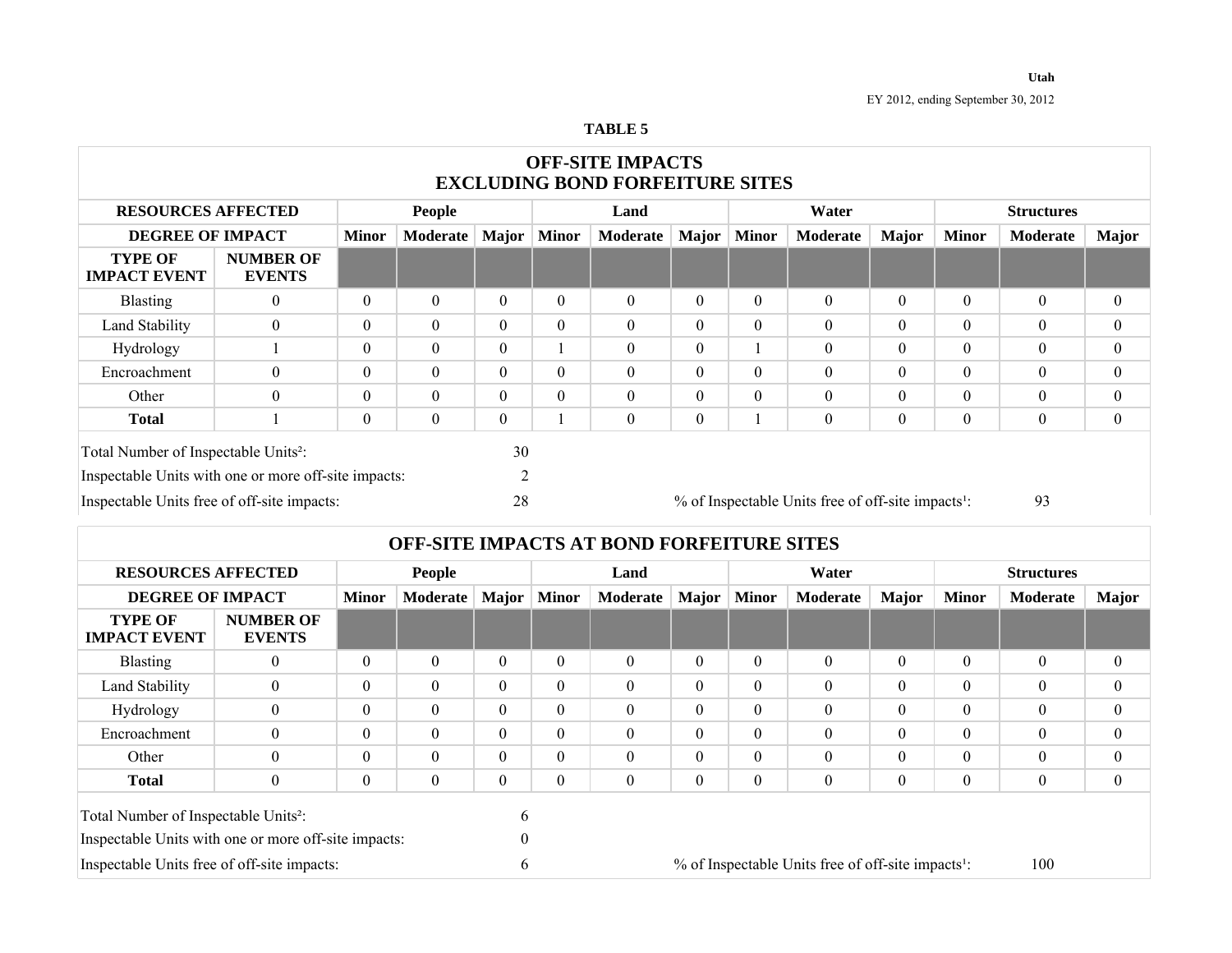Utah

EY 2012, ending September 30, 2012

## TABLE 5

### OFF-SITE IMPACTS EXCLUDING BOND FORFEITURE SITES

| RESOURCES AFFECTED | | People | | | Land | | | Water | | | Structures | | |
|---|---|---|---|---|---|---|---|---|---|---|---|---|---|
| DEGREE OF IMPACT | | Minor | Moderate | Major | Minor | Moderate | Major | Minor | Moderate | Major | Minor | Moderate | Major |
| TYPE OF IMPACT EVENT | NUMBER OF EVENTS | | | | | | | | | | | | |
| Blasting | 0 | 0 | 0 | 0 | 0 | 0 | 0 | 0 | 0 | 0 | 0 | 0 | 0 |
| Land Stability | 0 | 0 | 0 | 0 | 0 | 0 | 0 | 0 | 0 | 0 | 0 | 0 | 0 |
| Hydrology | 1 | 0 | 0 | 0 | 1 | 0 | 0 | 1 | 0 | 0 | 0 | 0 | 0 |
| Encroachment | 0 | 0 | 0 | 0 | 0 | 0 | 0 | 0 | 0 | 0 | 0 | 0 | 0 |
| Other | 0 | 0 | 0 | 0 | 0 | 0 | 0 | 0 | 0 | 0 | 0 | 0 | 0 |
| **Total** | 1 | 0 | 0 | 0 | 1 | 0 | 0 | 1 | 0 | 0 | 0 | 0 | 0 |

Total Number of Inspectable Units[2]: 30

Inspectable Units with one or more off-site impacts: 2

Inspectable Units free of off-site impacts: 28

% of Inspectable Units free of off-site impacts[1]: 93

### OFF-SITE IMPACTS AT BOND FORFEITURE SITES

| RESOURCES AFFECTED | | People | | | Land | | | Water | | | Structures | | |
|---|---|---|---|---|---|---|---|---|---|---|---|---|---|
| DEGREE OF IMPACT | | Minor | Moderate | Major | Minor | Moderate | Major | Minor | Moderate | Major | Minor | Moderate | Major |
| TYPE OF IMPACT EVENT | NUMBER OF EVENTS | | | | | | | | | | | | |
| Blasting | 0 | 0 | 0 | 0 | 0 | 0 | 0 | 0 | 0 | 0 | 0 | 0 | 0 |
| Land Stability | 0 | 0 | 0 | 0 | 0 | 0 | 0 | 0 | 0 | 0 | 0 | 0 | 0 |
| Hydrology | 0 | 0 | 0 | 0 | 0 | 0 | 0 | 0 | 0 | 0 | 0 | 0 | 0 |
| Encroachment | 0 | 0 | 0 | 0 | 0 | 0 | 0 | 0 | 0 | 0 | 0 | 0 | 0 |
| Other | 0 | 0 | 0 | 0 | 0 | 0 | 0 | 0 | 0 | 0 | 0 | 0 | 0 |
| **Total** | 0 | 0 | 0 | 0 | 0 | 0 | 0 | 0 | 0 | 0 | 0 | 0 | 0 |

Total Number of Inspectable Units[2]: 6

Inspectable Units with one or more off-site impacts: 0

Inspectable Units free of off-site impacts: 6

% of Inspectable Units free of off-site impacts[1]: 100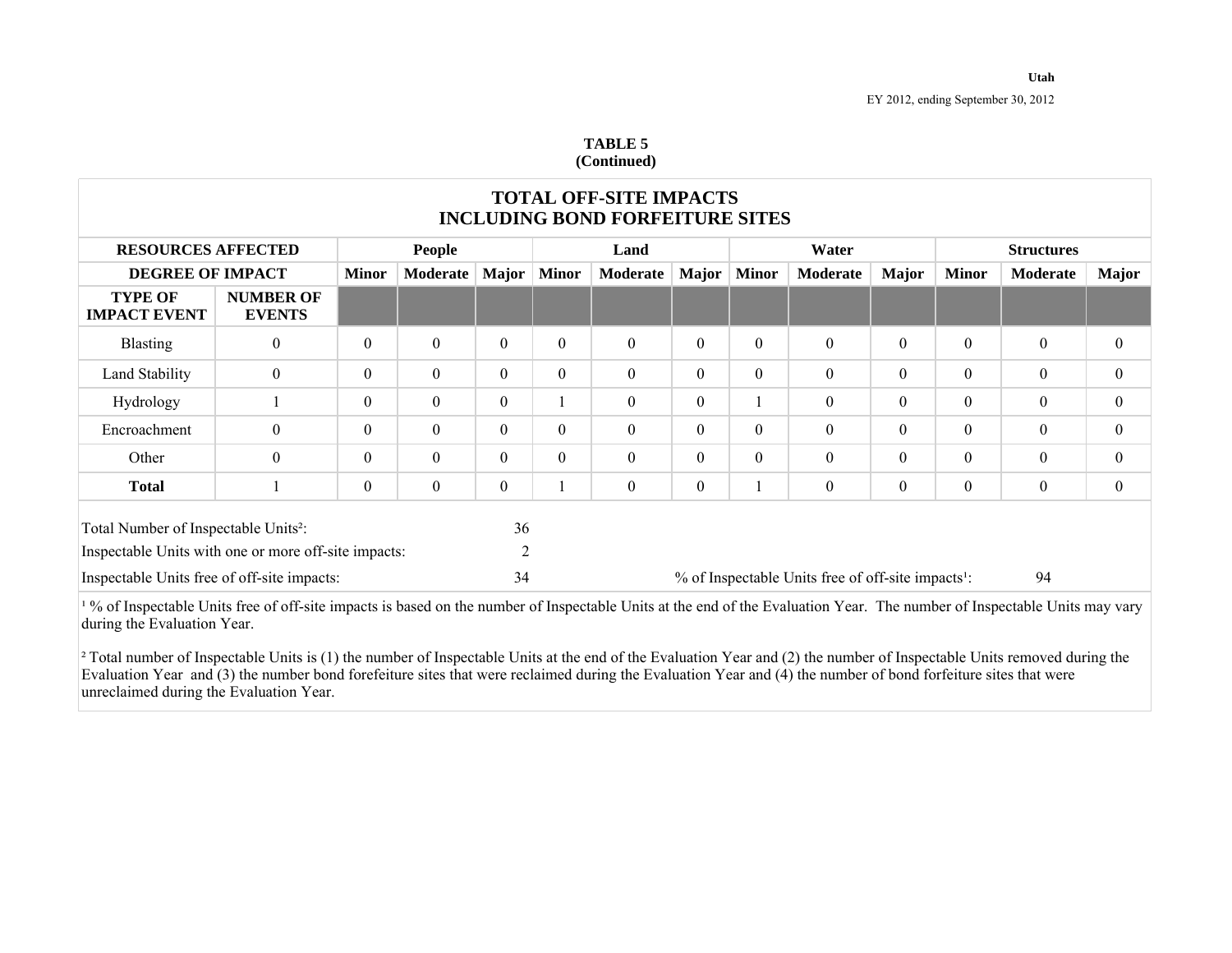Utah

EY 2012, ending September 30, 2012

**TABLE 5**
**(Continued)**

## TOTAL OFF-SITE IMPACTS INCLUDING BOND FORFEITURE SITES

| RESOURCES AFFECTED | | People | | | Land | | | Water | | | Structures | | |
|---|---|---|---|---|---|---|---|---|---|---|---|---|---|
| **DEGREE OF IMPACT** | | **Minor** | **Moderate** | **Major** | **Minor** | **Moderate** | **Major** | **Minor** | **Moderate** | **Major** | **Minor** | **Moderate** | **Major** |
| **TYPE OF IMPACT EVENT** | **NUMBER OF EVENTS** | | | | | | | | | | | | |
| Blasting | 0 | 0 | 0 | 0 | 0 | 0 | 0 | 0 | 0 | 0 | 0 | 0 | 0 |
| Land Stability | 0 | 0 | 0 | 0 | 0 | 0 | 0 | 0 | 0 | 0 | 0 | 0 | 0 |
| Hydrology | 1 | 0 | 0 | 0 | 1 | 0 | 0 | 1 | 0 | 0 | 0 | 0 | 0 |
| Encroachment | 0 | 0 | 0 | 0 | 0 | 0 | 0 | 0 | 0 | 0 | 0 | 0 | 0 |
| Other | 0 | 0 | 0 | 0 | 0 | 0 | 0 | 0 | 0 | 0 | 0 | 0 | 0 |
| **Total** | 1 | 0 | 0 | 0 | 1 | 0 | 0 | 1 | 0 | 0 | 0 | 0 | 0 |

Total Number of Inspectable Units[2]: 36

Inspectable Units with one or more off-site impacts: 2

Inspectable Units free of off-site impacts: 34

% of Inspectable Units free of off-site impacts[1]: 94

[1] % of Inspectable Units free of off-site impacts is based on the number of Inspectable Units at the end of the Evaluation Year. The number of Inspectable Units may vary during the Evaluation Year.

[2] Total number of Inspectable Units is (1) the number of Inspectable Units at the end of the Evaluation Year and (2) the number of Inspectable Units removed during the Evaluation Year and (3) the number bond forefeiture sites that were reclaimed during the Evaluation Year and (4) the number of bond forfeiture sites that were unreclaimed during the Evaluation Year.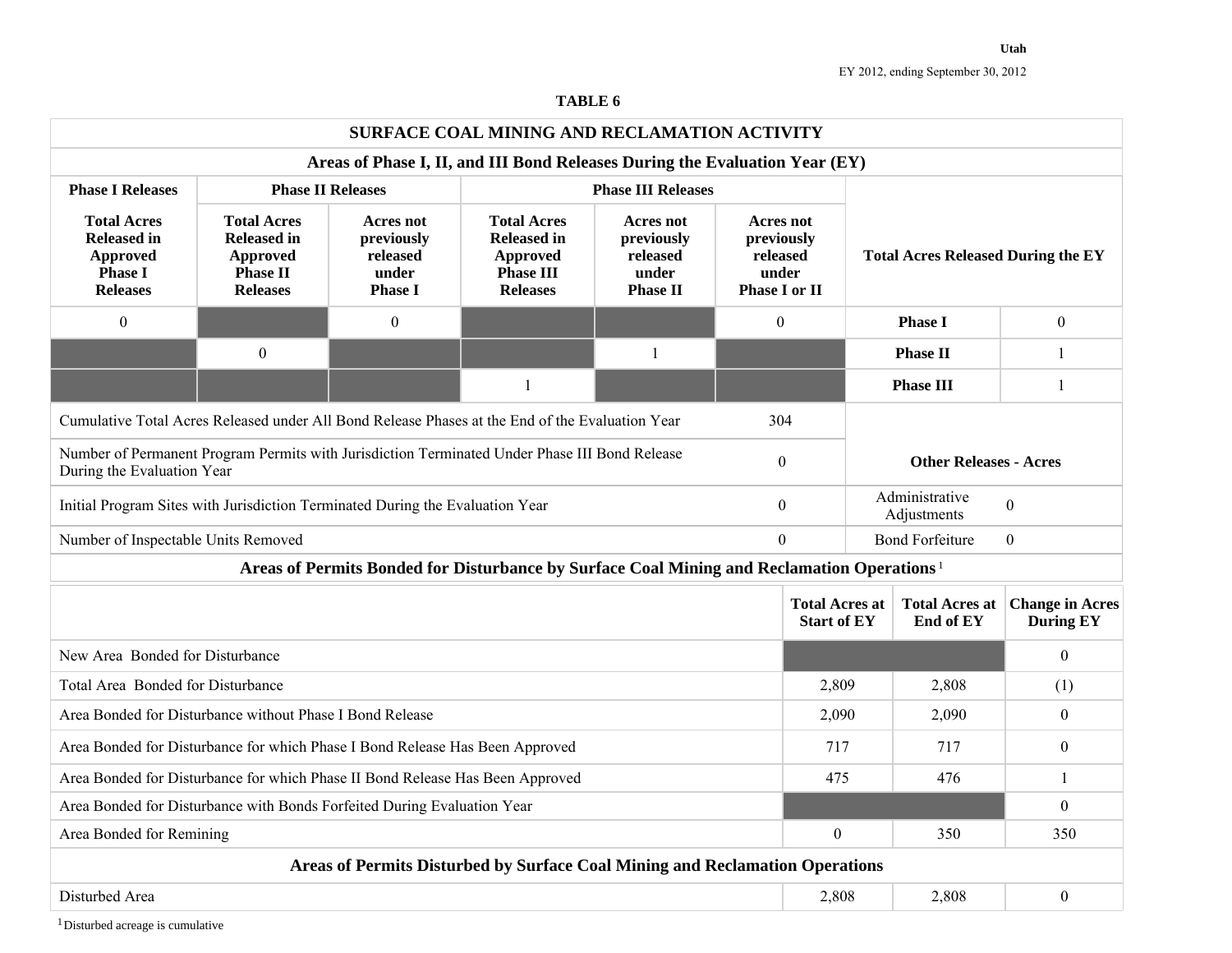Utah

EY 2012, ending September 30, 2012

## TABLE 6

### SURFACE COAL MINING AND RECLAMATION ACTIVITY

#### Areas of Phase I, II, and III Bond Releases During the Evaluation Year (EY)

| Phase I Releases | Phase II Releases | | Phase III Releases | | | Total Acres Released During the EY | |
|---|---|---|---|---|---|---|---|
| Total Acres Released in Approved Phase I Releases | Total Acres Released in Approved Phase II Releases | Acres not previously released under Phase I | Total Acres Released in Approved Phase III Releases | Acres not previously released under Phase II | Acres not previously released under Phase I or II | | |
| 0 | | 0 | | | 0 | **Phase I** | 0 |
| | 0 | | | 1 | | **Phase II** | 1 |
| | | | 1 | | | **Phase III** | 1 |

| | | | |
|---|---|---|---|
| Cumulative Total Acres Released under All Bond Release Phases at the End of the Evaluation Year | 304 | **Other Releases - Acres** | |
| Number of Permanent Program Permits with Jurisdiction Terminated Under Phase III Bond Release During the Evaluation Year | 0 | | |
| Initial Program Sites with Jurisdiction Terminated During the Evaluation Year | 0 | Administrative Adjustments | 0 |
| Number of Inspectable Units Removed | 0 | Bond Forfeiture | 0 |

#### Areas of Permits Bonded for Disturbance by Surface Coal Mining and Reclamation Operations [1]

| | Total Acres at Start of EY | Total Acres at End of EY | Change in Acres During EY |
|---|---|---|---|
| New Area Bonded for Disturbance | | | 0 |
| Total Area Bonded for Disturbance | 2,809 | 2,808 | (1) |
| Area Bonded for Disturbance without Phase I Bond Release | 2,090 | 2,090 | 0 |
| Area Bonded for Disturbance for which Phase I Bond Release Has Been Approved | 717 | 717 | 0 |
| Area Bonded for Disturbance for which Phase II Bond Release Has Been Approved | 475 | 476 | 1 |
| Area Bonded for Disturbance with Bonds Forfeited During Evaluation Year | | | 0 |
| Area Bonded for Remining | 0 | 350 | 350 |

#### Areas of Permits Disturbed by Surface Coal Mining and Reclamation Operations

| | | | |
|---|---|---|---|
| Disturbed Area | 2,808 | 2,808 | 0 |

[1] Disturbed acreage is cumulative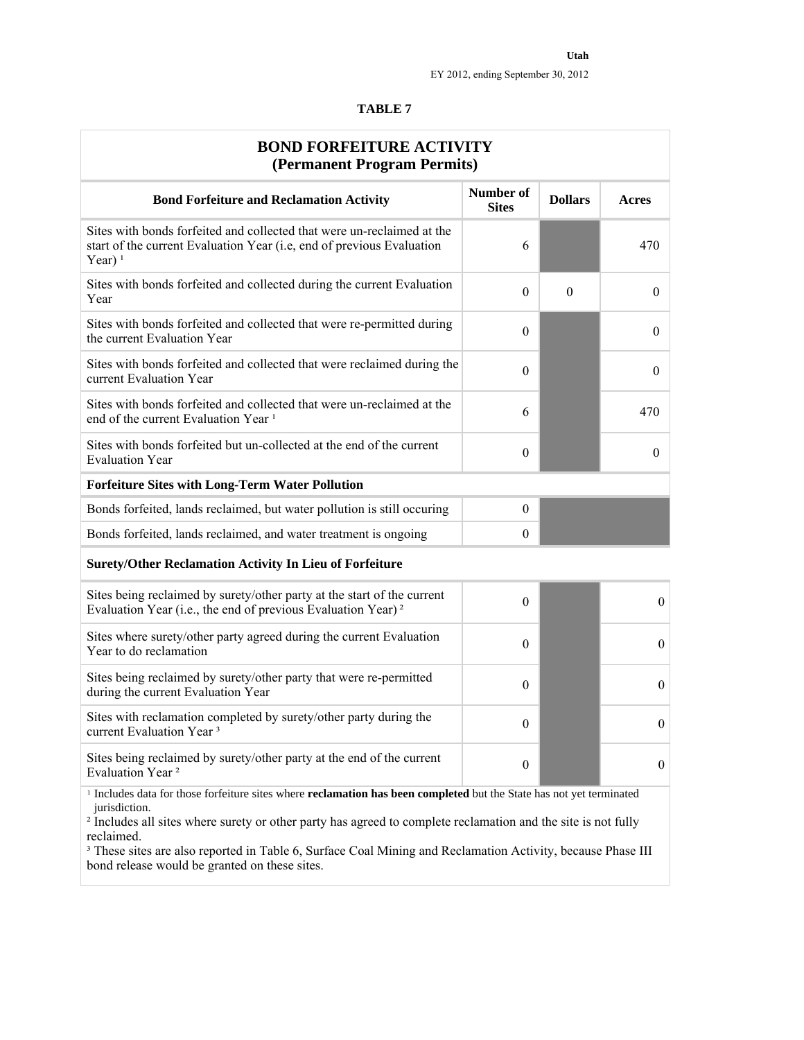Utah

EY 2012, ending September 30, 2012

**TABLE 7**

## BOND FORFEITURE ACTIVITY (Permanent Program Permits)

| Bond Forfeiture and Reclamation Activity | Number of Sites | Dollars | Acres |
|---|---|---|---|
| Sites with bonds forfeited and collected that were un-reclaimed at the start of the current Evaluation Year (i.e, end of previous Evaluation Year) [1] | 6 | | 470 |
| Sites with bonds forfeited and collected during the current Evaluation Year | 0 | 0 | 0 |
| Sites with bonds forfeited and collected that were re-permitted during the current Evaluation Year | 0 | | 0 |
| Sites with bonds forfeited and collected that were reclaimed during the current Evaluation Year | 0 | | 0 |
| Sites with bonds forfeited and collected that were un-reclaimed at the end of the current Evaluation Year [1] | 6 | | 470 |
| Sites with bonds forfeited but un-collected at the end of the current Evaluation Year | 0 | | 0 |
| **Forfeiture Sites with Long-Term Water Pollution** | | | |
| Bonds forfeited, lands reclaimed, but water pollution is still occuring | 0 | | |
| Bonds forfeited, lands reclaimed, and water treatment is ongoing | 0 | | |
| **Surety/Other Reclamation Activity In Lieu of Forfeiture** | | | |
| Sites being reclaimed by surety/other party at the start of the current Evaluation Year (i.e., the end of previous Evaluation Year) [2] | 0 | | 0 |
| Sites where surety/other party agreed during the current Evaluation Year to do reclamation | 0 | | 0 |
| Sites being reclaimed by surety/other party that were re-permitted during the current Evaluation Year | 0 | | 0 |
| Sites with reclamation completed by surety/other party during the current Evaluation Year [3] | 0 | | 0 |
| Sites being reclaimed by surety/other party at the end of the current Evaluation Year [2] | 0 | | 0 |

[1] Includes data for those forfeiture sites where **reclamation has been completed** but the State has not yet terminated jurisdiction.

[2] Includes all sites where surety or other party has agreed to complete reclamation and the site is not fully reclaimed.

[3] These sites are also reported in Table 6, Surface Coal Mining and Reclamation Activity, because Phase III bond release would be granted on these sites.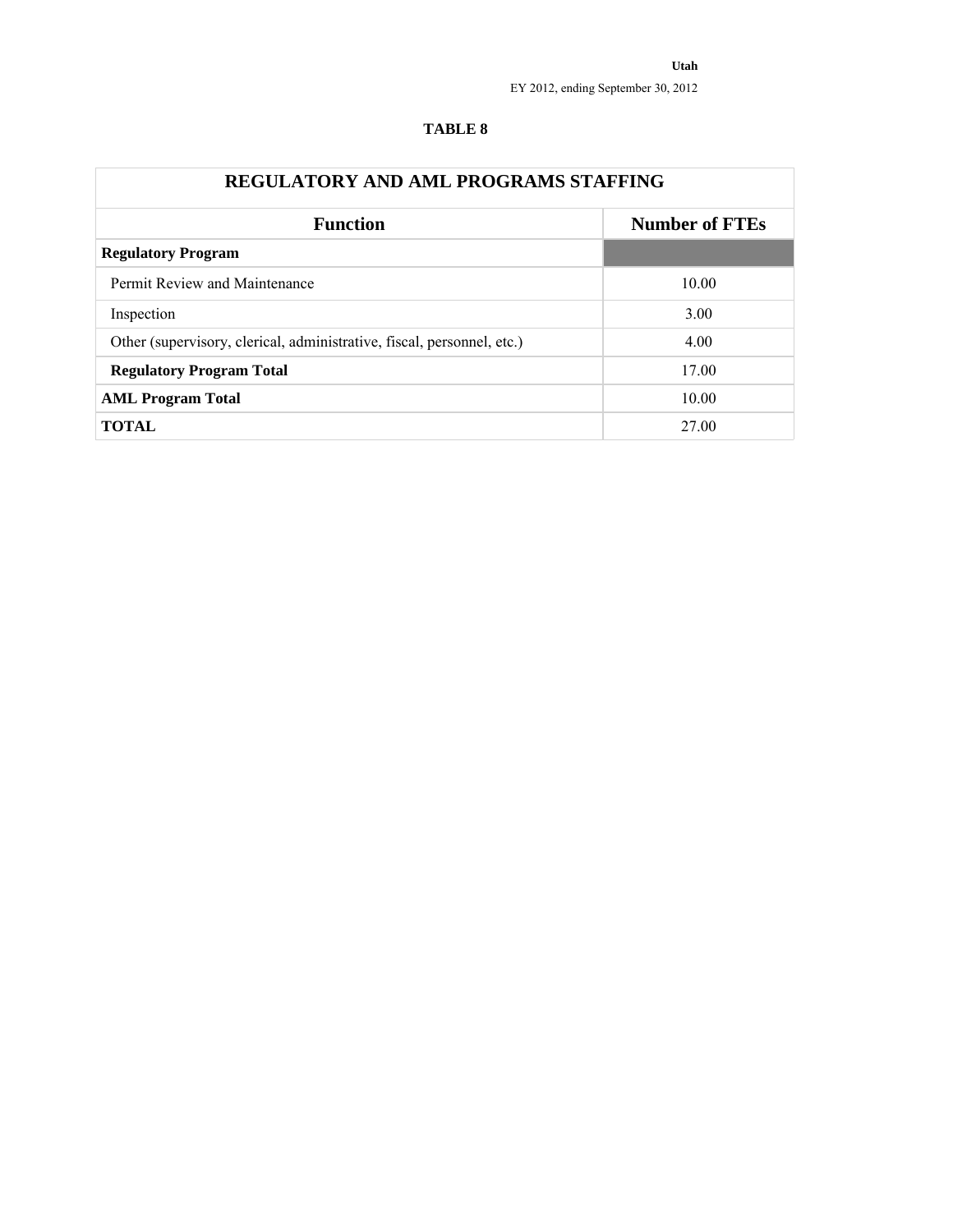**Utah**

EY 2012, ending September 30, 2012

**TABLE 8**

| REGULATORY AND AML PROGRAMS STAFFING | |
|---|---|
| **Function** | **Number of FTEs** |
| **Regulatory Program** | |
| Permit Review and Maintenance | 10.00 |
| Inspection | 3.00 |
| Other (supervisory, clerical, administrative, fiscal, personnel, etc.) | 4.00 |
| **Regulatory Program Total** | 17.00 |
| **AML Program Total** | 10.00 |
| **TOTAL** | 27.00 |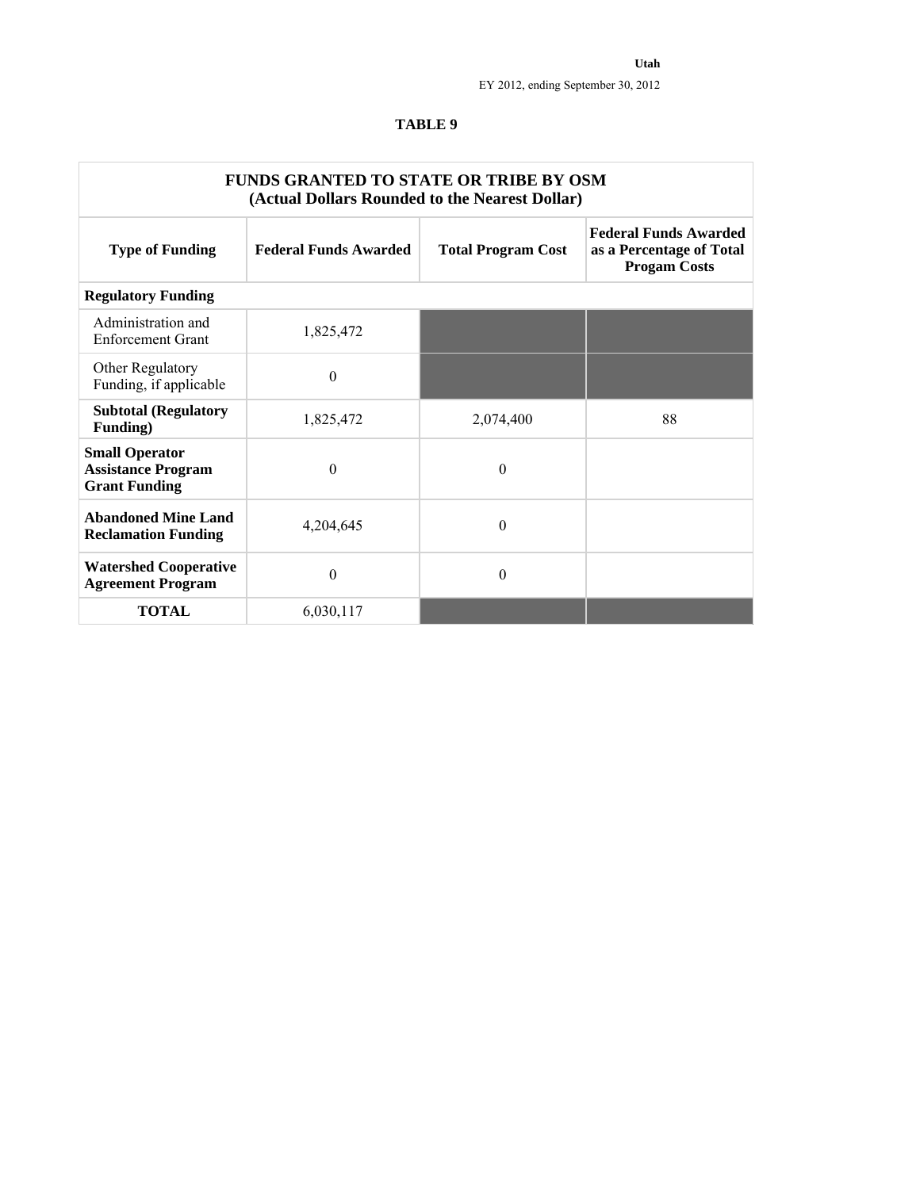Utah

EY 2012, ending September 30, 2012

## TABLE 9

| FUNDS GRANTED TO STATE OR TRIBE BY OSM (Actual Dollars Rounded to the Nearest Dollar) | | | |
|---|---|---|---|
| **Type of Funding** | **Federal Funds Awarded** | **Total Program Cost** | **Federal Funds Awarded as a Percentage of Total Progam Costs** |
| **Regulatory Funding** | | | |
| Administration and Enforcement Grant | 1,825,472 | | |
| Other Regulatory Funding, if applicable | 0 | | |
| **Subtotal (Regulatory Funding)** | 1,825,472 | 2,074,400 | 88 |
| **Small Operator Assistance Program Grant Funding** | 0 | 0 | |
| **Abandoned Mine Land Reclamation Funding** | 4,204,645 | 0 | |
| **Watershed Cooperative Agreement Program** | 0 | 0 | |
| **TOTAL** | 6,030,117 | | |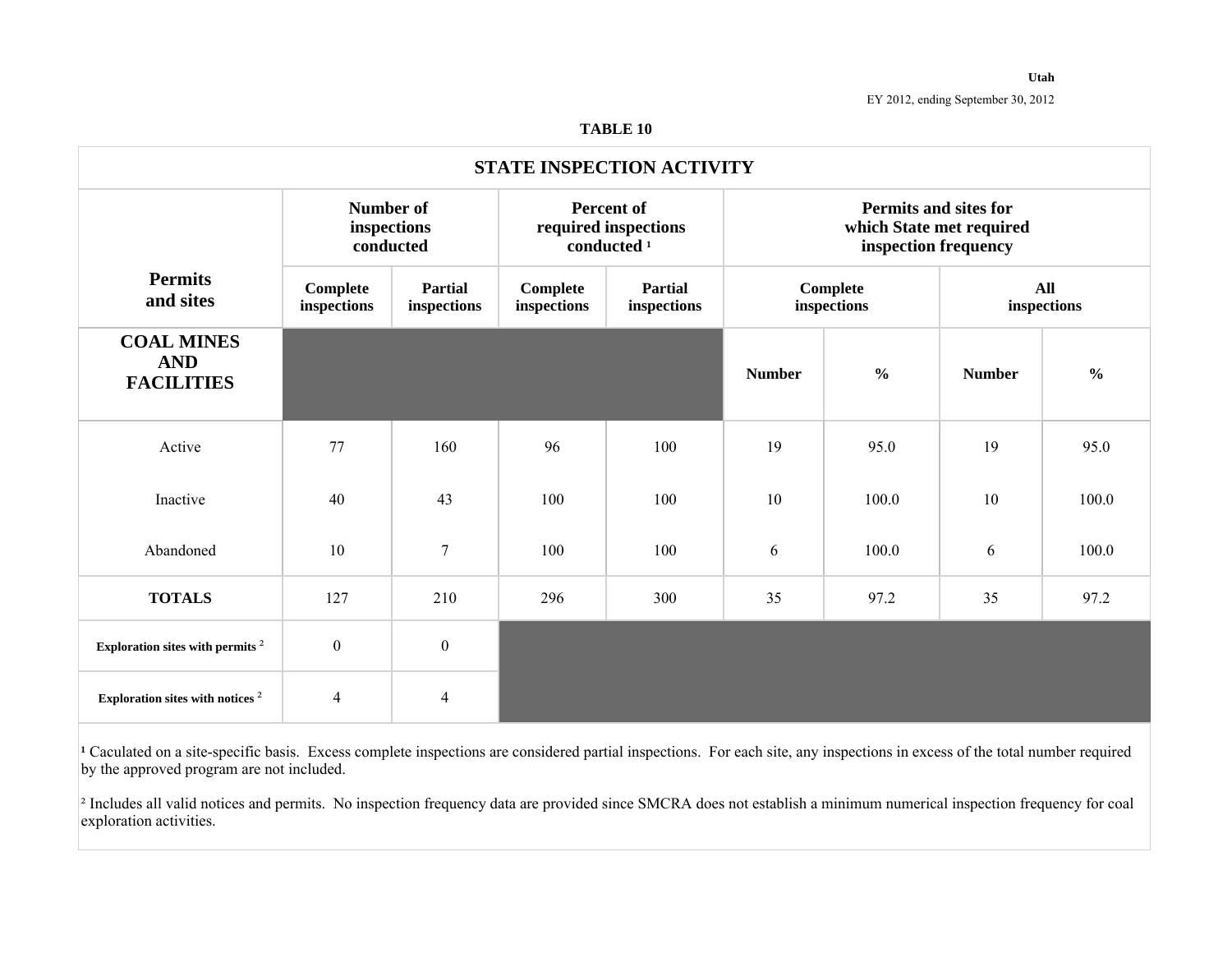Utah

EY 2012, ending September 30, 2012

**TABLE 10**

| STATE INSPECTION ACTIVITY | | | | | | | | |
|---|---|---|---|---|---|---|---|---|
| **Permits and sites** | **Number of inspections conducted** | | **Percent of required inspections conducted [1]** | | **Permits and sites for which State met required inspection frequency** | | | |
| | **Complete inspections** | **Partial inspections** | **Complete inspections** | **Partial inspections** | **Complete inspections** | | **All inspections** | |
| **COAL MINES AND FACILITIES** | | | | | **Number** | **%** | **Number** | **%** |
| Active | 77 | 160 | 96 | 100 | 19 | 95.0 | 19 | 95.0 |
| Inactive | 40 | 43 | 100 | 100 | 10 | 100.0 | 10 | 100.0 |
| Abandoned | 10 | 7 | 100 | 100 | 6 | 100.0 | 6 | 100.0 |
| **TOTALS** | 127 | 210 | 296 | 300 | 35 | 97.2 | 35 | 97.2 |
| **Exploration sites with permits [2]** | 0 | 0 | | | | | | |
| **Exploration sites with notices [2]** | 4 | 4 | | | | | | |

[1] Caculated on a site-specific basis. Excess complete inspections are considered partial inspections. For each site, any inspections in excess of the total number required by the approved program are not included.

[2] Includes all valid notices and permits. No inspection frequency data are provided since SMCRA does not establish a minimum numerical inspection frequency for coal exploration activities.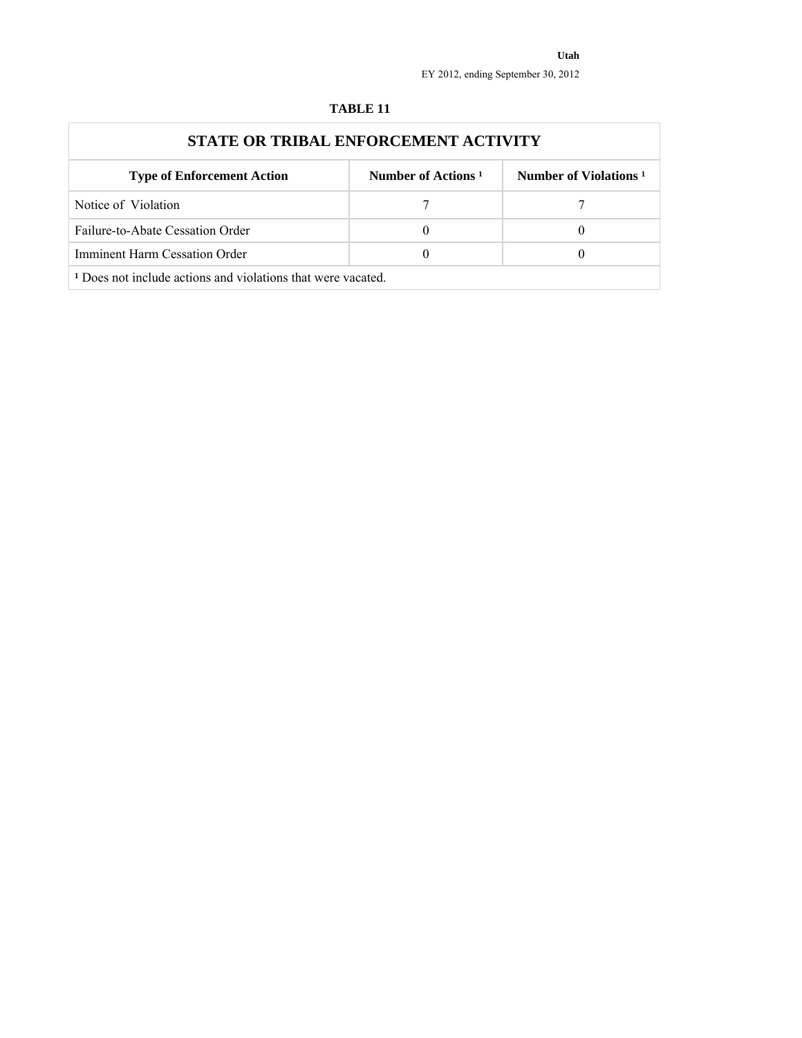**Utah**

EY 2012, ending September 30, 2012

**TABLE 11**

## STATE OR TRIBAL ENFORCEMENT ACTIVITY

| Type of Enforcement Action | Number of Actions [1] | Number of Violations [1] |
|---|---|---|
| Notice of Violation | 7 | 7 |
| Failure-to-Abate Cessation Order | 0 | 0 |
| Imminent Harm Cessation Order | 0 | 0 |

[1] Does not include actions and violations that were vacated.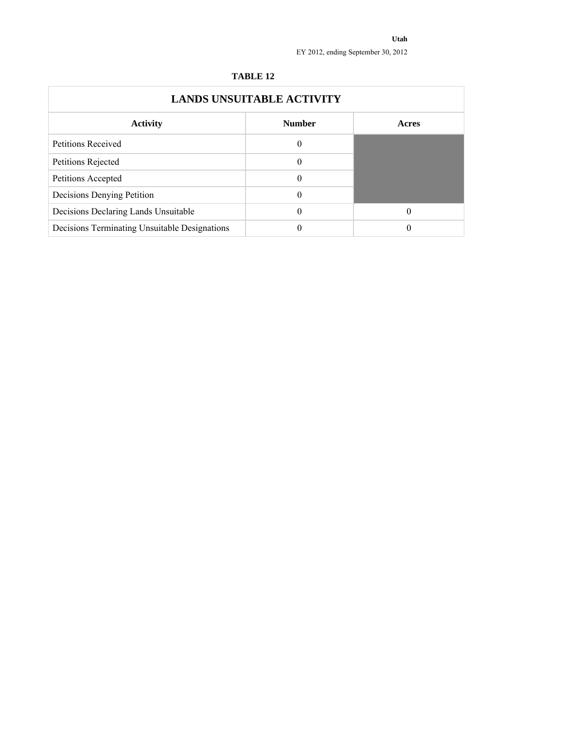Utah

EY 2012, ending September 30, 2012

**TABLE 12**

| LANDS UNSUITABLE ACTIVITY | | |
|---|---|---|
| **Activity** | **Number** | **Acres** |
| Petitions Received | 0 | |
| Petitions Rejected | 0 | |
| Petitions Accepted | 0 | |
| Decisions Denying Petition | 0 | |
| Decisions Declaring Lands Unsuitable | 0 | 0 |
| Decisions Terminating Unsuitable Designations | 0 | 0 |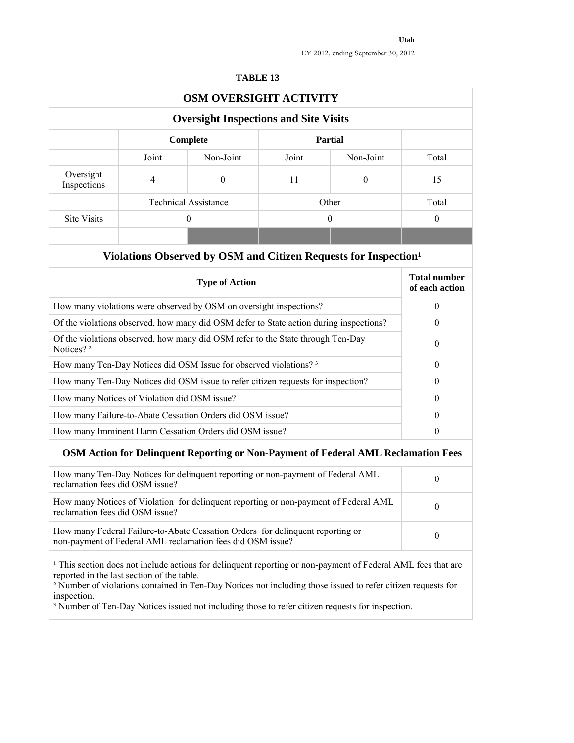Utah

EY 2012, ending September 30, 2012

**TABLE 13**

## OSM OVERSIGHT ACTIVITY

### Oversight Inspections and Site Visits

| | Complete | | Partial | | |
|---|---|---|---|---|---|
| | Joint | Non-Joint | Joint | Non-Joint | Total |
| Oversight Inspections | 4 | 0 | 11 | 0 | 15 |

| | Technical Assistance | Other | Total |
|---|---|---|---|
| Site Visits | 0 | 0 | 0 |

### Violations Observed by OSM and Citizen Requests for Inspection[1]

| Type of Action | Total number of each action |
|---|---|
| How many violations were observed by OSM on oversight inspections? | 0 |
| Of the violations observed, how many did OSM defer to State action during inspections? | 0 |
| Of the violations observed, how many did OSM refer to the State through Ten-Day Notices? [2] | 0 |
| How many Ten-Day Notices did OSM Issue for observed violations? [3] | 0 |
| How many Ten-Day Notices did OSM issue to refer citizen requests for inspection? | 0 |
| How many Notices of Violation did OSM issue? | 0 |
| How many Failure-to-Abate Cessation Orders did OSM issue? | 0 |
| How many Imminent Harm Cessation Orders did OSM issue? | 0 |

### OSM Action for Delinquent Reporting or Non-Payment of Federal AML Reclamation Fees

| | |
|---|---|
| How many Ten-Day Notices for delinquent reporting or non-payment of Federal AML reclamation fees did OSM issue? | 0 |
| How many Notices of Violation for delinquent reporting or non-payment of Federal AML reclamation fees did OSM issue? | 0 |
| How many Federal Failure-to-Abate Cessation Orders for delinquent reporting or non-payment of Federal AML reclamation fees did OSM issue? | 0 |

[1] This section does not include actions for delinquent reporting or non-payment of Federal AML fees that are reported in the last section of the table.
[2] Number of violations contained in Ten-Day Notices not including those issued to refer citizen requests for inspection.
[3] Number of Ten-Day Notices issued not including those to refer citizen requests for inspection.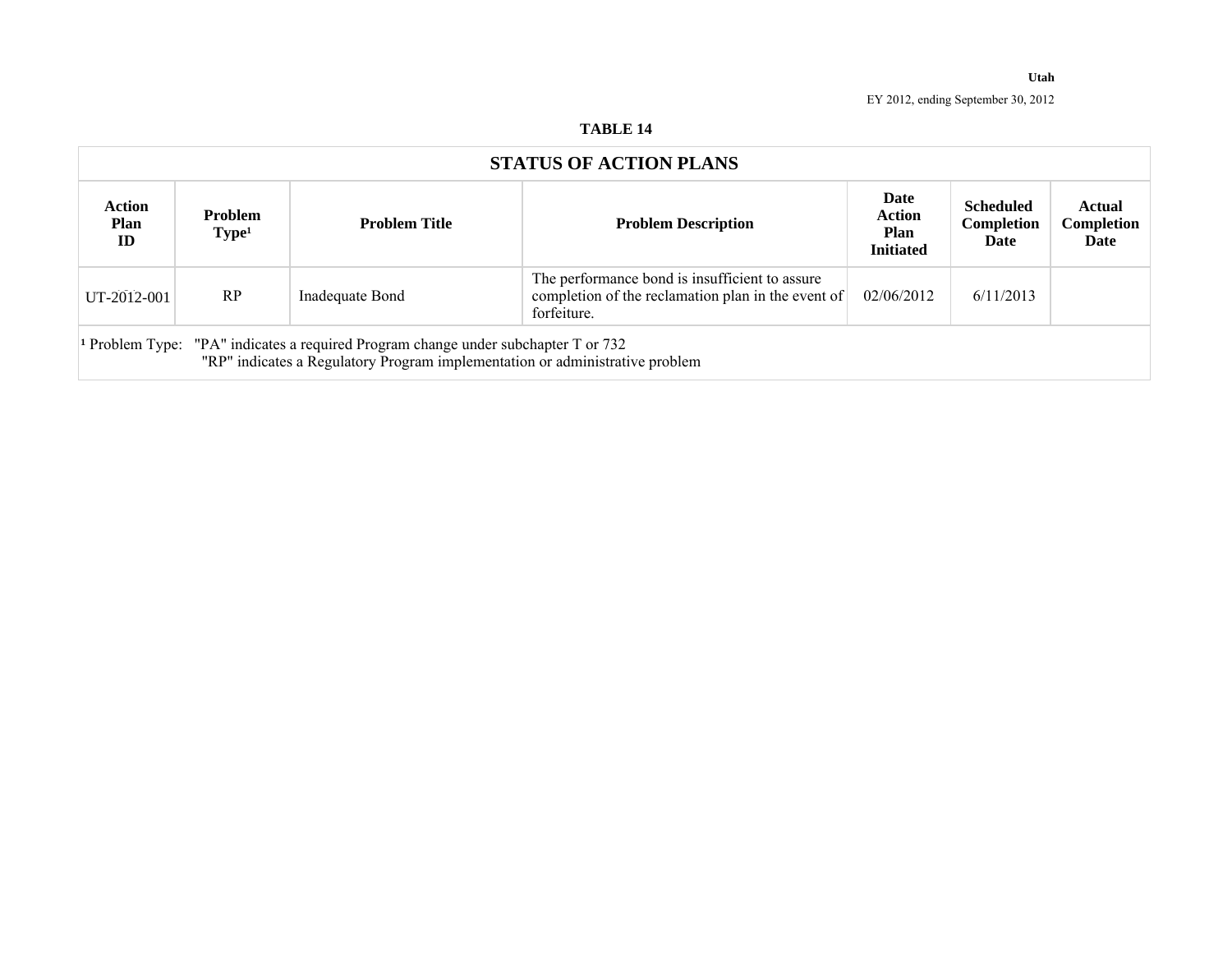Utah

EY 2012, ending September 30, 2012

**TABLE 14**

| STATUS OF ACTION PLANS | | | | | | |
|---|---|---|---|---|---|---|
| **Action Plan ID** | **Problem Type[1]** | **Problem Title** | **Problem Description** | **Date Action Plan Initiated** | **Scheduled Completion Date** | **Actual Completion Date** |
| UT-2012-001 | RP | Inadequate Bond | The performance bond is insufficient to assure completion of the reclamation plan in the event of forfeiture. | 02/06/2012 | 6/11/2013 | |

[1] Problem Type: "PA" indicates a required Program change under subchapter T or 732
"RP" indicates a Regulatory Program implementation or administrative problem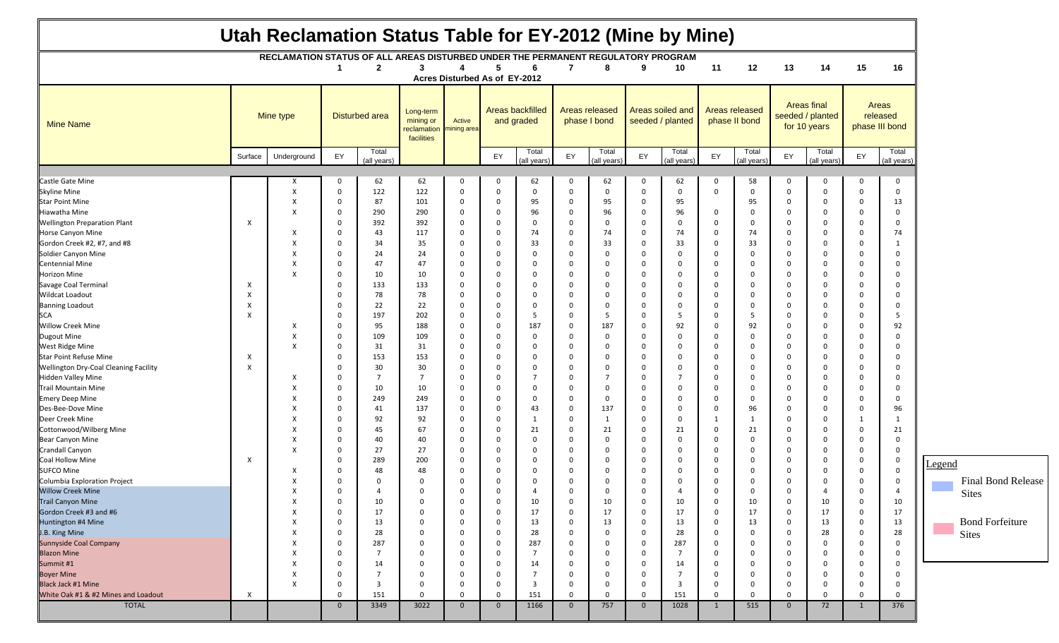# Utah Reclamation Status Table for EY-2012 (Mine by Mine)

RECLAMATION STATUS OF ALL AREAS DISTURBED UNDER THE PERMANENT REGULATORY PROGRAM

Acres Disturbed As of EY-2012

| Mine Name | Mine type | | 1 | 2 | 3 | 4 | 5 | 6 | 7 | 8 | 9 | 10 | 11 | 12 | 13 | 14 | 15 | 16 |
|---|---|---|---|---|---|---|---|---|---|---|---|---|---|---|---|---|---|---|
| | | | Disturbed area | | Long-term mining or reclamation facilities | Active mining area | Areas backfilled and graded | | Areas released phase I bond | | Areas soiled and seeded / planted | | Areas released phase II bond | | Areas final seeded / planted for 10 years | | Areas released phase III bond | |
| | Surface | Underground | EY | Total (all years) | | | EY | Total (all years) | EY | Total (all years) | EY | Total (all years) | EY | Total (all years) | EY | Total (all years) | EY | Total (all years) |
| Castle Gate Mine | | X | 0 | 62 | 62 | 0 | 0 | 62 | 0 | 62 | 0 | 62 | 0 | 58 | 0 | 0 | 0 | 0 |
| Skyline Mine | | X | 0 | 122 | 122 | 0 | 0 | 0 | 0 | 0 | 0 | 0 | 0 | 0 | 0 | 0 | 0 | 0 |
| Star Point Mine | | X | 0 | 87 | 101 | 0 | 0 | 95 | 0 | 95 | 0 | 95 | | 95 | 0 | 0 | 0 | 13 |
| Hiawatha Mine | | X | 0 | 290 | 290 | 0 | 0 | 96 | 0 | 96 | 0 | 96 | 0 | 0 | 0 | 0 | 0 | 0 |
| Wellington Preparation Plant | X | | 0 | 392 | 392 | 0 | 0 | 0 | 0 | 0 | 0 | 0 | 0 | 0 | 0 | 0 | 0 | 0 |
| Horse Canyon Mine | | X | 0 | 43 | 117 | 0 | 0 | 74 | 0 | 74 | 0 | 74 | 0 | 74 | 0 | 0 | 0 | 74 |
| Gordon Creek #2, #7, and #8 | | X | 0 | 34 | 35 | 0 | 0 | 33 | 0 | 33 | 0 | 33 | 0 | 33 | 0 | 0 | 0 | 1 |
| Soldier Canyon Mine | | X | 0 | 24 | 24 | 0 | 0 | 0 | 0 | 0 | 0 | 0 | 0 | 0 | 0 | 0 | 0 | 0 |
| Centennial Mine | | X | 0 | 47 | 47 | 0 | 0 | 0 | 0 | 0 | 0 | 0 | 0 | 0 | 0 | 0 | 0 | 0 |
| Horizon Mine | | X | 0 | 10 | 10 | 0 | 0 | 0 | 0 | 0 | 0 | 0 | 0 | 0 | 0 | 0 | 0 | 0 |
| Savage Coal Terminal | X | | 0 | 133 | 133 | 0 | 0 | 0 | 0 | 0 | 0 | 0 | 0 | 0 | 0 | 0 | 0 | 0 |
| Wildcat Loadout | X | | 0 | 78 | 78 | 0 | 0 | 0 | 0 | 0 | 0 | 0 | 0 | 0 | 0 | 0 | 0 | 0 |
| Banning Loadout | X | | 0 | 22 | 22 | 0 | 0 | 0 | 0 | 0 | 0 | 0 | 0 | 0 | 0 | 0 | 0 | 0 |
| SCA | X | | 0 | 197 | 202 | 0 | 0 | 5 | 0 | 5 | 0 | 5 | 0 | 5 | 0 | 0 | 0 | 5 |
| Willow Creek Mine | | X | 0 | 95 | 188 | 0 | 0 | 187 | 0 | 187 | 0 | 92 | 0 | 92 | 0 | 0 | 0 | 92 |
| Dugout Mine | | X | 0 | 109 | 109 | 0 | 0 | 0 | 0 | 0 | 0 | 0 | 0 | 0 | 0 | 0 | 0 | 0 |
| West Ridge Mine | | X | 0 | 31 | 31 | 0 | 0 | 0 | 0 | 0 | 0 | 0 | 0 | 0 | 0 | 0 | 0 | 0 |
| Star Point Refuse Mine | X | | 0 | 153 | 153 | 0 | 0 | 0 | 0 | 0 | 0 | 0 | 0 | 0 | 0 | 0 | 0 | 0 |
| Wellington Dry-Coal Cleaning Facility | X | | 0 | 30 | 30 | 0 | 0 | 0 | 0 | 0 | 0 | 0 | 0 | 0 | 0 | 0 | 0 | 0 |
| Hidden Valley Mine | | X | 0 | 7 | 7 | 0 | 0 | 7 | 0 | 7 | 0 | 7 | 0 | 0 | 0 | 0 | 0 | 0 |
| Trail Mountain Mine | | X | 0 | 10 | 10 | 0 | 0 | 0 | 0 | 0 | 0 | 0 | 0 | 0 | 0 | 0 | 0 | 0 |
| Emery Deep Mine | | X | 0 | 249 | 249 | 0 | 0 | 0 | 0 | 0 | 0 | 0 | 0 | 0 | 0 | 0 | 0 | 0 |
| Des-Bee-Dove Mine | | X | 0 | 41 | 137 | 0 | 0 | 43 | 0 | 137 | 0 | 0 | 0 | 96 | 0 | 0 | 0 | 96 |
| Deer Creek Mine | | X | 0 | 92 | 92 | 0 | 0 | 1 | 0 | 1 | 0 | 0 | 1 | 1 | 0 | 0 | 1 | 1 |
| Cottonwood/Wilberg Mine | | X | 0 | 45 | 67 | 0 | 0 | 21 | 0 | 21 | 0 | 21 | 0 | 21 | 0 | 0 | 0 | 21 |
| Bear Canyon Mine | | X | 0 | 40 | 40 | 0 | 0 | 0 | 0 | 0 | 0 | 0 | 0 | 0 | 0 | 0 | 0 | 0 |
| Crandall Canyon | | X | 0 | 27 | 27 | 0 | 0 | 0 | 0 | 0 | 0 | 0 | 0 | 0 | 0 | 0 | 0 | 0 |
| Coal Hollow Mine | X | | 0 | 289 | 200 | 0 | 0 | 0 | 0 | 0 | 0 | 0 | 0 | 0 | 0 | 0 | 0 | 0 |
| SUFCO Mine | | X | 0 | 48 | 48 | 0 | 0 | 0 | 0 | 0 | 0 | 0 | 0 | 0 | 0 | 0 | 0 | 0 |
| Columbia Exploration Project | | X | 0 | 0 | 0 | 0 | 0 | 0 | 0 | 0 | 0 | 0 | 0 | 0 | 0 | 0 | 0 | 0 |
| Willow Creek Mine | | X | 0 | 4 | 0 | 0 | 0 | 4 | 0 | 0 | 0 | 4 | 0 | 0 | 0 | 4 | 0 | 4 |
| Trail Canyon Mine | | X | 0 | 10 | 0 | 0 | 0 | 10 | 0 | 10 | 0 | 10 | 0 | 10 | 0 | 10 | 0 | 10 |
| Gordon Creek #3 and #6 | | X | 0 | 17 | 0 | 0 | 0 | 17 | 0 | 17 | 0 | 17 | 0 | 17 | 0 | 17 | 0 | 17 |
| Huntington #4 Mine | | X | 0 | 13 | 0 | 0 | 0 | 13 | 0 | 13 | 0 | 13 | 0 | 13 | 0 | 13 | 0 | 13 |
| J.B. King Mine | | X | 0 | 28 | 0 | 0 | 0 | 28 | 0 | 0 | 0 | 28 | 0 | 0 | 0 | 28 | 0 | 28 |
| Sunnyside Coal Company | | X | 0 | 287 | 0 | 0 | 0 | 287 | 0 | 0 | 0 | 287 | 0 | 0 | 0 | 0 | 0 | 0 |
| Blazon Mine | | X | 0 | 7 | 0 | 0 | 0 | 7 | 0 | 0 | 0 | 7 | 0 | 0 | 0 | 0 | 0 | 0 |
| Summit #1 | | X | 0 | 14 | 0 | 0 | 0 | 14 | 0 | 0 | 0 | 14 | 0 | 0 | 0 | 0 | 0 | 0 |
| Boyer Mine | | X | 0 | 7 | 0 | 0 | 0 | 7 | 0 | 0 | 0 | 7 | 0 | 0 | 0 | 0 | 0 | 0 |
| Black Jack #1 Mine | | X | 0 | 3 | 0 | 0 | 0 | 3 | 0 | 0 | 0 | 3 | 0 | 0 | 0 | 0 | 0 | 0 |
| White Oak #1 & #2 Mines and Loadout | X | | 0 | 151 | 0 | 0 | 0 | 151 | 0 | 0 | 0 | 151 | 0 | 0 | 0 | 0 | 0 | 0 |
| TOTAL | | | 0 | 3349 | 3022 | 0 | 0 | 1166 | 0 | 757 | 0 | 1028 | 1 | 515 | 0 | 72 | 1 | 376 |

Legend

- Final Bond Release Sites (Willow Creek Mine, Trail Canyon Mine, Gordon Creek #3 and #6, Huntington #4 Mine, J.B. King Mine)
- Bond Forfeiture Sites (Sunnyside Coal Company, Blazon Mine, Summit #1, Boyer Mine, Black Jack #1 Mine, White Oak #1 & #2 Mines and Loadout)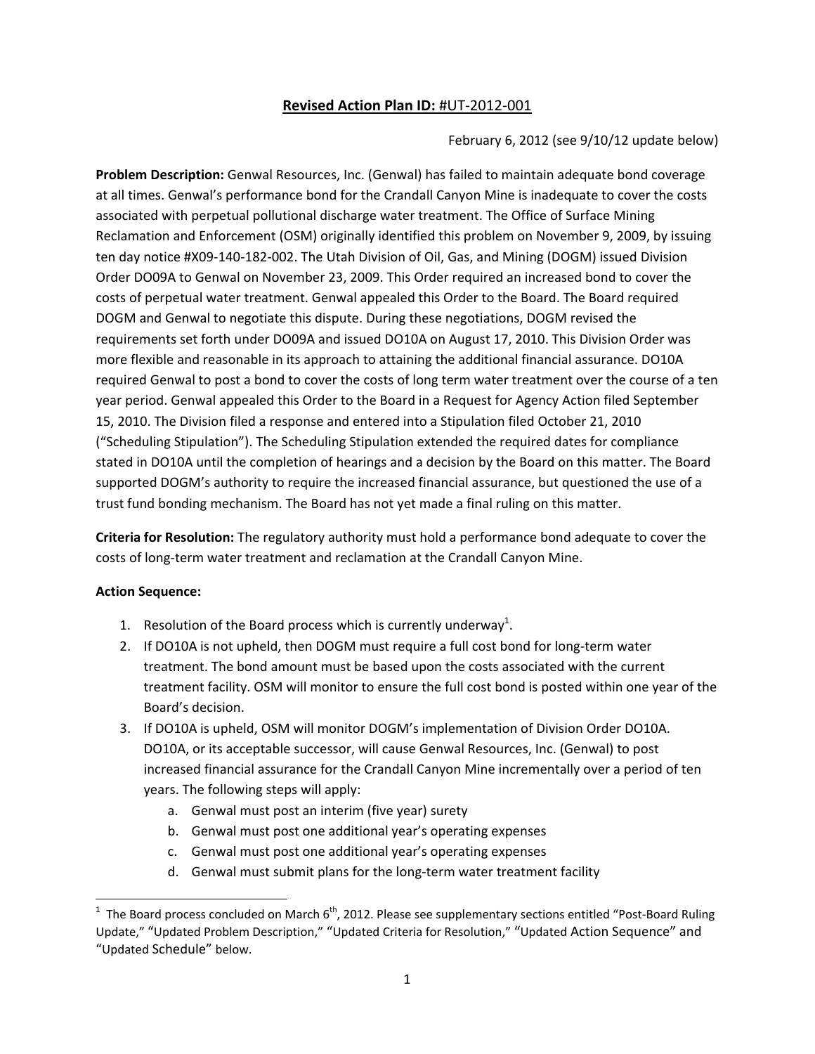## **Revised Action Plan ID:** #UT-2012-001

February 6, 2012 (see 9/10/12 update below)

**Problem Description:** Genwal Resources, Inc. (Genwal) has failed to maintain adequate bond coverage at all times. Genwal's performance bond for the Crandall Canyon Mine is inadequate to cover the costs associated with perpetual pollutional discharge water treatment. The Office of Surface Mining Reclamation and Enforcement (OSM) originally identified this problem on November 9, 2009, by issuing ten day notice #X09-140-182-002. The Utah Division of Oil, Gas, and Mining (DOGM) issued Division Order DO09A to Genwal on November 23, 2009. This Order required an increased bond to cover the costs of perpetual water treatment. Genwal appealed this Order to the Board. The Board required DOGM and Genwal to negotiate this dispute. During these negotiations, DOGM revised the requirements set forth under DO09A and issued DO10A on August 17, 2010. This Division Order was more flexible and reasonable in its approach to attaining the additional financial assurance. DO10A required Genwal to post a bond to cover the costs of long term water treatment over the course of a ten year period. Genwal appealed this Order to the Board in a Request for Agency Action filed September 15, 2010. The Division filed a response and entered into a Stipulation filed October 21, 2010 ("Scheduling Stipulation"). The Scheduling Stipulation extended the required dates for compliance stated in DO10A until the completion of hearings and a decision by the Board on this matter. The Board supported DOGM's authority to require the increased financial assurance, but questioned the use of a trust fund bonding mechanism. The Board has not yet made a final ruling on this matter.

**Criteria for Resolution:** The regulatory authority must hold a performance bond adequate to cover the costs of long-term water treatment and reclamation at the Crandall Canyon Mine.

**Action Sequence:**

1. Resolution of the Board process which is currently underway[1].
2. If DO10A is not upheld, then DOGM must require a full cost bond for long-term water treatment. The bond amount must be based upon the costs associated with the current treatment facility. OSM will monitor to ensure the full cost bond is posted within one year of the Board's decision.
3. If DO10A is upheld, OSM will monitor DOGM's implementation of Division Order DO10A. DO10A, or its acceptable successor, will cause Genwal Resources, Inc. (Genwal) to post increased financial assurance for the Crandall Canyon Mine incrementally over a period of ten years. The following steps will apply:
    a. Genwal must post an interim (five year) surety
    b. Genwal must post one additional year's operating expenses
    c. Genwal must post one additional year's operating expenses
    d. Genwal must submit plans for the long-term water treatment facility

[1] The Board process concluded on March 6th, 2012. Please see supplementary sections entitled "Post-Board Ruling Update," "Updated Problem Description," "Updated Criteria for Resolution," "Updated Action Sequence" and "Updated Schedule" below.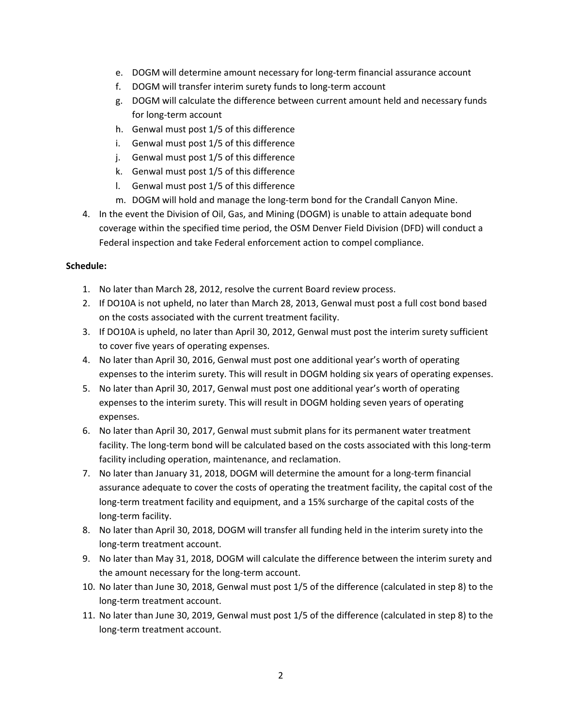e. DOGM will determine amount necessary for long-term financial assurance account
f. DOGM will transfer interim surety funds to long-term account
g. DOGM will calculate the difference between current amount held and necessary funds for long-term account
h. Genwal must post 1/5 of this difference
i. Genwal must post 1/5 of this difference
j. Genwal must post 1/5 of this difference
k. Genwal must post 1/5 of this difference
l. Genwal must post 1/5 of this difference
m. DOGM will hold and manage the long-term bond for the Crandall Canyon Mine.

4. In the event the Division of Oil, Gas, and Mining (DOGM) is unable to attain adequate bond coverage within the specified time period, the OSM Denver Field Division (DFD) will conduct a Federal inspection and take Federal enforcement action to compel compliance.

**Schedule:**

1. No later than March 28, 2012, resolve the current Board review process.
2. If DO10A is not upheld, no later than March 28, 2013, Genwal must post a full cost bond based on the costs associated with the current treatment facility.
3. If DO10A is upheld, no later than April 30, 2012, Genwal must post the interim surety sufficient to cover five years of operating expenses.
4. No later than April 30, 2016, Genwal must post one additional year's worth of operating expenses to the interim surety. This will result in DOGM holding six years of operating expenses.
5. No later than April 30, 2017, Genwal must post one additional year's worth of operating expenses to the interim surety. This will result in DOGM holding seven years of operating expenses.
6. No later than April 30, 2017, Genwal must submit plans for its permanent water treatment facility. The long-term bond will be calculated based on the costs associated with this long-term facility including operation, maintenance, and reclamation.
7. No later than January 31, 2018, DOGM will determine the amount for a long-term financial assurance adequate to cover the costs of operating the treatment facility, the capital cost of the long-term treatment facility and equipment, and a 15% surcharge of the capital costs of the long-term facility.
8. No later than April 30, 2018, DOGM will transfer all funding held in the interim surety into the long-term treatment account.
9. No later than May 31, 2018, DOGM will calculate the difference between the interim surety and the amount necessary for the long-term account.
10. No later than June 30, 2018, Genwal must post 1/5 of the difference (calculated in step 8) to the long-term treatment account.
11. No later than June 30, 2019, Genwal must post 1/5 of the difference (calculated in step 8) to the long-term treatment account.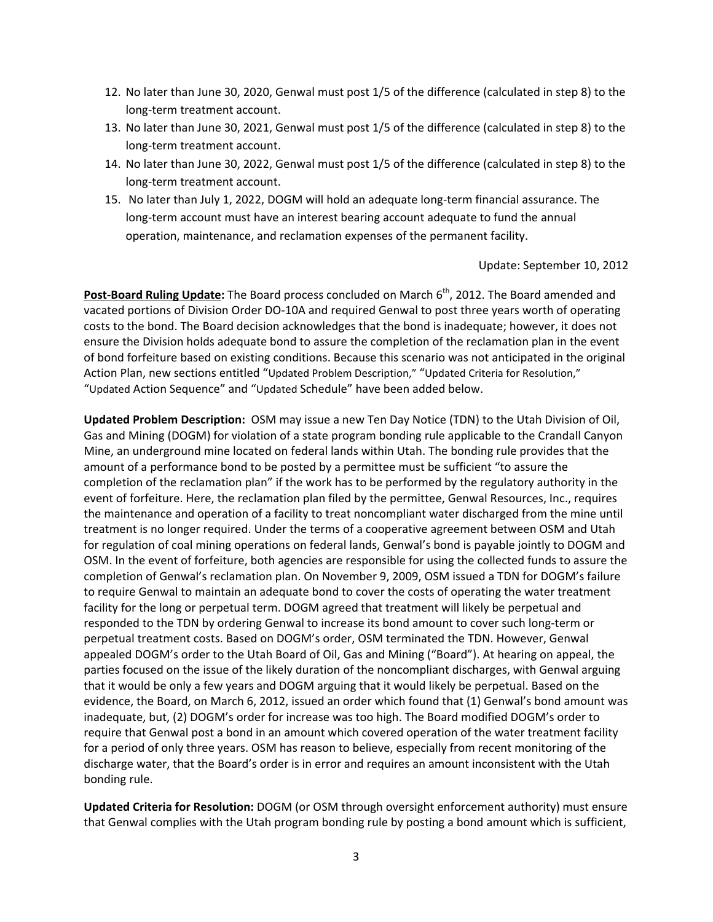12. No later than June 30, 2020, Genwal must post 1/5 of the difference (calculated in step 8) to the long-term treatment account.
13. No later than June 30, 2021, Genwal must post 1/5 of the difference (calculated in step 8) to the long-term treatment account.
14. No later than June 30, 2022, Genwal must post 1/5 of the difference (calculated in step 8) to the long-term treatment account.
15. No later than July 1, 2022, DOGM will hold an adequate long-term financial assurance. The long-term account must have an interest bearing account adequate to fund the annual operation, maintenance, and reclamation expenses of the permanent facility.

Update: September 10, 2012

**Post-Board Ruling Update:** The Board process concluded on March 6th, 2012. The Board amended and vacated portions of Division Order DO-10A and required Genwal to post three years worth of operating costs to the bond. The Board decision acknowledges that the bond is inadequate; however, it does not ensure the Division holds adequate bond to assure the completion of the reclamation plan in the event of bond forfeiture based on existing conditions. Because this scenario was not anticipated in the original Action Plan, new sections entitled "Updated Problem Description," "Updated Criteria for Resolution," "Updated Action Sequence" and "Updated Schedule" have been added below.

**Updated Problem Description:** OSM may issue a new Ten Day Notice (TDN) to the Utah Division of Oil, Gas and Mining (DOGM) for violation of a state program bonding rule applicable to the Crandall Canyon Mine, an underground mine located on federal lands within Utah. The bonding rule provides that the amount of a performance bond to be posted by a permittee must be sufficient "to assure the completion of the reclamation plan" if the work has to be performed by the regulatory authority in the event of forfeiture. Here, the reclamation plan filed by the permittee, Genwal Resources, Inc., requires the maintenance and operation of a facility to treat noncompliant water discharged from the mine until treatment is no longer required. Under the terms of a cooperative agreement between OSM and Utah for regulation of coal mining operations on federal lands, Genwal's bond is payable jointly to DOGM and OSM. In the event of forfeiture, both agencies are responsible for using the collected funds to assure the completion of Genwal's reclamation plan. On November 9, 2009, OSM issued a TDN for DOGM's failure to require Genwal to maintain an adequate bond to cover the costs of operating the water treatment facility for the long or perpetual term. DOGM agreed that treatment will likely be perpetual and responded to the TDN by ordering Genwal to increase its bond amount to cover such long-term or perpetual treatment costs. Based on DOGM's order, OSM terminated the TDN. However, Genwal appealed DOGM's order to the Utah Board of Oil, Gas and Mining ("Board"). At hearing on appeal, the parties focused on the issue of the likely duration of the noncompliant discharges, with Genwal arguing that it would be only a few years and DOGM arguing that it would likely be perpetual. Based on the evidence, the Board, on March 6, 2012, issued an order which found that (1) Genwal's bond amount was inadequate, but, (2) DOGM's order for increase was too high. The Board modified DOGM's order to require that Genwal post a bond in an amount which covered operation of the water treatment facility for a period of only three years. OSM has reason to believe, especially from recent monitoring of the discharge water, that the Board's order is in error and requires an amount inconsistent with the Utah bonding rule.

**Updated Criteria for Resolution:** DOGM (or OSM through oversight enforcement authority) must ensure that Genwal complies with the Utah program bonding rule by posting a bond amount which is sufficient,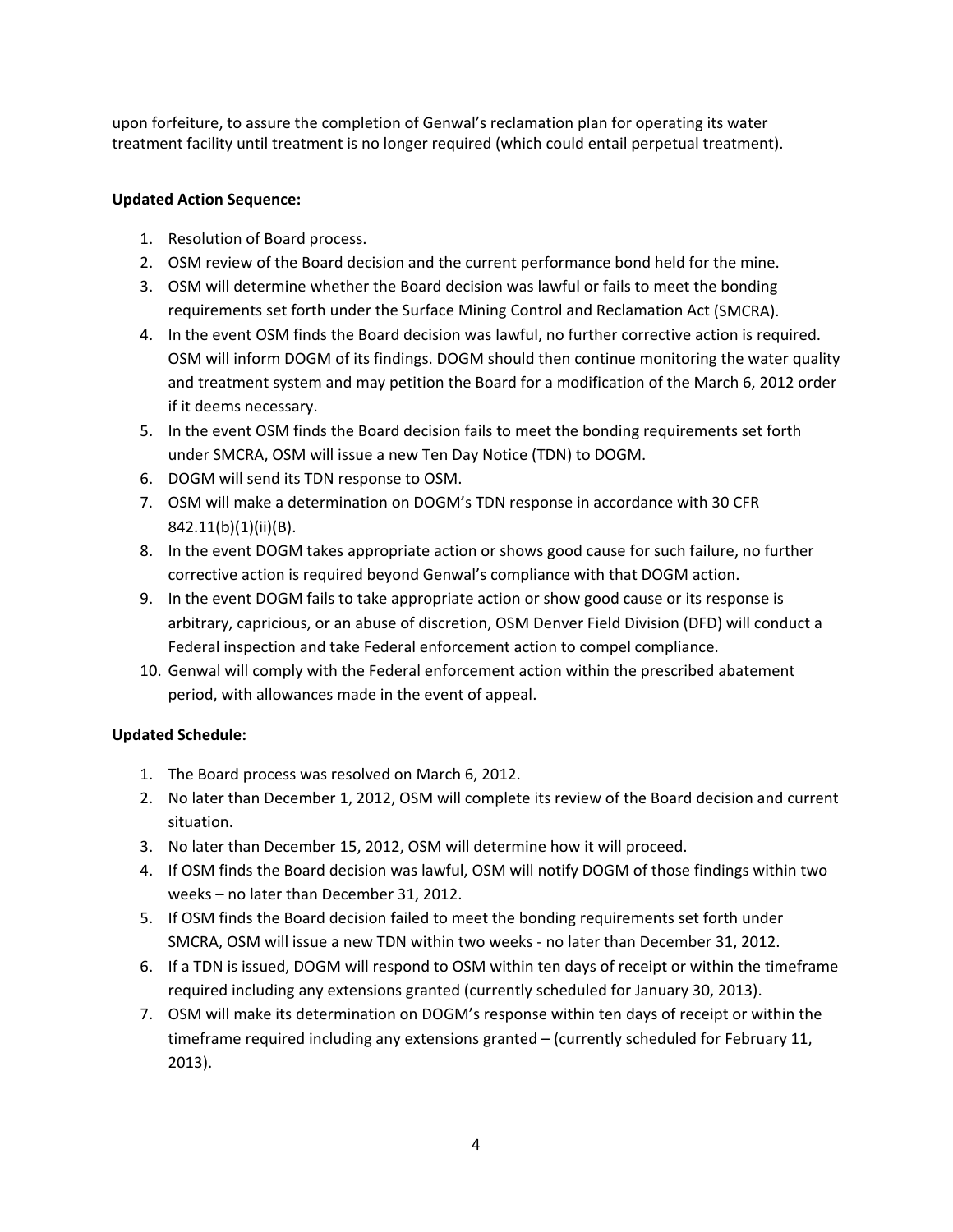upon forfeiture, to assure the completion of Genwal's reclamation plan for operating its water treatment facility until treatment is no longer required (which could entail perpetual treatment).

**Updated Action Sequence:**

1. Resolution of Board process.
2. OSM review of the Board decision and the current performance bond held for the mine.
3. OSM will determine whether the Board decision was lawful or fails to meet the bonding requirements set forth under the Surface Mining Control and Reclamation Act (SMCRA).
4. In the event OSM finds the Board decision was lawful, no further corrective action is required. OSM will inform DOGM of its findings. DOGM should then continue monitoring the water quality and treatment system and may petition the Board for a modification of the March 6, 2012 order if it deems necessary.
5. In the event OSM finds the Board decision fails to meet the bonding requirements set forth under SMCRA, OSM will issue a new Ten Day Notice (TDN) to DOGM.
6. DOGM will send its TDN response to OSM.
7. OSM will make a determination on DOGM's TDN response in accordance with 30 CFR 842.11(b)(1)(ii)(B).
8. In the event DOGM takes appropriate action or shows good cause for such failure, no further corrective action is required beyond Genwal's compliance with that DOGM action.
9. In the event DOGM fails to take appropriate action or show good cause or its response is arbitrary, capricious, or an abuse of discretion, OSM Denver Field Division (DFD) will conduct a Federal inspection and take Federal enforcement action to compel compliance.
10. Genwal will comply with the Federal enforcement action within the prescribed abatement period, with allowances made in the event of appeal.

**Updated Schedule:**

1. The Board process was resolved on March 6, 2012.
2. No later than December 1, 2012, OSM will complete its review of the Board decision and current situation.
3. No later than December 15, 2012, OSM will determine how it will proceed.
4. If OSM finds the Board decision was lawful, OSM will notify DOGM of those findings within two weeks – no later than December 31, 2012.
5. If OSM finds the Board decision failed to meet the bonding requirements set forth under SMCRA, OSM will issue a new TDN within two weeks - no later than December 31, 2012.
6. If a TDN is issued, DOGM will respond to OSM within ten days of receipt or within the timeframe required including any extensions granted (currently scheduled for January 30, 2013).
7. OSM will make its determination on DOGM's response within ten days of receipt or within the timeframe required including any extensions granted – (currently scheduled for February 11, 2013).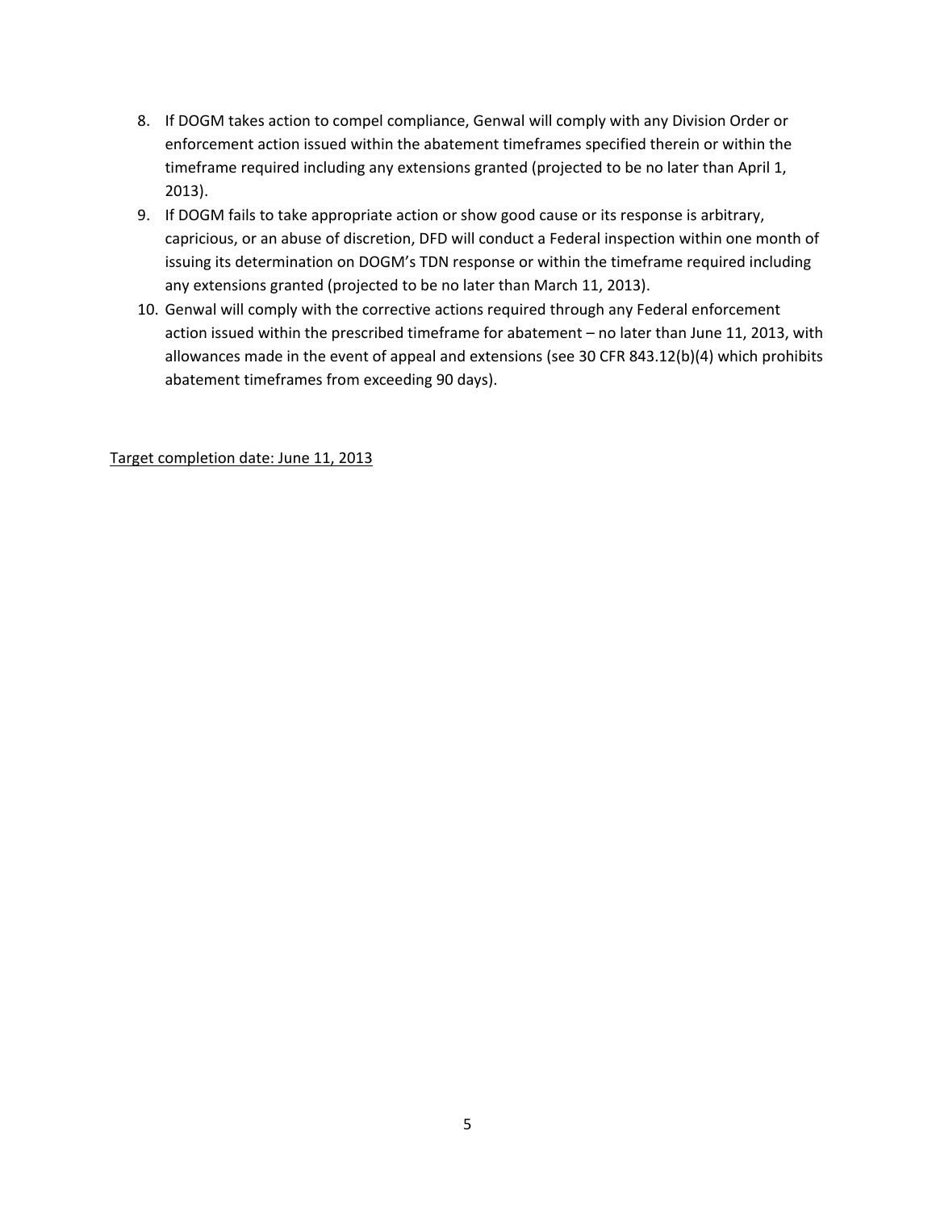8. If DOGM takes action to compel compliance, Genwal will comply with any Division Order or enforcement action issued within the abatement timeframes specified therein or within the timeframe required including any extensions granted (projected to be no later than April 1, 2013).
9. If DOGM fails to take appropriate action or show good cause or its response is arbitrary, capricious, or an abuse of discretion, DFD will conduct a Federal inspection within one month of issuing its determination on DOGM's TDN response or within the timeframe required including any extensions granted (projected to be no later than March 11, 2013).
10. Genwal will comply with the corrective actions required through any Federal enforcement action issued within the prescribed timeframe for abatement – no later than June 11, 2013, with allowances made in the event of appeal and extensions (see 30 CFR 843.12(b)(4) which prohibits abatement timeframes from exceeding 90 days).

<u>Target completion date: June 11, 2013</u>